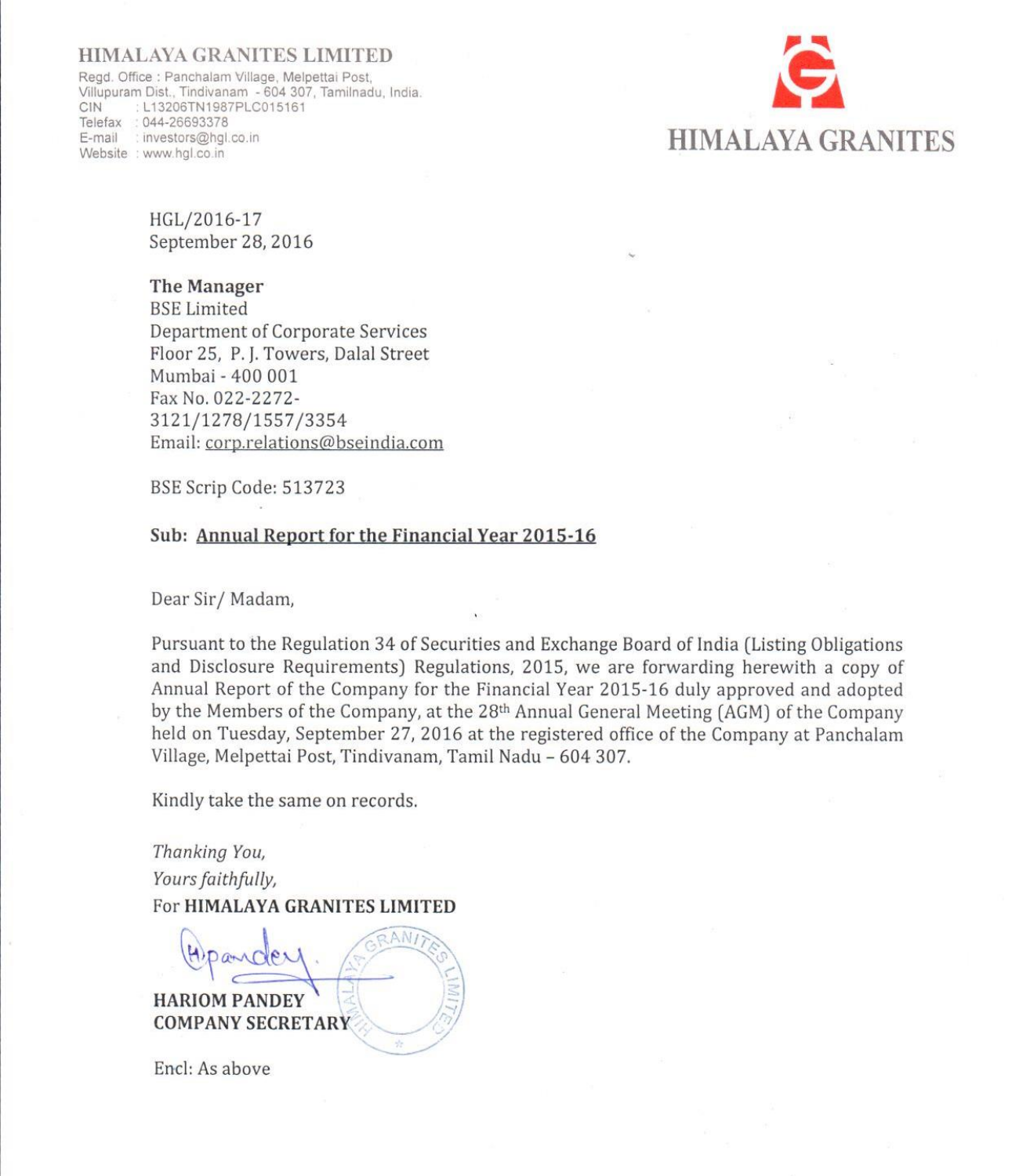**HIMALAYA GRANITES LIMITED**

Regd. Office : Panchalam Village, Melpettai Post,
Villupuram Dist., Tindivanam - 604 307, Tamilnadu, India.
CIN : L13206TN1987PLC015161
Telefax : 044-26693378
E-mail : investors@hgl.co.in
Website : www.hgl.co.in

**HIMALAYA GRANITES**

HGL/2016-17
September 28, 2016

**The Manager**
BSE Limited
Department of Corporate Services
Floor 25, P. J. Towers, Dalal Street
Mumbai - 400 001
Fax No. 022-2272-3121/1278/1557/3354
Email: corp.relations@bseindia.com

BSE Scrip Code: 513723

**Sub: Annual Report for the Financial Year 2015-16**

Dear Sir/ Madam,

Pursuant to the Regulation 34 of Securities and Exchange Board of India (Listing Obligations and Disclosure Requirements) Regulations, 2015, we are forwarding herewith a copy of Annual Report of the Company for the Financial Year 2015-16 duly approved and adopted by the Members of the Company, at the 28th Annual General Meeting (AGM) of the Company held on Tuesday, September 27, 2016 at the registered office of the Company at Panchalam Village, Melpettai Post, Tindivanam, Tamil Nadu – 604 307.

Kindly take the same on records.

*Thanking You,*
*Yours faithfully,*
For **HIMALAYA GRANITES LIMITED**

**HARIOM PANDEY**
**COMPANY SECRETARY**

Encl: As above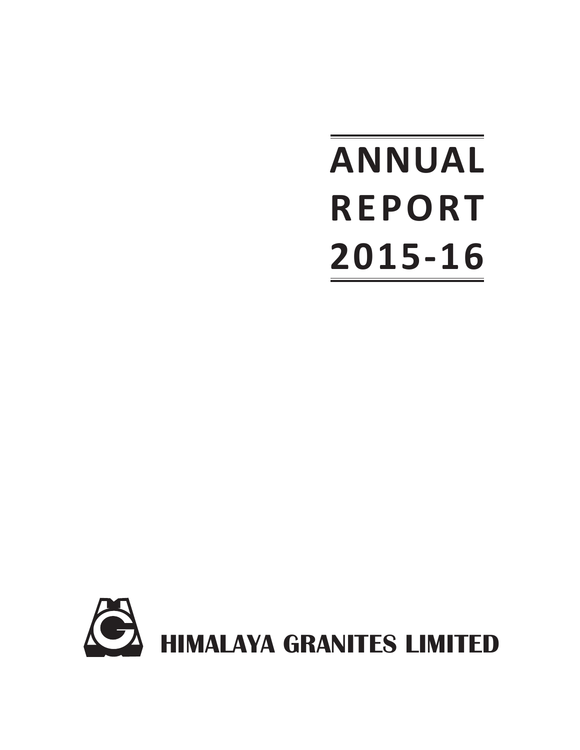# ANNUAL REPORT 2015-16

**HIMALAYA GRANITES LIMITED**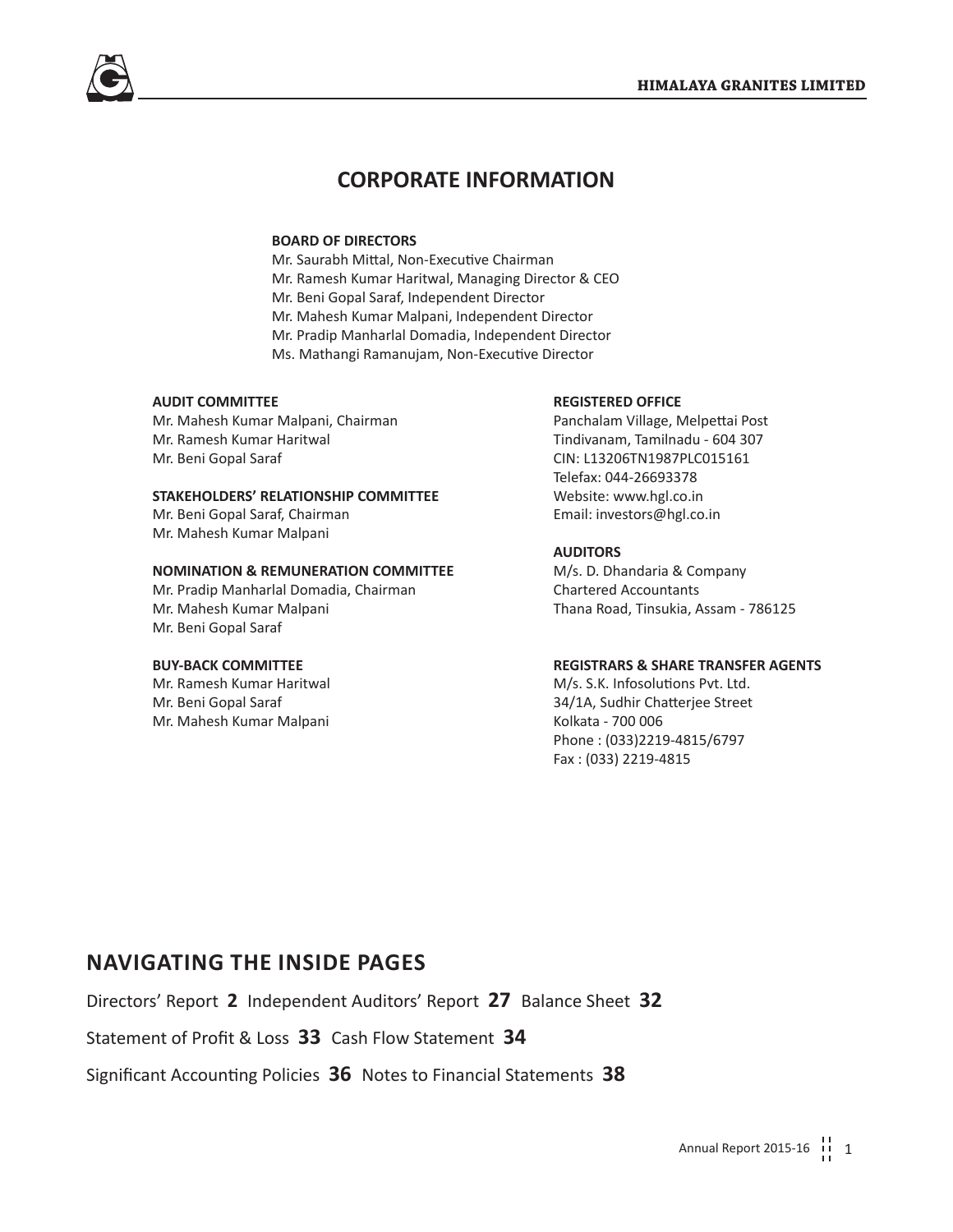# CORPORATE INFORMATION

**BOARD OF DIRECTORS**

Mr. Saurabh Mittal, Non-Executive Chairman
Mr. Ramesh Kumar Haritwal, Managing Director & CEO
Mr. Beni Gopal Saraf, Independent Director
Mr. Mahesh Kumar Malpani, Independent Director
Mr. Pradip Manharlal Domadia, Independent Director
Ms. Mathangi Ramanujam, Non-Executive Director

**AUDIT COMMITTEE**

Mr. Mahesh Kumar Malpani, Chairman
Mr. Ramesh Kumar Haritwal
Mr. Beni Gopal Saraf

**STAKEHOLDERS' RELATIONSHIP COMMITTEE**

Mr. Beni Gopal Saraf, Chairman
Mr. Mahesh Kumar Malpani

**NOMINATION & REMUNERATION COMMITTEE**

Mr. Pradip Manharlal Domadia, Chairman
Mr. Mahesh Kumar Malpani
Mr. Beni Gopal Saraf

**BUY-BACK COMMITTEE**

Mr. Ramesh Kumar Haritwal
Mr. Beni Gopal Saraf
Mr. Mahesh Kumar Malpani

**REGISTERED OFFICE**

Panchalam Village, Melpettai Post
Tindivanam, Tamilnadu - 604 307
CIN: L13206TN1987PLC015161
Telefax: 044-26693378
Website: www.hgl.co.in
Email: investors@hgl.co.in

**AUDITORS**

M/s. D. Dhandaria & Company
Chartered Accountants
Thana Road, Tinsukia, Assam - 786125

**REGISTRARS & SHARE TRANSFER AGENTS**

M/s. S.K. Infosolutions Pvt. Ltd.
34/1A, Sudhir Chatterjee Street
Kolkata - 700 006
Phone : (033)2219-4815/6797
Fax : (033) 2219-4815

## NAVIGATING THE INSIDE PAGES

Directors' Report **2** Independent Auditors' Report **27** Balance Sheet **32**

Statement of Profit & Loss **33** Cash Flow Statement **34**

Significant Accounting Policies **36** Notes to Financial Statements **38**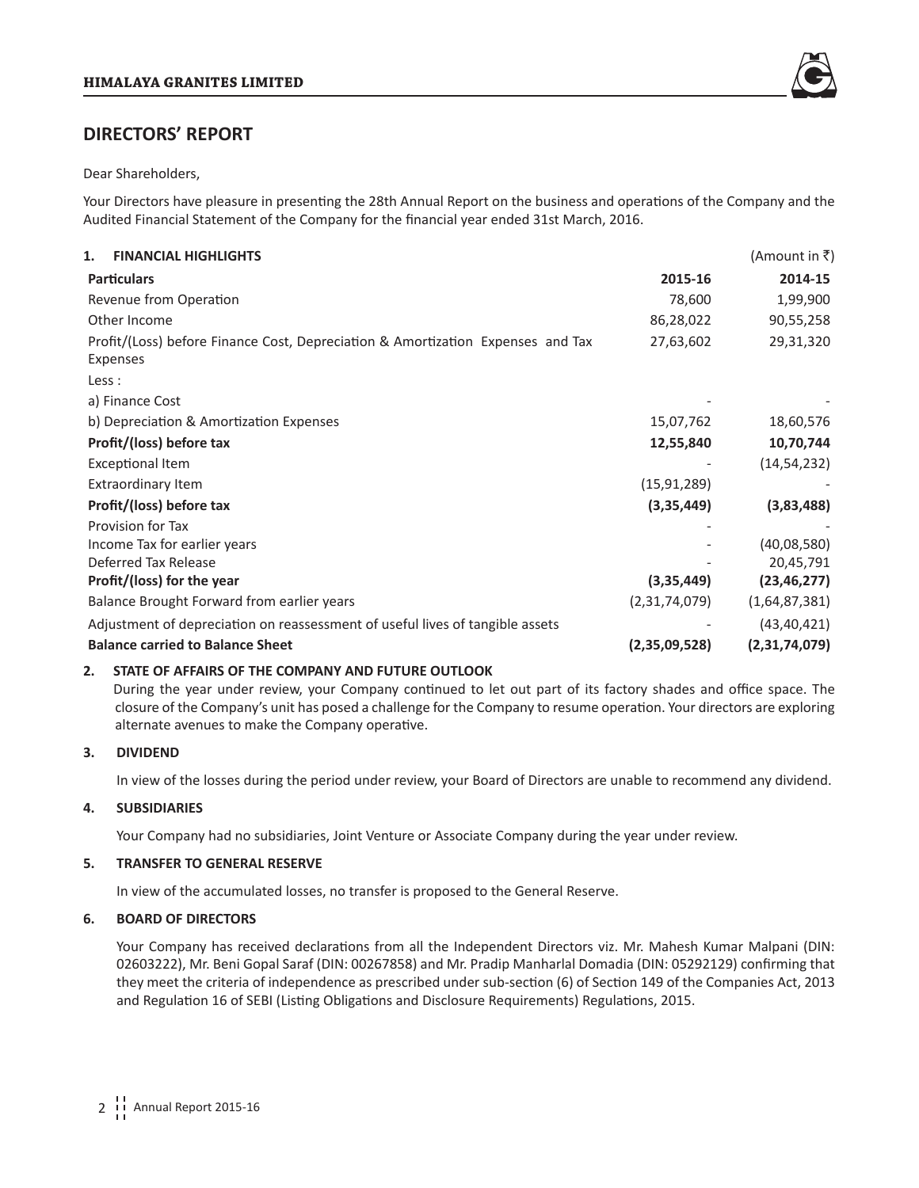# DIRECTORS' REPORT

Dear Shareholders,

Your Directors have pleasure in presenting the 28th Annual Report on the business and operations of the Company and the Audited Financial Statement of the Company for the financial year ended 31st March, 2016.

## 1. FINANCIAL HIGHLIGHTS

(Amount in ₹)

| **Particulars** | **2015-16** | **2014-15** |
|---|---|---|
| Revenue from Operation | 78,600 | 1,99,900 |
| Other Income | 86,28,022 | 90,55,258 |
| Profit/(Loss) before Finance Cost, Depreciation & Amortization Expenses and Tax Expenses | 27,63,602 | 29,31,320 |
| Less : | | |
| a) Finance Cost | - | - |
| b) Depreciation & Amortization Expenses | 15,07,762 | 18,60,576 |
| **Profit/(loss) before tax** | **12,55,840** | **10,70,744** |
| Exceptional Item | - | (14,54,232) |
| Extraordinary Item | (15,91,289) | - |
| **Profit/(loss) before tax** | **(3,35,449)** | **(3,83,488)** |
| Provision for Tax | - | - |
| Income Tax for earlier years | - | (40,08,580) |
| Deferred Tax Release | - | 20,45,791 |
| **Profit/(loss) for the year** | **(3,35,449)** | **(23,46,277)** |
| Balance Brought Forward from earlier years | (2,31,74,079) | (1,64,87,381) |
| Adjustment of depreciation on reassessment of useful lives of tangible assets | - | (43,40,421) |
| **Balance carried to Balance Sheet** | **(2,35,09,528)** | **(2,31,74,079)** |

## 2. STATE OF AFFAIRS OF THE COMPANY AND FUTURE OUTLOOK

During the year under review, your Company continued to let out part of its factory shades and office space. The closure of the Company's unit has posed a challenge for the Company to resume operation. Your directors are exploring alternate avenues to make the Company operative.

## 3. DIVIDEND

In view of the losses during the period under review, your Board of Directors are unable to recommend any dividend.

## 4. SUBSIDIARIES

Your Company had no subsidiaries, Joint Venture or Associate Company during the year under review.

## 5. TRANSFER TO GENERAL RESERVE

In view of the accumulated losses, no transfer is proposed to the General Reserve.

## 6. BOARD OF DIRECTORS

Your Company has received declarations from all the Independent Directors viz. Mr. Mahesh Kumar Malpani (DIN: 02603222), Mr. Beni Gopal Saraf (DIN: 00267858) and Mr. Pradip Manharlal Domadia (DIN: 05292129) confirming that they meet the criteria of independence as prescribed under sub-section (6) of Section 149 of the Companies Act, 2013 and Regulation 16 of SEBI (Listing Obligations and Disclosure Requirements) Regulations, 2015.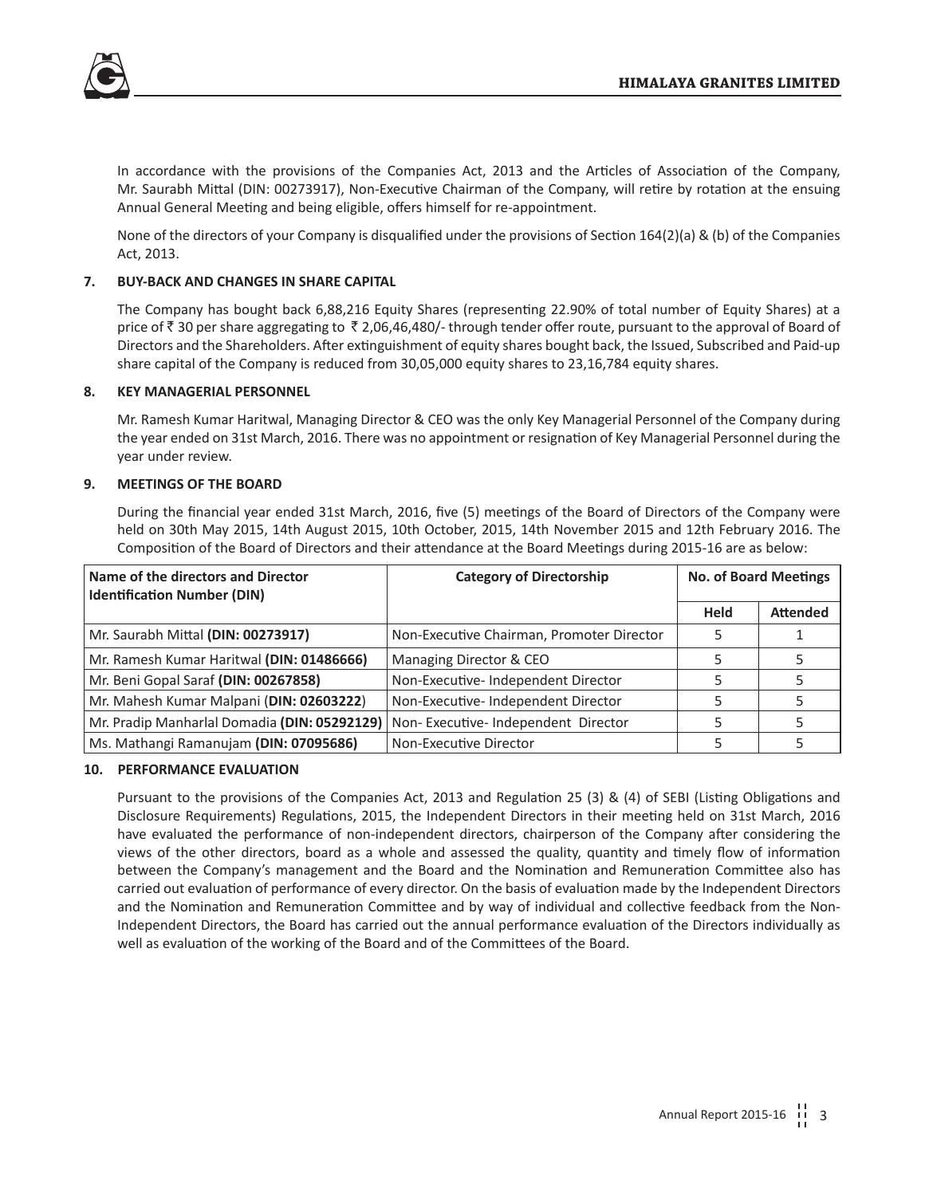In accordance with the provisions of the Companies Act, 2013 and the Articles of Association of the Company, Mr. Saurabh Mittal (DIN: 00273917), Non-Executive Chairman of the Company, will retire by rotation at the ensuing Annual General Meeting and being eligible, offers himself for re-appointment.

None of the directors of your Company is disqualified under the provisions of Section 164(2)(a) & (b) of the Companies Act, 2013.

**7. BUY-BACK AND CHANGES IN SHARE CAPITAL**

The Company has bought back 6,88,216 Equity Shares (representing 22.90% of total number of Equity Shares) at a price of ₹ 30 per share aggregating to ₹ 2,06,46,480/- through tender offer route, pursuant to the approval of Board of Directors and the Shareholders. After extinguishment of equity shares bought back, the Issued, Subscribed and Paid-up share capital of the Company is reduced from 30,05,000 equity shares to 23,16,784 equity shares.

**8. KEY MANAGERIAL PERSONNEL**

Mr. Ramesh Kumar Haritwal, Managing Director & CEO was the only Key Managerial Personnel of the Company during the year ended on 31st March, 2016. There was no appointment or resignation of Key Managerial Personnel during the year under review.

**9. MEETINGS OF THE BOARD**

During the financial year ended 31st March, 2016, five (5) meetings of the Board of Directors of the Company were held on 30th May 2015, 14th August 2015, 10th October, 2015, 14th November 2015 and 12th February 2016. The Composition of the Board of Directors and their attendance at the Board Meetings during 2015-16 are as below:

| Name of the directors and Director Identification Number (DIN) | Category of Directorship | No. of Board Meetings | |
|---|---|---|---|
| | | Held | Attended |
| Mr. Saurabh Mittal **(DIN: 00273917)** | Non-Executive Chairman, Promoter Director | 5 | 1 |
| Mr. Ramesh Kumar Haritwal **(DIN: 01486666)** | Managing Director & CEO | 5 | 5 |
| Mr. Beni Gopal Saraf **(DIN: 00267858)** | Non-Executive- Independent Director | 5 | 5 |
| Mr. Mahesh Kumar Malpani (**DIN: 02603222**) | Non-Executive- Independent Director | 5 | 5 |
| Mr. Pradip Manharlal Domadia **(DIN: 05292129)** | Non- Executive- Independent Director | 5 | 5 |
| Ms. Mathangi Ramanujam **(DIN: 07095686)** | Non-Executive Director | 5 | 5 |

**10. PERFORMANCE EVALUATION**

Pursuant to the provisions of the Companies Act, 2013 and Regulation 25 (3) & (4) of SEBI (Listing Obligations and Disclosure Requirements) Regulations, 2015, the Independent Directors in their meeting held on 31st March, 2016 have evaluated the performance of non-independent directors, chairperson of the Company after considering the views of the other directors, board as a whole and assessed the quality, quantity and timely flow of information between the Company's management and the Board and the Nomination and Remuneration Committee also has carried out evaluation of performance of every director. On the basis of evaluation made by the Independent Directors and the Nomination and Remuneration Committee and by way of individual and collective feedback from the Non-Independent Directors, the Board has carried out the annual performance evaluation of the Directors individually as well as evaluation of the working of the Board and of the Committees of the Board.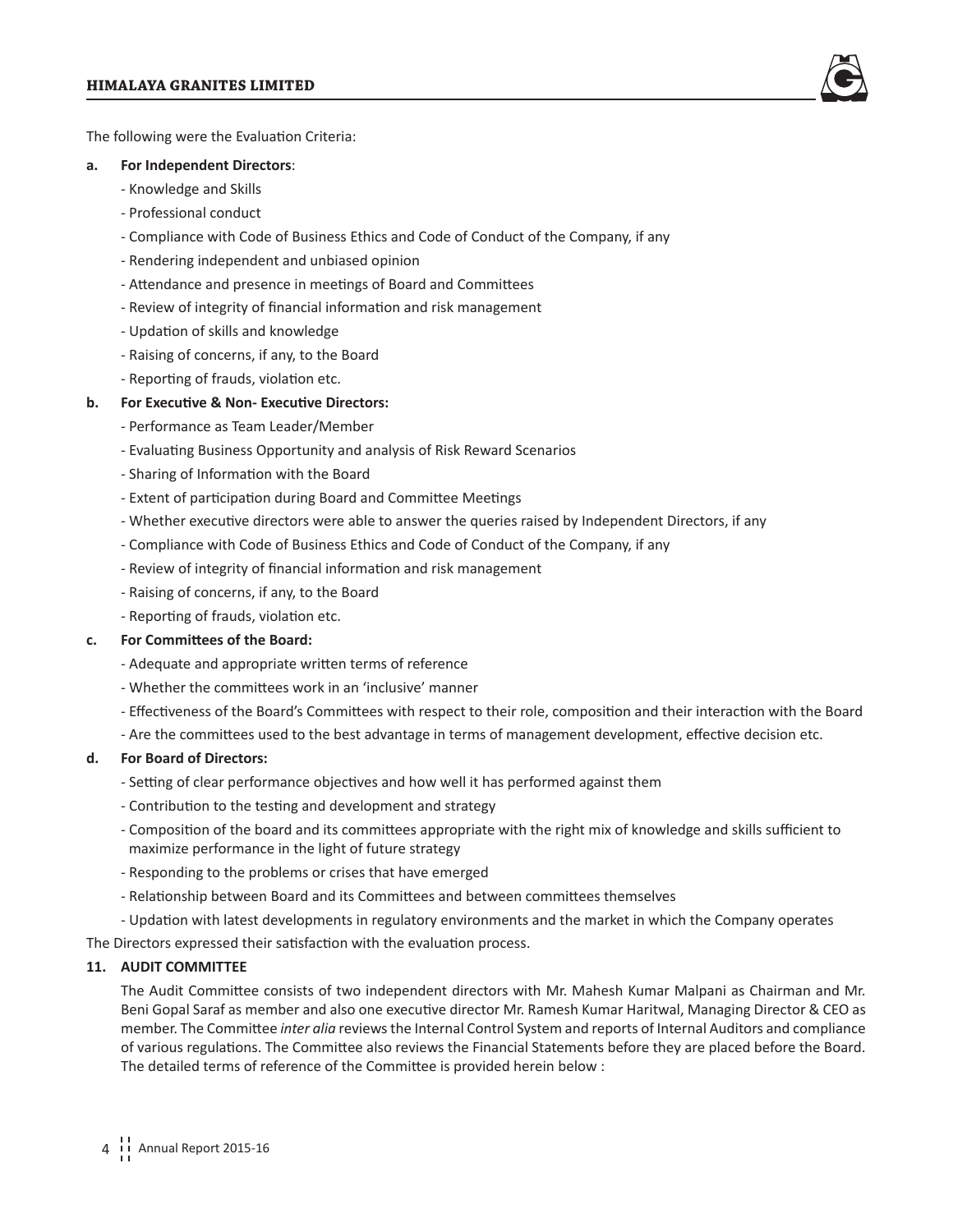The following were the Evaluation Criteria:

**a. For Independent Directors**:

- Knowledge and Skills
- Professional conduct
- Compliance with Code of Business Ethics and Code of Conduct of the Company, if any
- Rendering independent and unbiased opinion
- Attendance and presence in meetings of Board and Committees
- Review of integrity of financial information and risk management
- Updation of skills and knowledge
- Raising of concerns, if any, to the Board
- Reporting of frauds, violation etc.

**b. For Executive & Non- Executive Directors:**

- Performance as Team Leader/Member
- Evaluating Business Opportunity and analysis of Risk Reward Scenarios
- Sharing of Information with the Board
- Extent of participation during Board and Committee Meetings
- Whether executive directors were able to answer the queries raised by Independent Directors, if any
- Compliance with Code of Business Ethics and Code of Conduct of the Company, if any
- Review of integrity of financial information and risk management
- Raising of concerns, if any, to the Board
- Reporting of frauds, violation etc.

**c. For Committees of the Board:**

- Adequate and appropriate written terms of reference
- Whether the committees work in an 'inclusive' manner
- Effectiveness of the Board's Committees with respect to their role, composition and their interaction with the Board
- Are the committees used to the best advantage in terms of management development, effective decision etc.

**d. For Board of Directors:**

- Setting of clear performance objectives and how well it has performed against them
- Contribution to the testing and development and strategy
- Composition of the board and its committees appropriate with the right mix of knowledge and skills sufficient to maximize performance in the light of future strategy
- Responding to the problems or crises that have emerged
- Relationship between Board and its Committees and between committees themselves
- Updation with latest developments in regulatory environments and the market in which the Company operates

The Directors expressed their satisfaction with the evaluation process.

**11. AUDIT COMMITTEE**

The Audit Committee consists of two independent directors with Mr. Mahesh Kumar Malpani as Chairman and Mr. Beni Gopal Saraf as member and also one executive director Mr. Ramesh Kumar Haritwal, Managing Director & CEO as member. The Committee *inter alia* reviews the Internal Control System and reports of Internal Auditors and compliance of various regulations. The Committee also reviews the Financial Statements before they are placed before the Board. The detailed terms of reference of the Committee is provided herein below :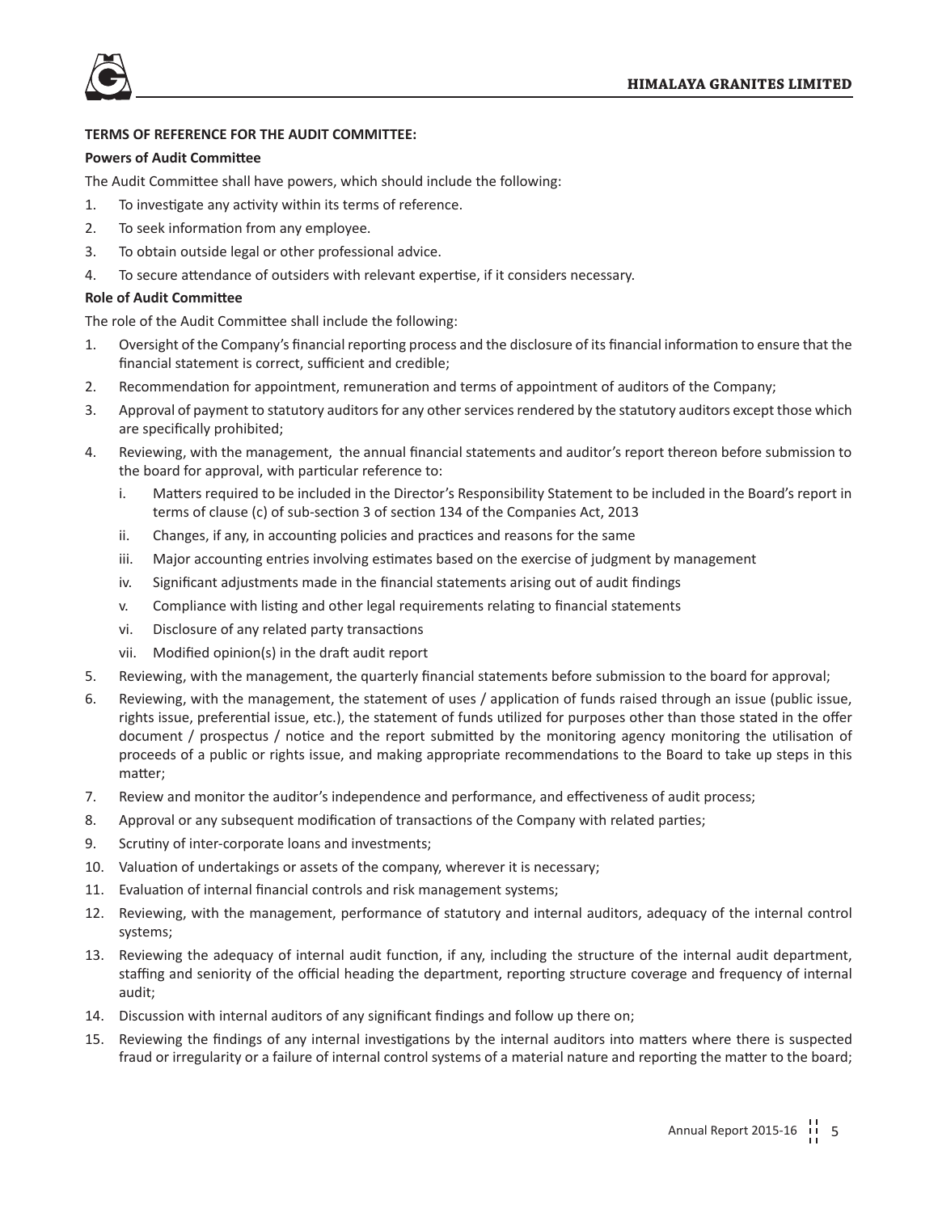**TERMS OF REFERENCE FOR THE AUDIT COMMITTEE:**

**Powers of Audit Committee**

The Audit Committee shall have powers, which should include the following:

1. To investigate any activity within its terms of reference.
2. To seek information from any employee.
3. To obtain outside legal or other professional advice.
4. To secure attendance of outsiders with relevant expertise, if it considers necessary.

**Role of Audit Committee**

The role of the Audit Committee shall include the following:

1. Oversight of the Company's financial reporting process and the disclosure of its financial information to ensure that the financial statement is correct, sufficient and credible;
2. Recommendation for appointment, remuneration and terms of appointment of auditors of the Company;
3. Approval of payment to statutory auditors for any other services rendered by the statutory auditors except those which are specifically prohibited;
4. Reviewing, with the management, the annual financial statements and auditor's report thereon before submission to the board for approval, with particular reference to:
   i. Matters required to be included in the Director's Responsibility Statement to be included in the Board's report in terms of clause (c) of sub-section 3 of section 134 of the Companies Act, 2013
   ii. Changes, if any, in accounting policies and practices and reasons for the same
   iii. Major accounting entries involving estimates based on the exercise of judgment by management
   iv. Significant adjustments made in the financial statements arising out of audit findings
   v. Compliance with listing and other legal requirements relating to financial statements
   vi. Disclosure of any related party transactions
   vii. Modified opinion(s) in the draft audit report
5. Reviewing, with the management, the quarterly financial statements before submission to the board for approval;
6. Reviewing, with the management, the statement of uses / application of funds raised through an issue (public issue, rights issue, preferential issue, etc.), the statement of funds utilized for purposes other than those stated in the offer document / prospectus / notice and the report submitted by the monitoring agency monitoring the utilisation of proceeds of a public or rights issue, and making appropriate recommendations to the Board to take up steps in this matter;
7. Review and monitor the auditor's independence and performance, and effectiveness of audit process;
8. Approval or any subsequent modification of transactions of the Company with related parties;
9. Scrutiny of inter-corporate loans and investments;
10. Valuation of undertakings or assets of the company, wherever it is necessary;
11. Evaluation of internal financial controls and risk management systems;
12. Reviewing, with the management, performance of statutory and internal auditors, adequacy of the internal control systems;
13. Reviewing the adequacy of internal audit function, if any, including the structure of the internal audit department, staffing and seniority of the official heading the department, reporting structure coverage and frequency of internal audit;
14. Discussion with internal auditors of any significant findings and follow up there on;
15. Reviewing the findings of any internal investigations by the internal auditors into matters where there is suspected fraud or irregularity or a failure of internal control systems of a material nature and reporting the matter to the board;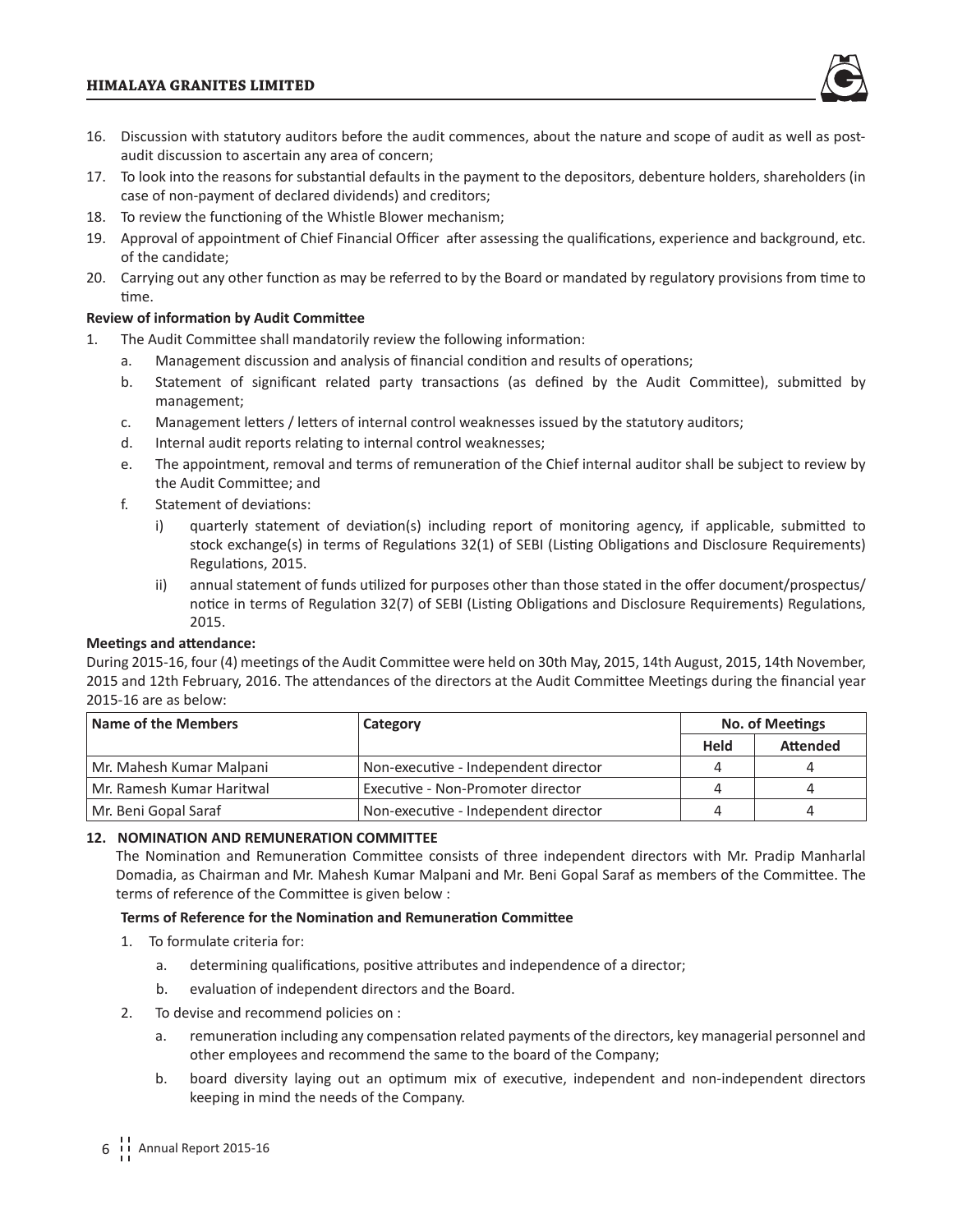16. Discussion with statutory auditors before the audit commences, about the nature and scope of audit as well as post-audit discussion to ascertain any area of concern;
17. To look into the reasons for substantial defaults in the payment to the depositors, debenture holders, shareholders (in case of non-payment of declared dividends) and creditors;
18. To review the functioning of the Whistle Blower mechanism;
19. Approval of appointment of Chief Financial Officer after assessing the qualifications, experience and background, etc. of the candidate;
20. Carrying out any other function as may be referred to by the Board or mandated by regulatory provisions from time to time.

**Review of information by Audit Committee**

1. The Audit Committee shall mandatorily review the following information:
   a. Management discussion and analysis of financial condition and results of operations;
   b. Statement of significant related party transactions (as defined by the Audit Committee), submitted by management;
   c. Management letters / letters of internal control weaknesses issued by the statutory auditors;
   d. Internal audit reports relating to internal control weaknesses;
   e. The appointment, removal and terms of remuneration of the Chief internal auditor shall be subject to review by the Audit Committee; and
   f. Statement of deviations:
      i) quarterly statement of deviation(s) including report of monitoring agency, if applicable, submitted to stock exchange(s) in terms of Regulations 32(1) of SEBI (Listing Obligations and Disclosure Requirements) Regulations, 2015.
      ii) annual statement of funds utilized for purposes other than those stated in the offer document/prospectus/ notice in terms of Regulation 32(7) of SEBI (Listing Obligations and Disclosure Requirements) Regulations, 2015.

**Meetings and attendance:**

During 2015-16, four (4) meetings of the Audit Committee were held on 30th May, 2015, 14th August, 2015, 14th November, 2015 and 12th February, 2016. The attendances of the directors at the Audit Committee Meetings during the financial year 2015-16 are as below:

| Name of the Members | Category | No. of Meetings | |
|---|---|---|---|
| | | Held | Attended |
| Mr. Mahesh Kumar Malpani | Non-executive - Independent director | 4 | 4 |
| Mr. Ramesh Kumar Haritwal | Executive - Non-Promoter director | 4 | 4 |
| Mr. Beni Gopal Saraf | Non-executive - Independent director | 4 | 4 |

## 12. NOMINATION AND REMUNERATION COMMITTEE

The Nomination and Remuneration Committee consists of three independent directors with Mr. Pradip Manharlal Domadia, as Chairman and Mr. Mahesh Kumar Malpani and Mr. Beni Gopal Saraf as members of the Committee. The terms of reference of the Committee is given below :

**Terms of Reference for the Nomination and Remuneration Committee**

1. To formulate criteria for:
   a. determining qualifications, positive attributes and independence of a director;
   b. evaluation of independent directors and the Board.
2. To devise and recommend policies on :
   a. remuneration including any compensation related payments of the directors, key managerial personnel and other employees and recommend the same to the board of the Company;
   b. board diversity laying out an optimum mix of executive, independent and non-independent directors keeping in mind the needs of the Company.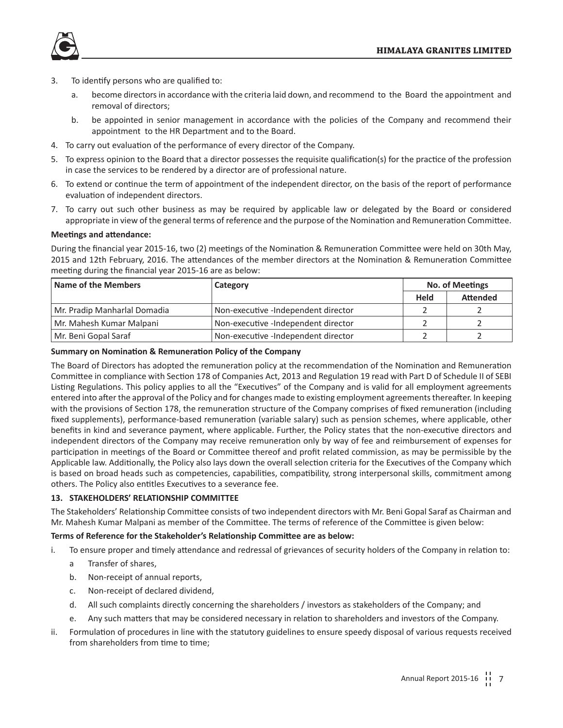3. To identify persons who are qualified to:

   a. become directors in accordance with the criteria laid down, and recommend to the Board the appointment and removal of directors;

   b. be appointed in senior management in accordance with the policies of the Company and recommend their appointment to the HR Department and to the Board.

4. To carry out evaluation of the performance of every director of the Company.
5. To express opinion to the Board that a director possesses the requisite qualification(s) for the practice of the profession in case the services to be rendered by a director are of professional nature.
6. To extend or continue the term of appointment of the independent director, on the basis of the report of performance evaluation of independent directors.
7. To carry out such other business as may be required by applicable law or delegated by the Board or considered appropriate in view of the general terms of reference and the purpose of the Nomination and Remuneration Committee.

**Meetings and attendance:**

During the financial year 2015-16, two (2) meetings of the Nomination & Remuneration Committee were held on 30th May, 2015 and 12th February, 2016. The attendances of the member directors at the Nomination & Remuneration Committee meeting during the financial year 2015-16 are as below:

| Name of the Members | Category | No. of Meetings | |
|---|---|---|---|
| | | Held | Attended |
| Mr. Pradip Manharlal Domadia | Non-executive -Independent director | 2 | 2 |
| Mr. Mahesh Kumar Malpani | Non-executive -Independent director | 2 | 2 |
| Mr. Beni Gopal Saraf | Non-executive -Independent director | 2 | 2 |

**Summary on Nomination & Remuneration Policy of the Company**

The Board of Directors has adopted the remuneration policy at the recommendation of the Nomination and Remuneration Committee in compliance with Section 178 of Companies Act, 2013 and Regulation 19 read with Part D of Schedule II of SEBI Listing Regulations. This policy applies to all the "Executives" of the Company and is valid for all employment agreements entered into after the approval of the Policy and for changes made to existing employment agreements thereafter. In keeping with the provisions of Section 178, the remuneration structure of the Company comprises of fixed remuneration (including fixed supplements), performance-based remuneration (variable salary) such as pension schemes, where applicable, other benefits in kind and severance payment, where applicable. Further, the Policy states that the non-executive directors and independent directors of the Company may receive remuneration only by way of fee and reimbursement of expenses for participation in meetings of the Board or Committee thereof and profit related commission, as may be permissible by the Applicable law. Additionally, the Policy also lays down the overall selection criteria for the Executives of the Company which is based on broad heads such as competencies, capabilities, compatibility, strong interpersonal skills, commitment among others. The Policy also entitles Executives to a severance fee.

## 13. STAKEHOLDERS' RELATIONSHIP COMMITTEE

The Stakeholders' Relationship Committee consists of two independent directors with Mr. Beni Gopal Saraf as Chairman and Mr. Mahesh Kumar Malpani as member of the Committee. The terms of reference of the Committee is given below:

**Terms of Reference for the Stakeholder's Relationship Committee are as below:**

i. To ensure proper and timely attendance and redressal of grievances of security holders of the Company in relation to:

   a Transfer of shares,

   b. Non-receipt of annual reports,

   c. Non-receipt of declared dividend,

   d. All such complaints directly concerning the shareholders / investors as stakeholders of the Company; and

   e. Any such matters that may be considered necessary in relation to shareholders and investors of the Company.

ii. Formulation of procedures in line with the statutory guidelines to ensure speedy disposal of various requests received from shareholders from time to time;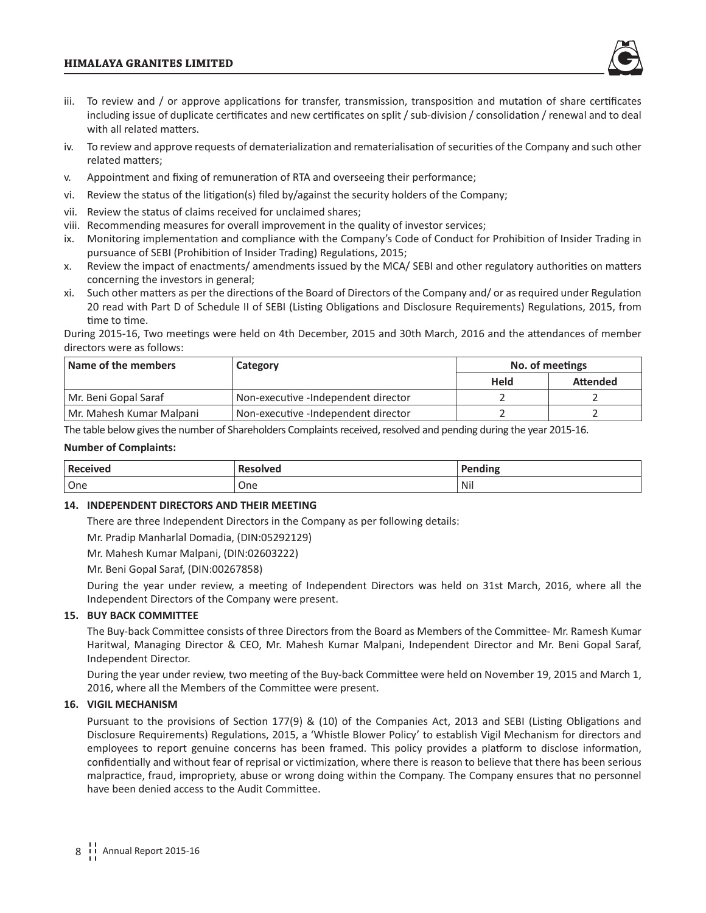iii. To review and / or approve applications for transfer, transmission, transposition and mutation of share certificates including issue of duplicate certificates and new certificates on split / sub-division / consolidation / renewal and to deal with all related matters.

iv. To review and approve requests of dematerialization and rematerialisation of securities of the Company and such other related matters;

v. Appointment and fixing of remuneration of RTA and overseeing their performance;

vi. Review the status of the litigation(s) filed by/against the security holders of the Company;

vii. Review the status of claims received for unclaimed shares;

viii. Recommending measures for overall improvement in the quality of investor services;

ix. Monitoring implementation and compliance with the Company's Code of Conduct for Prohibition of Insider Trading in pursuance of SEBI (Prohibition of Insider Trading) Regulations, 2015;

x. Review the impact of enactments/ amendments issued by the MCA/ SEBI and other regulatory authorities on matters concerning the investors in general;

xi. Such other matters as per the directions of the Board of Directors of the Company and/ or as required under Regulation 20 read with Part D of Schedule II of SEBI (Listing Obligations and Disclosure Requirements) Regulations, 2015, from time to time.

During 2015-16, Two meetings were held on 4th December, 2015 and 30th March, 2016 and the attendances of member directors were as follows:

| Name of the members | Category | No. of meetings | |
|---|---|---|---|
| | | Held | Attended |
| Mr. Beni Gopal Saraf | Non-executive -Independent director | 2 | 2 |
| Mr. Mahesh Kumar Malpani | Non-executive -Independent director | 2 | 2 |

The table below gives the number of Shareholders Complaints received, resolved and pending during the year 2015-16.

**Number of Complaints:**

| Received | Resolved | Pending |
|---|---|---|
| One | One | Nil |

**14. INDEPENDENT DIRECTORS AND THEIR MEETING**

There are three Independent Directors in the Company as per following details:

Mr. Pradip Manharlal Domadia, (DIN:05292129)

Mr. Mahesh Kumar Malpani, (DIN:02603222)

Mr. Beni Gopal Saraf, (DIN:00267858)

During the year under review, a meeting of Independent Directors was held on 31st March, 2016, where all the Independent Directors of the Company were present.

**15. BUY BACK COMMITTEE**

The Buy-back Committee consists of three Directors from the Board as Members of the Committee- Mr. Ramesh Kumar Haritwal, Managing Director & CEO, Mr. Mahesh Kumar Malpani, Independent Director and Mr. Beni Gopal Saraf, Independent Director.

During the year under review, two meeting of the Buy-back Committee were held on November 19, 2015 and March 1, 2016, where all the Members of the Committee were present.

**16. VIGIL MECHANISM**

Pursuant to the provisions of Section 177(9) & (10) of the Companies Act, 2013 and SEBI (Listing Obligations and Disclosure Requirements) Regulations, 2015, a 'Whistle Blower Policy' to establish Vigil Mechanism for directors and employees to report genuine concerns has been framed. This policy provides a platform to disclose information, confidentially and without fear of reprisal or victimization, where there is reason to believe that there has been serious malpractice, fraud, impropriety, abuse or wrong doing within the Company. The Company ensures that no personnel have been denied access to the Audit Committee.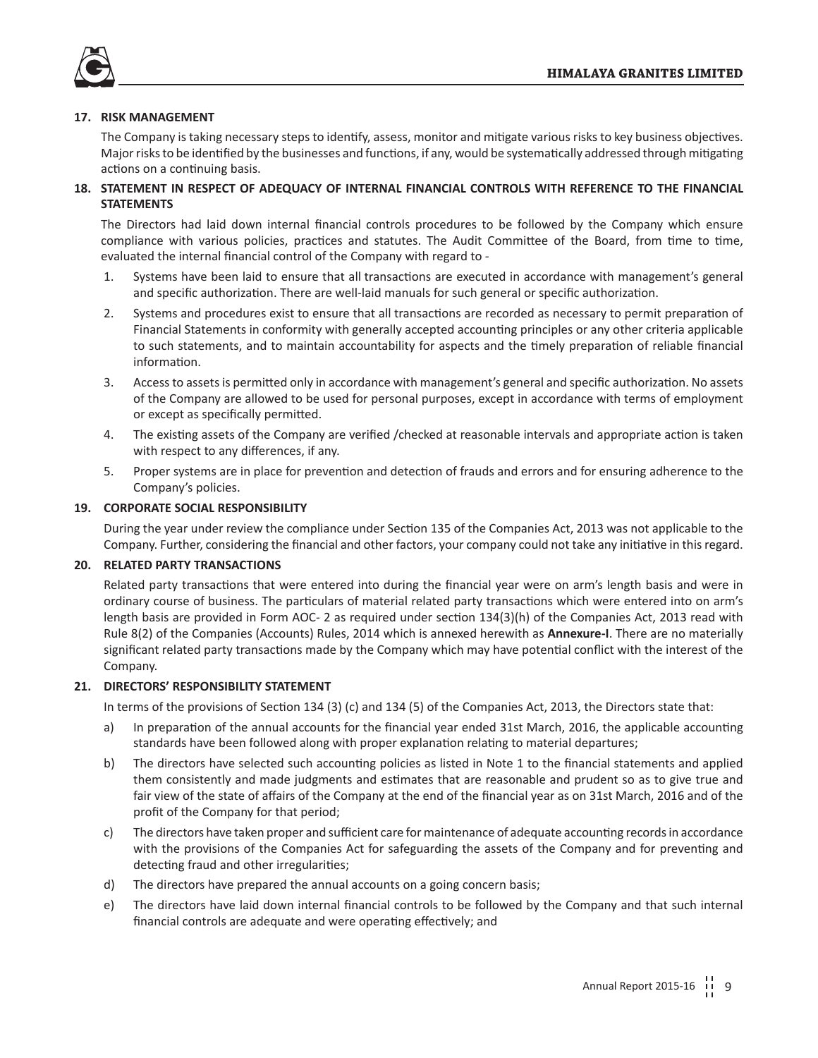## 17. RISK MANAGEMENT

The Company is taking necessary steps to identify, assess, monitor and mitigate various risks to key business objectives. Major risks to be identified by the businesses and functions, if any, would be systematically addressed through mitigating actions on a continuing basis.

## 18. STATEMENT IN RESPECT OF ADEQUACY OF INTERNAL FINANCIAL CONTROLS WITH REFERENCE TO THE FINANCIAL STATEMENTS

The Directors had laid down internal financial controls procedures to be followed by the Company which ensure compliance with various policies, practices and statutes. The Audit Committee of the Board, from time to time, evaluated the internal financial control of the Company with regard to -

1. Systems have been laid to ensure that all transactions are executed in accordance with management's general and specific authorization. There are well-laid manuals for such general or specific authorization.
2. Systems and procedures exist to ensure that all transactions are recorded as necessary to permit preparation of Financial Statements in conformity with generally accepted accounting principles or any other criteria applicable to such statements, and to maintain accountability for aspects and the timely preparation of reliable financial information.
3. Access to assets is permitted only in accordance with management's general and specific authorization. No assets of the Company are allowed to be used for personal purposes, except in accordance with terms of employment or except as specifically permitted.
4. The existing assets of the Company are verified /checked at reasonable intervals and appropriate action is taken with respect to any differences, if any.
5. Proper systems are in place for prevention and detection of frauds and errors and for ensuring adherence to the Company's policies.

## 19. CORPORATE SOCIAL RESPONSIBILITY

During the year under review the compliance under Section 135 of the Companies Act, 2013 was not applicable to the Company. Further, considering the financial and other factors, your company could not take any initiative in this regard.

## 20. RELATED PARTY TRANSACTIONS

Related party transactions that were entered into during the financial year were on arm's length basis and were in ordinary course of business. The particulars of material related party transactions which were entered into on arm's length basis are provided in Form AOC- 2 as required under section 134(3)(h) of the Companies Act, 2013 read with Rule 8(2) of the Companies (Accounts) Rules, 2014 which is annexed herewith as **Annexure-I**. There are no materially significant related party transactions made by the Company which may have potential conflict with the interest of the Company.

## 21. DIRECTORS' RESPONSIBILITY STATEMENT

In terms of the provisions of Section 134 (3) (c) and 134 (5) of the Companies Act, 2013, the Directors state that:

a) In preparation of the annual accounts for the financial year ended 31st March, 2016, the applicable accounting standards have been followed along with proper explanation relating to material departures;

b) The directors have selected such accounting policies as listed in Note 1 to the financial statements and applied them consistently and made judgments and estimates that are reasonable and prudent so as to give true and fair view of the state of affairs of the Company at the end of the financial year as on 31st March, 2016 and of the profit of the Company for that period;

c) The directors have taken proper and sufficient care for maintenance of adequate accounting records in accordance with the provisions of the Companies Act for safeguarding the assets of the Company and for preventing and detecting fraud and other irregularities;

d) The directors have prepared the annual accounts on a going concern basis;

e) The directors have laid down internal financial controls to be followed by the Company and that such internal financial controls are adequate and were operating effectively; and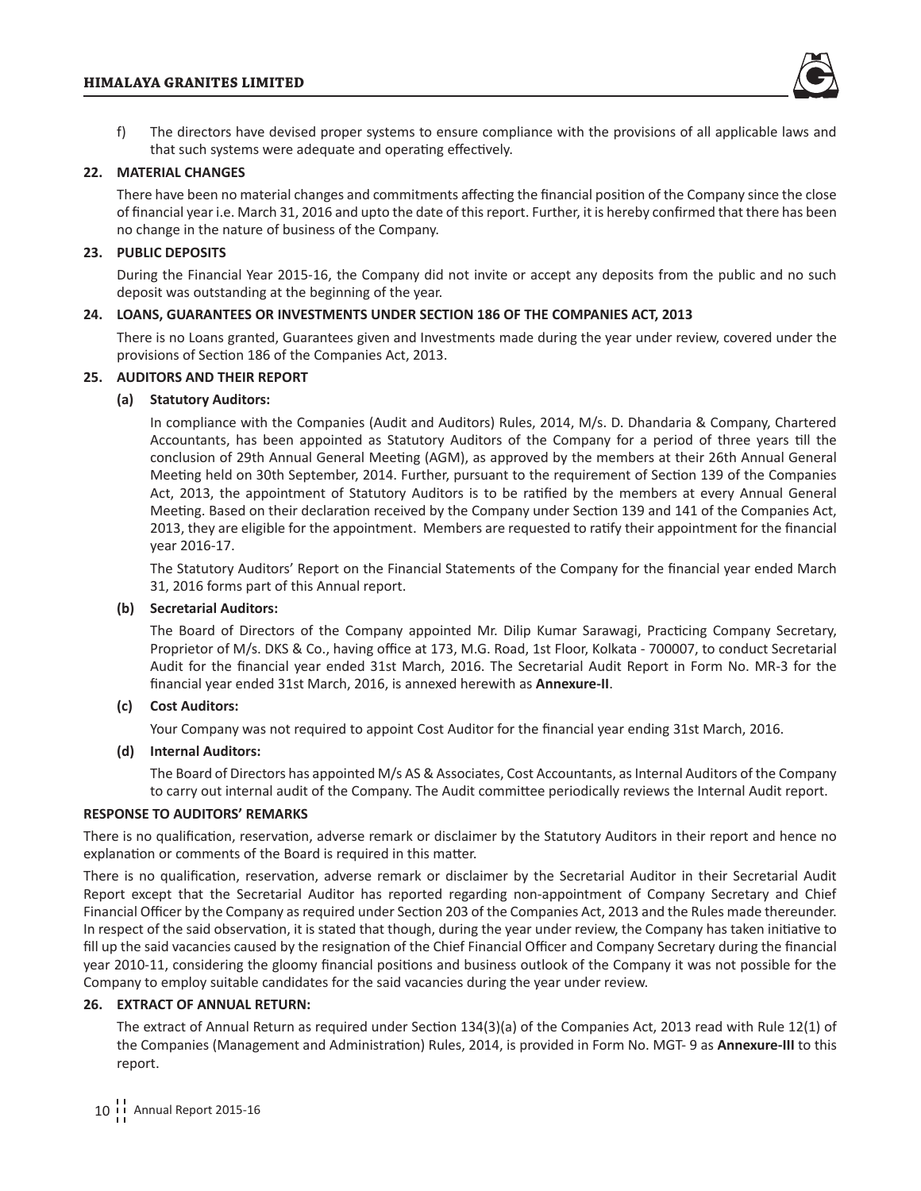f) The directors have devised proper systems to ensure compliance with the provisions of all applicable laws and that such systems were adequate and operating effectively.

## 22. MATERIAL CHANGES

There have been no material changes and commitments affecting the financial position of the Company since the close of financial year i.e. March 31, 2016 and upto the date of this report. Further, it is hereby confirmed that there has been no change in the nature of business of the Company.

## 23. PUBLIC DEPOSITS

During the Financial Year 2015-16, the Company did not invite or accept any deposits from the public and no such deposit was outstanding at the beginning of the year.

## 24. LOANS, GUARANTEES OR INVESTMENTS UNDER SECTION 186 OF THE COMPANIES ACT, 2013

There is no Loans granted, Guarantees given and Investments made during the year under review, covered under the provisions of Section 186 of the Companies Act, 2013.

## 25. AUDITORS AND THEIR REPORT

### (a) Statutory Auditors:

In compliance with the Companies (Audit and Auditors) Rules, 2014, M/s. D. Dhandaria & Company, Chartered Accountants, has been appointed as Statutory Auditors of the Company for a period of three years till the conclusion of 29th Annual General Meeting (AGM), as approved by the members at their 26th Annual General Meeting held on 30th September, 2014. Further, pursuant to the requirement of Section 139 of the Companies Act, 2013, the appointment of Statutory Auditors is to be ratified by the members at every Annual General Meeting. Based on their declaration received by the Company under Section 139 and 141 of the Companies Act, 2013, they are eligible for the appointment. Members are requested to ratify their appointment for the financial year 2016-17.

The Statutory Auditors' Report on the Financial Statements of the Company for the financial year ended March 31, 2016 forms part of this Annual report.

### (b) Secretarial Auditors:

The Board of Directors of the Company appointed Mr. Dilip Kumar Sarawagi, Practicing Company Secretary, Proprietor of M/s. DKS & Co., having office at 173, M.G. Road, 1st Floor, Kolkata - 700007, to conduct Secretarial Audit for the financial year ended 31st March, 2016. The Secretarial Audit Report in Form No. MR-3 for the financial year ended 31st March, 2016, is annexed herewith as **Annexure-II**.

### (c) Cost Auditors:

Your Company was not required to appoint Cost Auditor for the financial year ending 31st March, 2016.

### (d) Internal Auditors:

The Board of Directors has appointed M/s AS & Associates, Cost Accountants, as Internal Auditors of the Company to carry out internal audit of the Company. The Audit committee periodically reviews the Internal Audit report.

## RESPONSE TO AUDITORS' REMARKS

There is no qualification, reservation, adverse remark or disclaimer by the Statutory Auditors in their report and hence no explanation or comments of the Board is required in this matter.

There is no qualification, reservation, adverse remark or disclaimer by the Secretarial Auditor in their Secretarial Audit Report except that the Secretarial Auditor has reported regarding non-appointment of Company Secretary and Chief Financial Officer by the Company as required under Section 203 of the Companies Act, 2013 and the Rules made thereunder. In respect of the said observation, it is stated that though, during the year under review, the Company has taken initiative to fill up the said vacancies caused by the resignation of the Chief Financial Officer and Company Secretary during the financial year 2010-11, considering the gloomy financial positions and business outlook of the Company it was not possible for the Company to employ suitable candidates for the said vacancies during the year under review.

## 26. EXTRACT OF ANNUAL RETURN:

The extract of Annual Return as required under Section 134(3)(a) of the Companies Act, 2013 read with Rule 12(1) of the Companies (Management and Administration) Rules, 2014, is provided in Form No. MGT- 9 as **Annexure-III** to this report.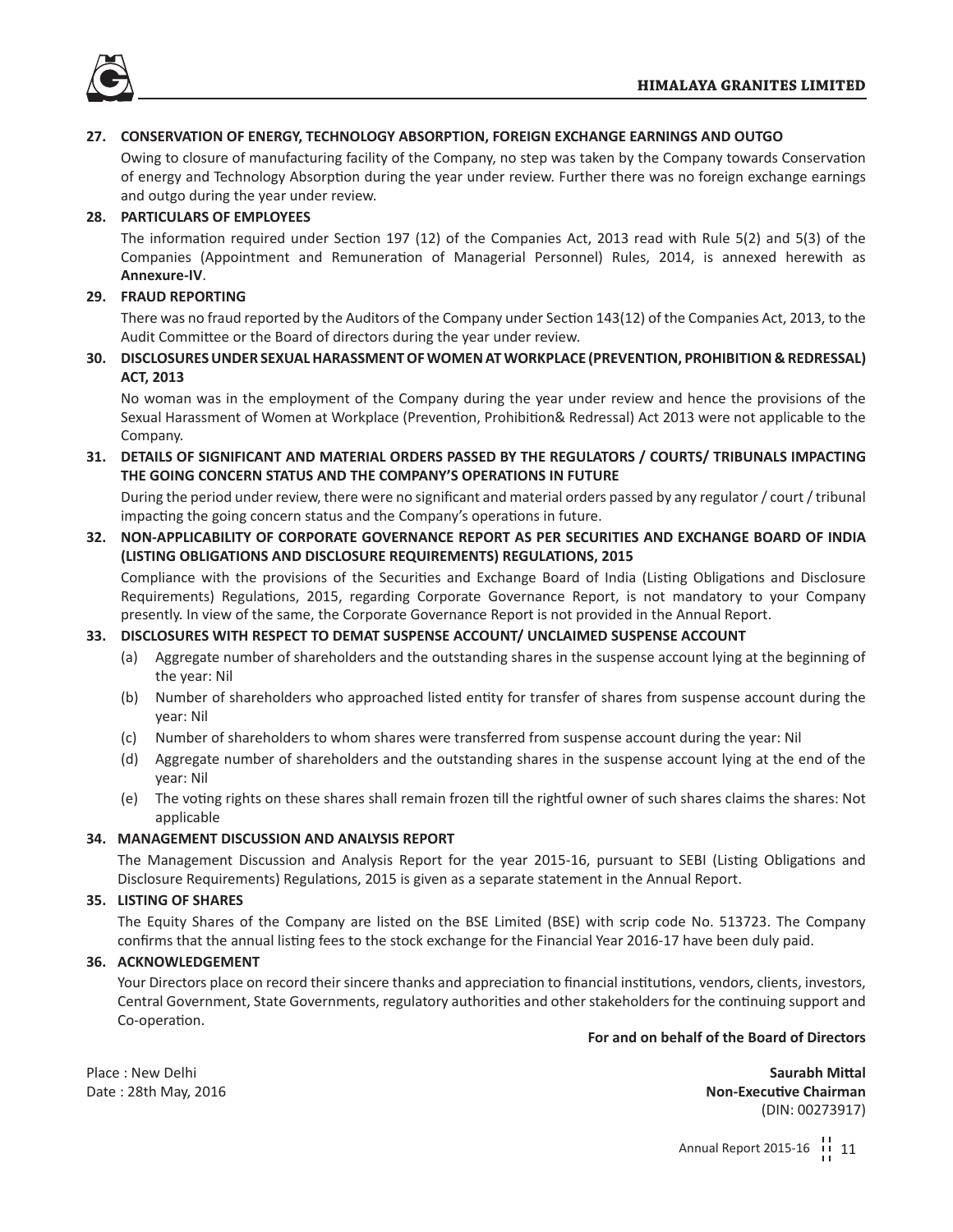**27. CONSERVATION OF ENERGY, TECHNOLOGY ABSORPTION, FOREIGN EXCHANGE EARNINGS AND OUTGO**

Owing to closure of manufacturing facility of the Company, no step was taken by the Company towards Conservation of energy and Technology Absorption during the year under review. Further there was no foreign exchange earnings and outgo during the year under review.

**28. PARTICULARS OF EMPLOYEES**

The information required under Section 197 (12) of the Companies Act, 2013 read with Rule 5(2) and 5(3) of the Companies (Appointment and Remuneration of Managerial Personnel) Rules, 2014, is annexed herewith as **Annexure-IV**.

**29. FRAUD REPORTING**

There was no fraud reported by the Auditors of the Company under Section 143(12) of the Companies Act, 2013, to the Audit Committee or the Board of directors during the year under review.

**30. DISCLOSURES UNDER SEXUAL HARASSMENT OF WOMEN AT WORKPLACE (PREVENTION, PROHIBITION & REDRESSAL) ACT, 2013**

No woman was in the employment of the Company during the year under review and hence the provisions of the Sexual Harassment of Women at Workplace (Prevention, Prohibition& Redressal) Act 2013 were not applicable to the Company.

**31. DETAILS OF SIGNIFICANT AND MATERIAL ORDERS PASSED BY THE REGULATORS / COURTS/ TRIBUNALS IMPACTING THE GOING CONCERN STATUS AND THE COMPANY'S OPERATIONS IN FUTURE**

During the period under review, there were no significant and material orders passed by any regulator / court / tribunal impacting the going concern status and the Company's operations in future.

**32. NON-APPLICABILITY OF CORPORATE GOVERNANCE REPORT AS PER SECURITIES AND EXCHANGE BOARD OF INDIA (LISTING OBLIGATIONS AND DISCLOSURE REQUIREMENTS) REGULATIONS, 2015**

Compliance with the provisions of the Securities and Exchange Board of India (Listing Obligations and Disclosure Requirements) Regulations, 2015, regarding Corporate Governance Report, is not mandatory to your Company presently. In view of the same, the Corporate Governance Report is not provided in the Annual Report.

**33. DISCLOSURES WITH RESPECT TO DEMAT SUSPENSE ACCOUNT/ UNCLAIMED SUSPENSE ACCOUNT**

(a) Aggregate number of shareholders and the outstanding shares in the suspense account lying at the beginning of the year: Nil

(b) Number of shareholders who approached listed entity for transfer of shares from suspense account during the year: Nil

(c) Number of shareholders to whom shares were transferred from suspense account during the year: Nil

(d) Aggregate number of shareholders and the outstanding shares in the suspense account lying at the end of the year: Nil

(e) The voting rights on these shares shall remain frozen till the rightful owner of such shares claims the shares: Not applicable

**34. MANAGEMENT DISCUSSION AND ANALYSIS REPORT**

The Management Discussion and Analysis Report for the year 2015-16, pursuant to SEBI (Listing Obligations and Disclosure Requirements) Regulations, 2015 is given as a separate statement in the Annual Report.

**35. LISTING OF SHARES**

The Equity Shares of the Company are listed on the BSE Limited (BSE) with scrip code No. 513723. The Company confirms that the annual listing fees to the stock exchange for the Financial Year 2016-17 have been duly paid.

**36. ACKNOWLEDGEMENT**

Your Directors place on record their sincere thanks and appreciation to financial institutions, vendors, clients, investors, Central Government, State Governments, regulatory authorities and other stakeholders for the continuing support and Co-operation.

**For and on behalf of the Board of Directors**

Place : New Delhi
Date : 28th May, 2016

**Saurabh Mittal**
**Non-Executive Chairman**
(DIN: 00273917)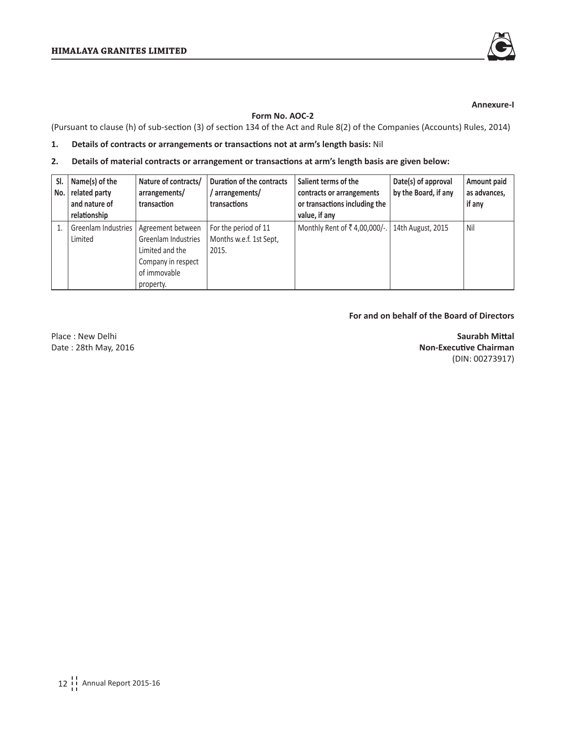**Annexure-I**

**Form No. AOC-2**

(Pursuant to clause (h) of sub-section (3) of section 134 of the Act and Rule 8(2) of the Companies (Accounts) Rules, 2014)

**1. Details of contracts or arrangements or transactions not at arm's length basis:** Nil

**2. Details of material contracts or arrangement or transactions at arm's length basis are given below:**

| Sl. No. | Name(s) of the related party and nature of relationship | Nature of contracts/ arrangements/ transaction | Duration of the contracts / arrangements/ transactions | Salient terms of the contracts or arrangements or transactions including the value, if any | Date(s) of approval by the Board, if any | Amount paid as advances, if any |
|---|---|---|---|---|---|---|
| 1. | Greenlam Industries Limited | Agreement between Greenlam Industries Limited and the Company in respect of immovable property. | For the period of 11 Months w.e.f. 1st Sept, 2015. | Monthly Rent of ₹ 4,00,000/-. | 14th August, 2015 | Nil |

**For and on behalf of the Board of Directors**

Place : New Delhi
Date : 28th May, 2016

**Saurabh Mittal**
**Non-Executive Chairman**
(DIN: 00273917)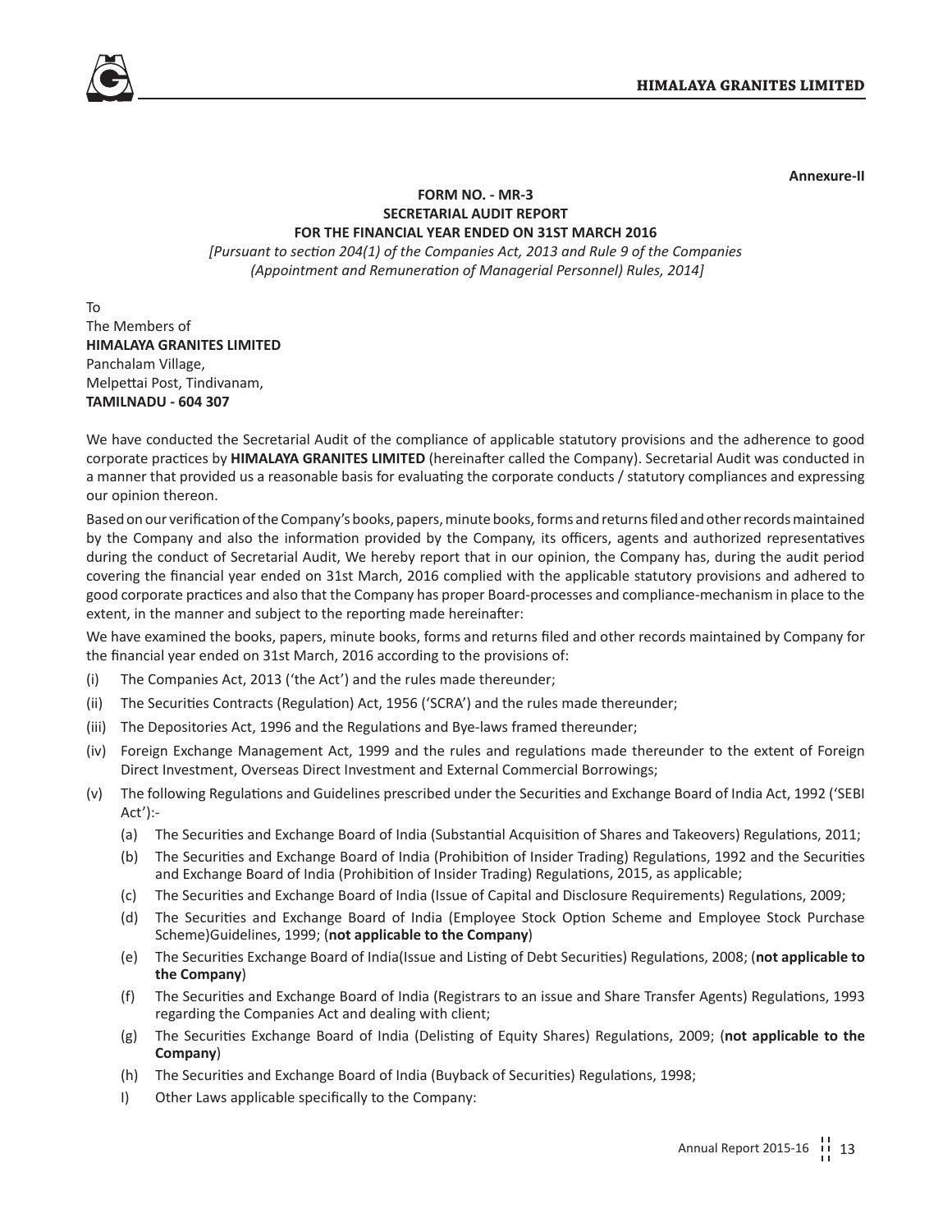**Annexure-II**

**FORM NO. - MR-3**
**SECRETARIAL AUDIT REPORT**
**FOR THE FINANCIAL YEAR ENDED ON 31ST MARCH 2016**

*[Pursuant to section 204(1) of the Companies Act, 2013 and Rule 9 of the Companies (Appointment and Remuneration of Managerial Personnel) Rules, 2014]*

To
The Members of
**HIMALAYA GRANITES LIMITED**
Panchalam Village,
Melpettai Post, Tindivanam,
**TAMILNADU - 604 307**

We have conducted the Secretarial Audit of the compliance of applicable statutory provisions and the adherence to good corporate practices by **HIMALAYA GRANITES LIMITED** (hereinafter called the Company). Secretarial Audit was conducted in a manner that provided us a reasonable basis for evaluating the corporate conducts / statutory compliances and expressing our opinion thereon.

Based on our verification of the Company's books, papers, minute books, forms and returns filed and other records maintained by the Company and also the information provided by the Company, its officers, agents and authorized representatives during the conduct of Secretarial Audit, We hereby report that in our opinion, the Company has, during the audit period covering the financial year ended on 31st March, 2016 complied with the applicable statutory provisions and adhered to good corporate practices and also that the Company has proper Board-processes and compliance-mechanism in place to the extent, in the manner and subject to the reporting made hereinafter:

We have examined the books, papers, minute books, forms and returns filed and other records maintained by Company for the financial year ended on 31st March, 2016 according to the provisions of:

(i) The Companies Act, 2013 ('the Act') and the rules made thereunder;

(ii) The Securities Contracts (Regulation) Act, 1956 ('SCRA') and the rules made thereunder;

(iii) The Depositories Act, 1996 and the Regulations and Bye-laws framed thereunder;

(iv) Foreign Exchange Management Act, 1999 and the rules and regulations made thereunder to the extent of Foreign Direct Investment, Overseas Direct Investment and External Commercial Borrowings;

(v) The following Regulations and Guidelines prescribed under the Securities and Exchange Board of India Act, 1992 ('SEBI Act'):-

   (a) The Securities and Exchange Board of India (Substantial Acquisition of Shares and Takeovers) Regulations, 2011;

   (b) The Securities and Exchange Board of India (Prohibition of Insider Trading) Regulations, 1992 and the Securities and Exchange Board of India (Prohibition of Insider Trading) Regulations, 2015, as applicable;

   (c) The Securities and Exchange Board of India (Issue of Capital and Disclosure Requirements) Regulations, 2009;

   (d) The Securities and Exchange Board of India (Employee Stock Option Scheme and Employee Stock Purchase Scheme)Guidelines, 1999; (**not applicable to the Company**)

   (e) The Securities Exchange Board of India(Issue and Listing of Debt Securities) Regulations, 2008; (**not applicable to the Company**)

   (f) The Securities and Exchange Board of India (Registrars to an issue and Share Transfer Agents) Regulations, 1993 regarding the Companies Act and dealing with client;

   (g) The Securities Exchange Board of India (Delisting of Equity Shares) Regulations, 2009; (**not applicable to the Company**)

   (h) The Securities and Exchange Board of India (Buyback of Securities) Regulations, 1998;

   I) Other Laws applicable specifically to the Company: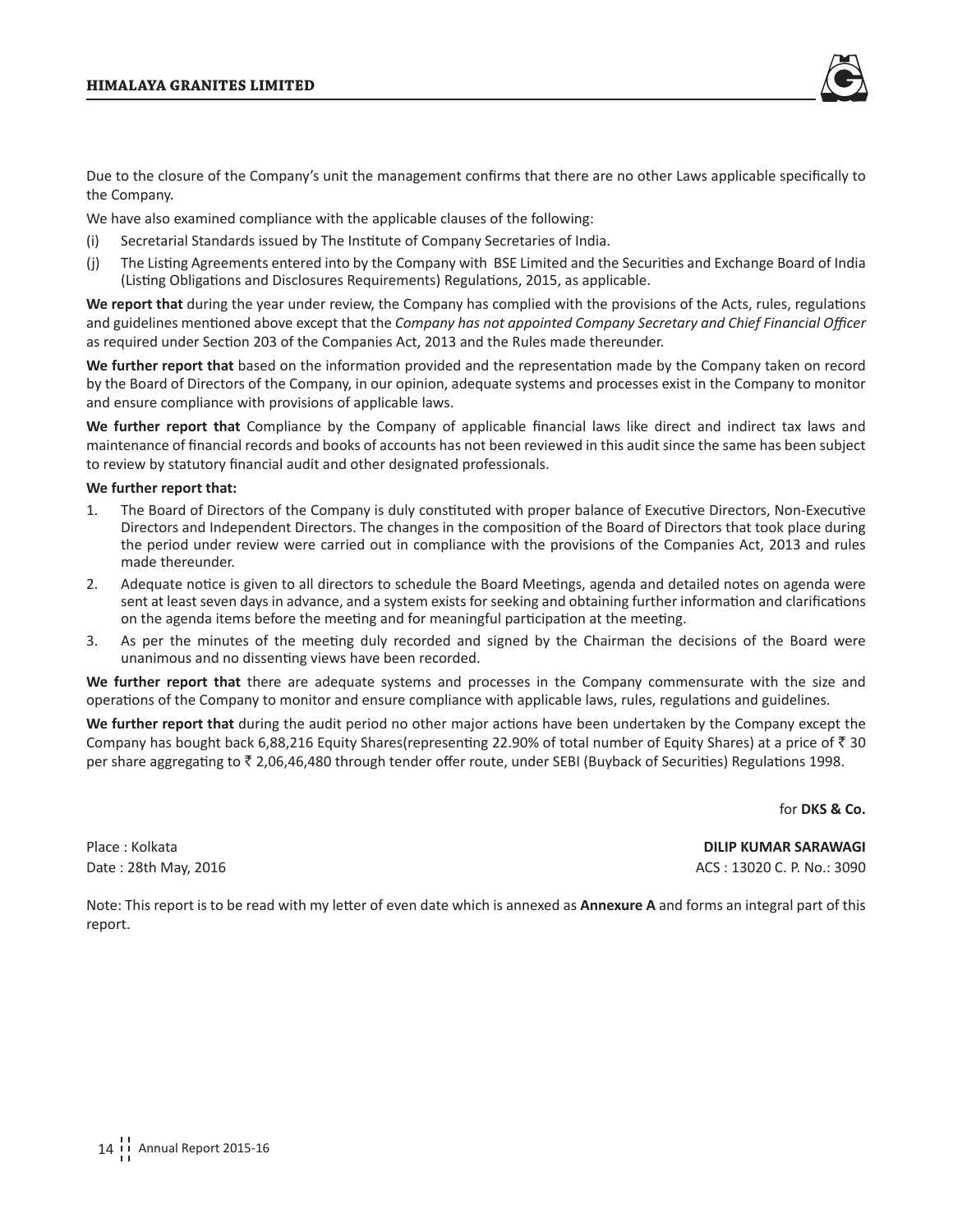Due to the closure of the Company's unit the management confirms that there are no other Laws applicable specifically to the Company.

We have also examined compliance with the applicable clauses of the following:

(i) Secretarial Standards issued by The Institute of Company Secretaries of India.

(j) The Listing Agreements entered into by the Company with BSE Limited and the Securities and Exchange Board of India (Listing Obligations and Disclosures Requirements) Regulations, 2015, as applicable.

**We report that** during the year under review, the Company has complied with the provisions of the Acts, rules, regulations and guidelines mentioned above except that the *Company has not appointed Company Secretary and Chief Financial Officer* as required under Section 203 of the Companies Act, 2013 and the Rules made thereunder.

**We further report that** based on the information provided and the representation made by the Company taken on record by the Board of Directors of the Company, in our opinion, adequate systems and processes exist in the Company to monitor and ensure compliance with provisions of applicable laws.

**We further report that** Compliance by the Company of applicable financial laws like direct and indirect tax laws and maintenance of financial records and books of accounts has not been reviewed in this audit since the same has been subject to review by statutory financial audit and other designated professionals.

**We further report that:**

1. The Board of Directors of the Company is duly constituted with proper balance of Executive Directors, Non-Executive Directors and Independent Directors. The changes in the composition of the Board of Directors that took place during the period under review were carried out in compliance with the provisions of the Companies Act, 2013 and rules made thereunder.
2. Adequate notice is given to all directors to schedule the Board Meetings, agenda and detailed notes on agenda were sent at least seven days in advance, and a system exists for seeking and obtaining further information and clarifications on the agenda items before the meeting and for meaningful participation at the meeting.
3. As per the minutes of the meeting duly recorded and signed by the Chairman the decisions of the Board were unanimous and no dissenting views have been recorded.

**We further report that** there are adequate systems and processes in the Company commensurate with the size and operations of the Company to monitor and ensure compliance with applicable laws, rules, regulations and guidelines.

**We further report that** during the audit period no other major actions have been undertaken by the Company except the Company has bought back 6,88,216 Equity Shares(representing 22.90% of total number of Equity Shares) at a price of ₹ 30 per share aggregating to ₹ 2,06,46,480 through tender offer route, under SEBI (Buyback of Securities) Regulations 1998.

for **DKS & Co.**

Place : Kolkata

Date : 28th May, 2016

**DILIP KUMAR SARAWAGI**

ACS : 13020 C. P. No.: 3090

Note: This report is to be read with my letter of even date which is annexed as **Annexure A** and forms an integral part of this report.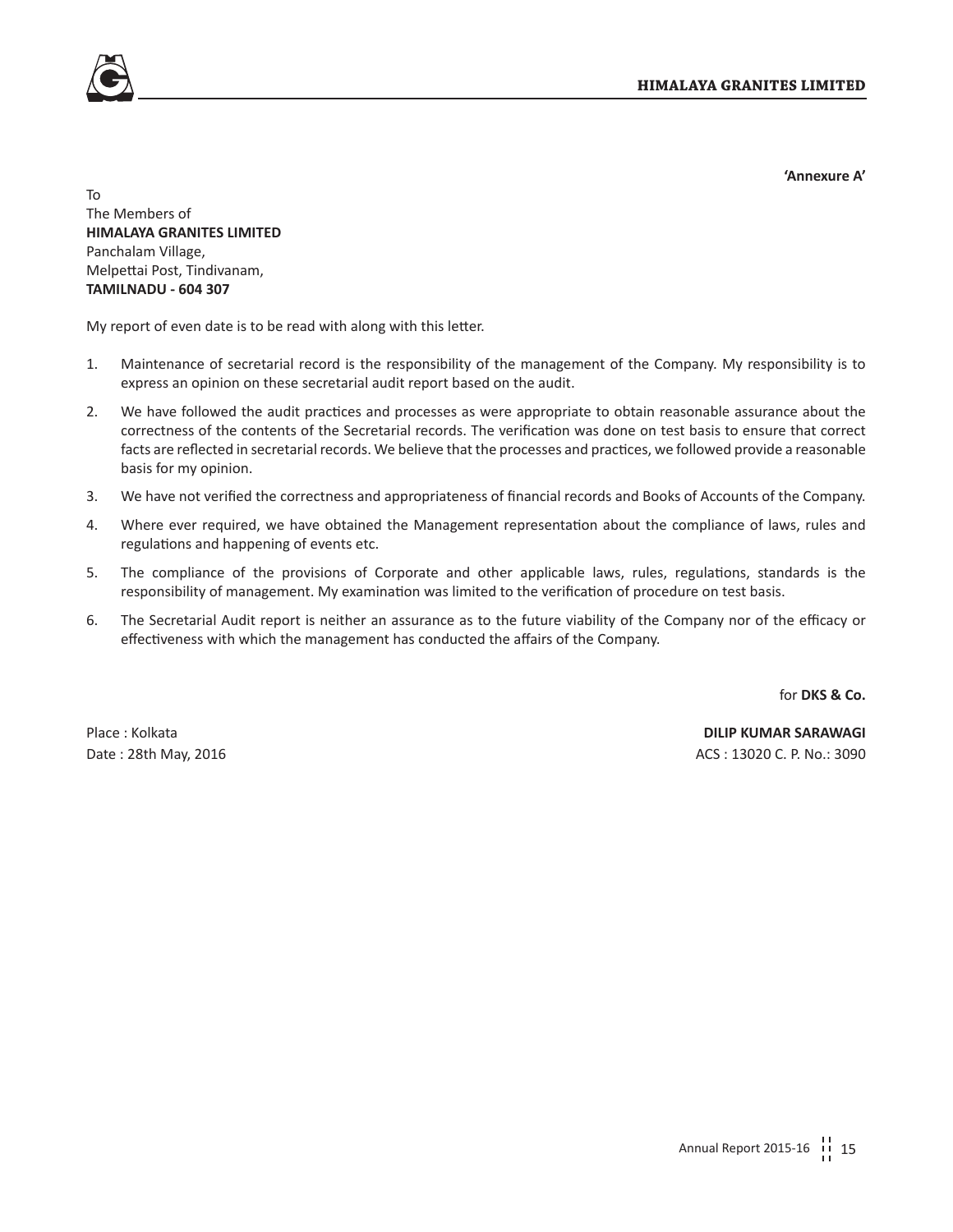**'Annexure A'**

To
The Members of
**HIMALAYA GRANITES LIMITED**
Panchalam Village,
Melpettai Post, Tindivanam,
**TAMILNADU - 604 307**

My report of even date is to be read with along with this letter.

1. Maintenance of secretarial record is the responsibility of the management of the Company. My responsibility is to express an opinion on these secretarial audit report based on the audit.
2. We have followed the audit practices and processes as were appropriate to obtain reasonable assurance about the correctness of the contents of the Secretarial records. The verification was done on test basis to ensure that correct facts are reflected in secretarial records. We believe that the processes and practices, we followed provide a reasonable basis for my opinion.
3. We have not verified the correctness and appropriateness of financial records and Books of Accounts of the Company.
4. Where ever required, we have obtained the Management representation about the compliance of laws, rules and regulations and happening of events etc.
5. The compliance of the provisions of Corporate and other applicable laws, rules, regulations, standards is the responsibility of management. My examination was limited to the verification of procedure on test basis.
6. The Secretarial Audit report is neither an assurance as to the future viability of the Company nor of the efficacy or effectiveness with which the management has conducted the affairs of the Company.

for **DKS & Co.**

Place : Kolkata
Date : 28th May, 2016

**DILIP KUMAR SARAWAGI**
ACS : 13020 C. P. No.: 3090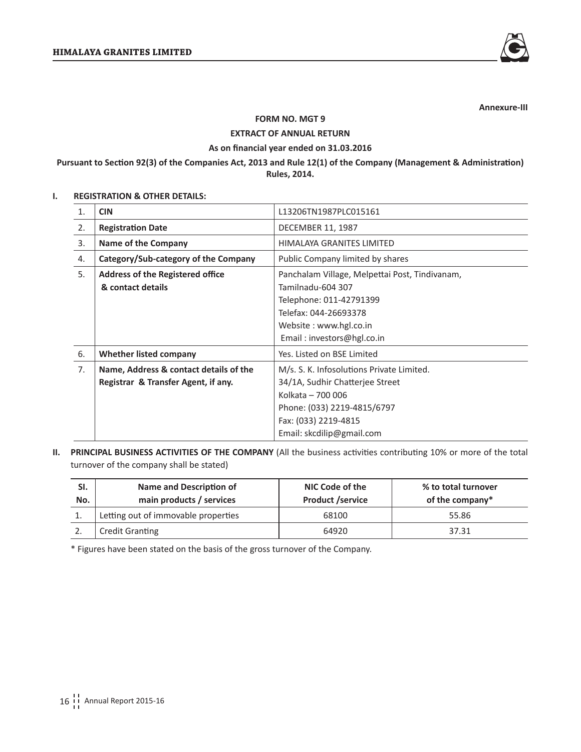Annexure-III

## FORM NO. MGT 9

## EXTRACT OF ANNUAL RETURN

### As on financial year ended on 31.03.2016

**Pursuant to Section 92(3) of the Companies Act, 2013 and Rule 12(1) of the Company (Management & Administration) Rules, 2014.**

### I. REGISTRATION & OTHER DETAILS:

| | | |
|---|---|---|
| 1. | **CIN** | L13206TN1987PLC015161 |
| 2. | **Registration Date** | DECEMBER 11, 1987 |
| 3. | **Name of the Company** | HIMALAYA GRANITES LIMITED |
| 4. | **Category/Sub-category of the Company** | Public Company limited by shares |
| 5. | **Address of the Registered office & contact details** | Panchalam Village, Melpettai Post, Tindivanam, Tamilnadu-604 307<br>Telephone: 011-42791399<br>Telefax: 044-26693378<br>Website : www.hgl.co.in<br>Email : investors@hgl.co.in |
| 6. | **Whether listed company** | Yes. Listed on BSE Limited |
| 7. | **Name, Address & contact details of the Registrar & Transfer Agent, if any.** | M/s. S. K. Infosolutions Private Limited.<br>34/1A, Sudhir Chatterjee Street<br>Kolkata – 700 006<br>Phone: (033) 2219-4815/6797<br>Fax: (033) 2219-4815<br>Email: skcdilip@gmail.com |

### II. PRINCIPAL BUSINESS ACTIVITIES OF THE COMPANY (All the business activities contributing 10% or more of the total turnover of the company shall be stated)

| Sl. No. | Name and Description of main products / services | NIC Code of the Product /service | % to total turnover of the company* |
|---|---|---|---|
| 1. | Letting out of immovable properties | 68100 | 55.86 |
| 2. | Credit Granting | 64920 | 37.31 |

* Figures have been stated on the basis of the gross turnover of the Company.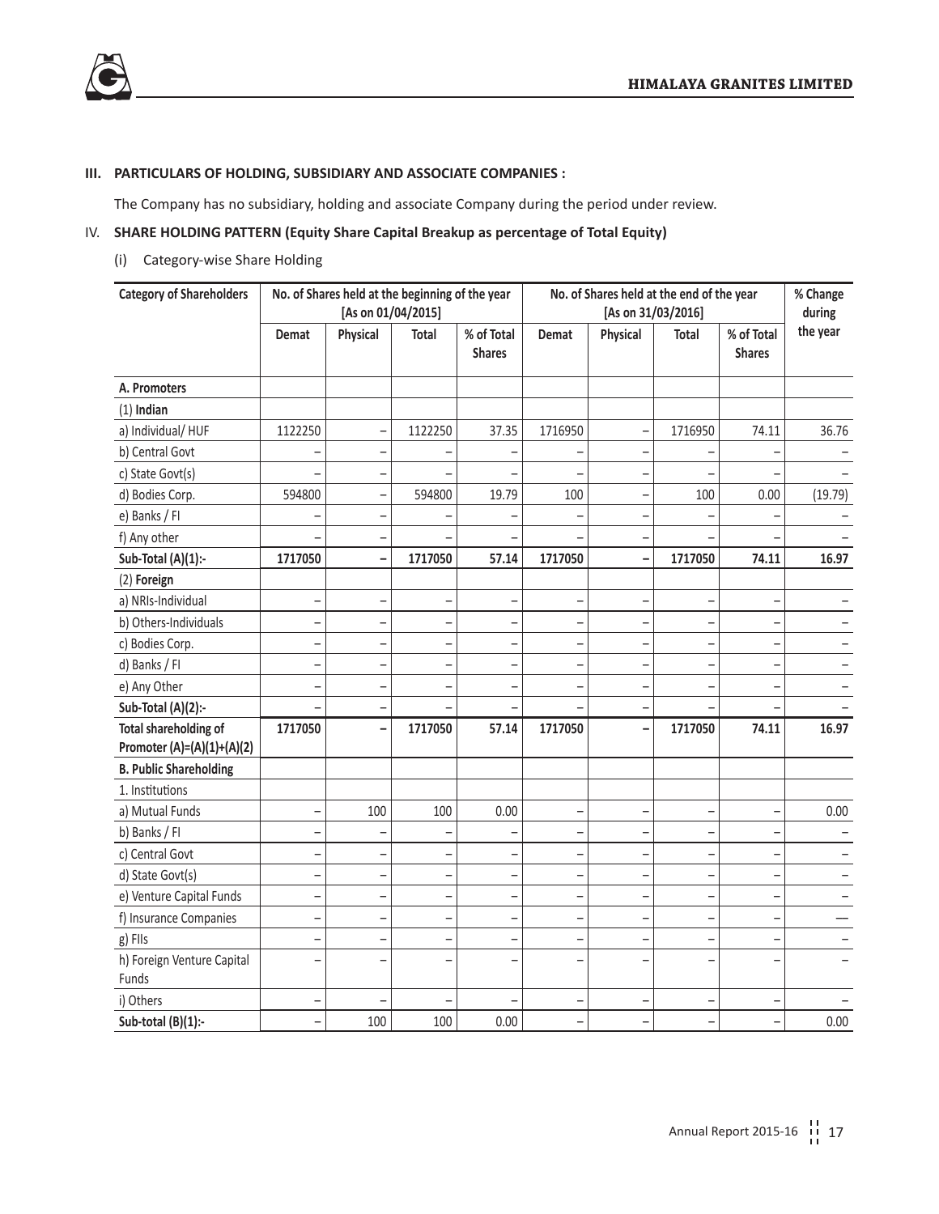### III. PARTICULARS OF HOLDING, SUBSIDIARY AND ASSOCIATE COMPANIES :

The Company has no subsidiary, holding and associate Company during the period under review.

### IV. SHARE HOLDING PATTERN (Equity Share Capital Breakup as percentage of Total Equity)

(i) Category-wise Share Holding

| Category of Shareholders | No. of Shares held at the beginning of the year [As on 01/04/2015] | | | | No. of Shares held at the end of the year [As on 31/03/2016] | | | | % Change during the year |
|---|---|---|---|---|---|---|---|---|---|
| | Demat | Physical | Total | % of Total Shares | Demat | Physical | Total | % of Total Shares | |
| **A. Promoters** | | | | | | | | | |
| (1) **Indian** | | | | | | | | | |
| a) Individual/ HUF | 1122250 | – | 1122250 | 37.35 | 1716950 | – | 1716950 | 74.11 | 36.76 |
| b) Central Govt | – | – | – | – | – | – | – | – | – |
| c) State Govt(s) | – | – | – | – | – | – | – | – | – |
| d) Bodies Corp. | 594800 | – | 594800 | 19.79 | 100 | – | 100 | 0.00 | (19.79) |
| e) Banks / FI | – | – | – | – | – | – | – | – | – |
| f) Any other | – | – | – | – | – | – | – | – | – |
| **Sub-Total (A)(1):-** | **1717050** | **–** | **1717050** | **57.14** | **1717050** | **–** | **1717050** | **74.11** | **16.97** |
| (2) **Foreign** | | | | | | | | | |
| a) NRIs-Individual | – | – | – | – | – | – | – | – | – |
| b) Others-Individuals | – | – | – | – | – | – | – | – | – |
| c) Bodies Corp. | – | – | – | – | – | – | – | – | – |
| d) Banks / FI | – | – | – | – | – | – | – | – | – |
| e) Any Other | – | – | – | – | – | – | – | – | – |
| **Sub-Total (A)(2):-** | – | – | – | – | – | – | – | – | – |
| **Total shareholding of Promoter (A)=(A)(1)+(A)(2)** | **1717050** | **–** | **1717050** | **57.14** | **1717050** | **–** | **1717050** | **74.11** | **16.97** |
| **B. Public Shareholding** | | | | | | | | | |
| 1. Institutions | | | | | | | | | |
| a) Mutual Funds | – | 100 | 100 | 0.00 | – | – | – | – | 0.00 |
| b) Banks / FI | – | – | – | – | – | – | – | – | – |
| c) Central Govt | – | – | – | – | – | – | – | – | – |
| d) State Govt(s) | – | – | – | – | – | – | – | – | – |
| e) Venture Capital Funds | – | – | – | – | – | – | – | – | – |
| f) Insurance Companies | – | – | – | – | – | – | – | – | — |
| g) FIIs | – | – | – | – | – | – | – | – | – |
| h) Foreign Venture Capital Funds | – | – | – | – | – | – | – | – | – |
| i) Others | – | – | – | – | – | – | – | – | – |
| **Sub-total (B)(1):-** | – | 100 | 100 | 0.00 | – | – | – | – | 0.00 |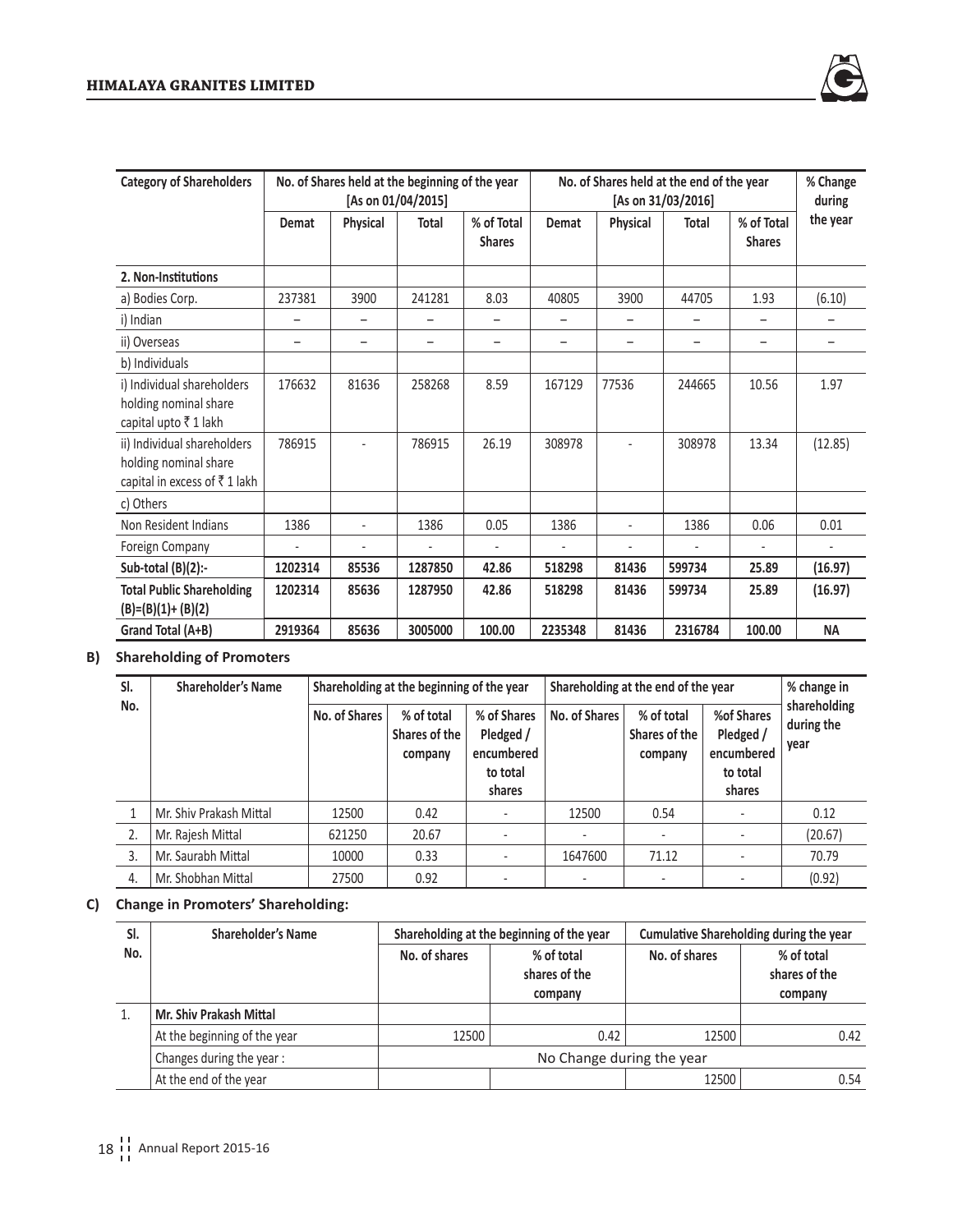| Category of Shareholders | No. of Shares held at the beginning of the year [As on 01/04/2015] | | | | No. of Shares held at the end of the year [As on 31/03/2016] | | | | % Change during the year |
|---|---|---|---|---|---|---|---|---|---|
| | Demat | Physical | Total | % of Total Shares | Demat | Physical | Total | % of Total Shares | |
| **2. Non-Institutions** | | | | | | | | | |
| a) Bodies Corp. | 237381 | 3900 | 241281 | 8.03 | 40805 | 3900 | 44705 | 1.93 | (6.10) |
| i) Indian | – | – | – | – | – | – | – | – | – |
| ii) Overseas | – | – | – | – | – | – | – | – | – |
| b) Individuals | | | | | | | | | |
| i) Individual shareholders holding nominal share capital upto ₹ 1 lakh | 176632 | 81636 | 258268 | 8.59 | 167129 | 77536 | 244665 | 10.56 | 1.97 |
| ii) Individual shareholders holding nominal share capital in excess of ₹ 1 lakh | 786915 | - | 786915 | 26.19 | 308978 | - | 308978 | 13.34 | (12.85) |
| c) Others | | | | | | | | | |
| Non Resident Indians | 1386 | - | 1386 | 0.05 | 1386 | - | 1386 | 0.06 | 0.01 |
| Foreign Company | - | - | - | - | - | - | - | - | - |
| **Sub-total (B)(2):-** | **1202314** | **85536** | **1287850** | **42.86** | **518298** | **81436** | **599734** | **25.89** | **(16.97)** |
| **Total Public Shareholding (B)=(B)(1)+ (B)(2)** | **1202314** | **85636** | **1287950** | **42.86** | **518298** | **81436** | **599734** | **25.89** | **(16.97)** |
| **Grand Total (A+B)** | **2919364** | **85636** | **3005000** | **100.00** | **2235348** | **81436** | **2316784** | **100.00** | **NA** |

## B) Shareholding of Promoters

| Sl. No. | Shareholder's Name | Shareholding at the beginning of the year | | | Shareholding at the end of the year | | | % change in shareholding during the year |
|---|---|---|---|---|---|---|---|---|
| | | No. of Shares | % of total Shares of the company | % of Shares Pledged / encumbered to total shares | No. of Shares | % of total Shares of the company | %of Shares Pledged / encumbered to total shares | |
| 1 | Mr. Shiv Prakash Mittal | 12500 | 0.42 | - | 12500 | 0.54 | - | 0.12 |
| 2. | Mr. Rajesh Mittal | 621250 | 20.67 | - | - | - | - | (20.67) |
| 3. | Mr. Saurabh Mittal | 10000 | 0.33 | - | 1647600 | 71.12 | - | 70.79 |
| 4. | Mr. Shobhan Mittal | 27500 | 0.92 | - | - | - | - | (0.92) |

## C) Change in Promoters' Shareholding:

| Sl. No. | Shareholder's Name | Shareholding at the beginning of the year | | Cumulative Shareholding during the year | |
|---|---|---|---|---|---|
| | | No. of shares | % of total shares of the company | No. of shares | % of total shares of the company |
| 1. | **Mr. Shiv Prakash Mittal** | | | | |
| | At the beginning of the year | 12500 | 0.42 | 12500 | 0.42 |
| | Changes during the year : | No Change during the year | | | |
| | At the end of the year | | | 12500 | 0.54 |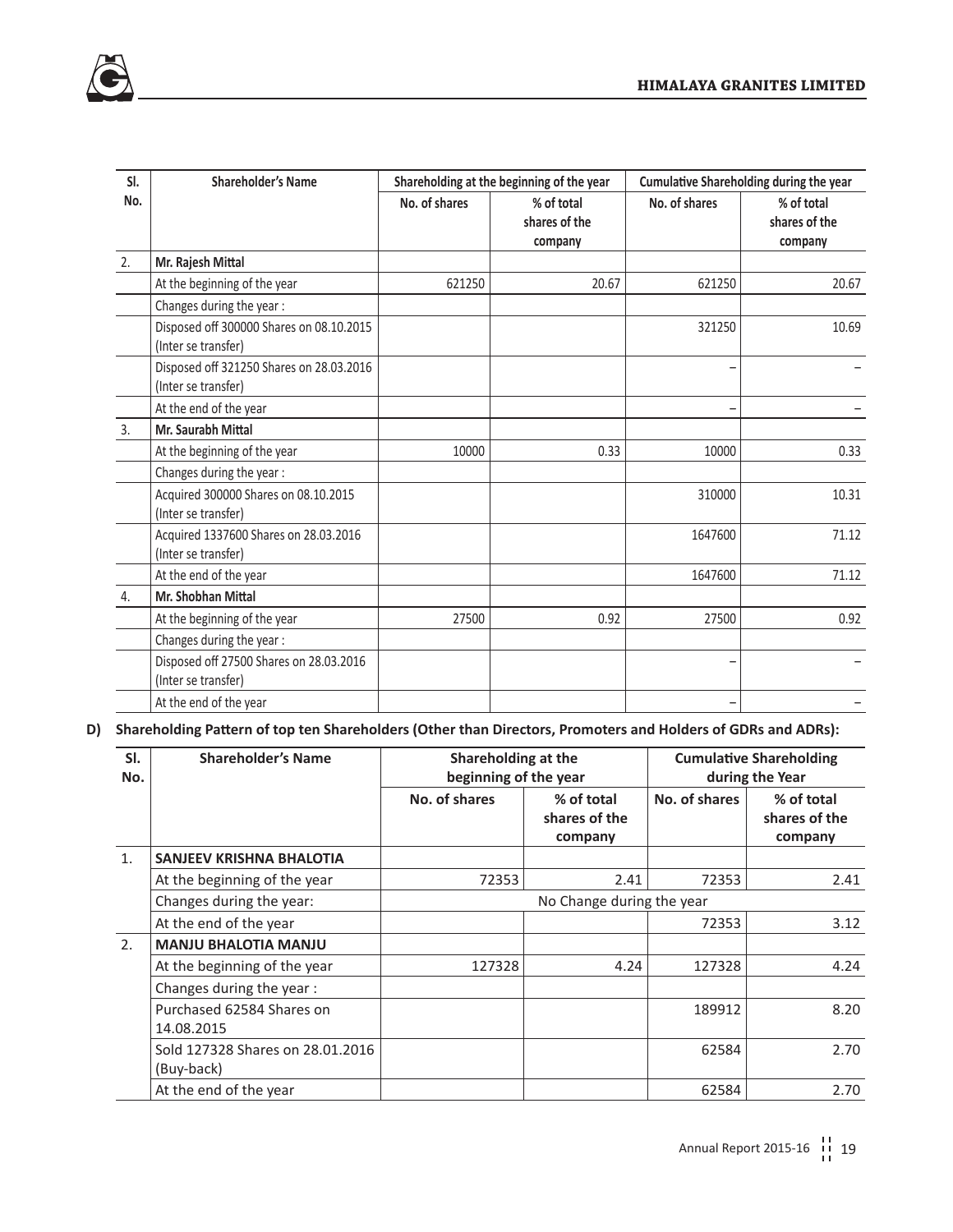| Sl. No. | Shareholder's Name | Shareholding at the beginning of the year | | Cumulative Shareholding during the year | |
|---|---|---|---|---|---|
| | | No. of shares | % of total shares of the company | No. of shares | % of total shares of the company |
| 2. | **Mr. Rajesh Mittal** | | | | |
| | At the beginning of the year | 621250 | 20.67 | 621250 | 20.67 |
| | Changes during the year : | | | | |
| | Disposed off 300000 Shares on 08.10.2015 (Inter se transfer) | | | 321250 | 10.69 |
| | Disposed off 321250 Shares on 28.03.2016 (Inter se transfer) | | | – | – |
| | At the end of the year | | | – | – |
| 3. | **Mr. Saurabh Mittal** | | | | |
| | At the beginning of the year | 10000 | 0.33 | 10000 | 0.33 |
| | Changes during the year : | | | | |
| | Acquired 300000 Shares on 08.10.2015 (Inter se transfer) | | | 310000 | 10.31 |
| | Acquired 1337600 Shares on 28.03.2016 (Inter se transfer) | | | 1647600 | 71.12 |
| | At the end of the year | | | 1647600 | 71.12 |
| 4. | **Mr. Shobhan Mittal** | | | | |
| | At the beginning of the year | 27500 | 0.92 | 27500 | 0.92 |
| | Changes during the year : | | | | |
| | Disposed off 27500 Shares on 28.03.2016 (Inter se transfer) | | | – | – |
| | At the end of the year | | | – | – |

**D) Shareholding Pattern of top ten Shareholders (Other than Directors, Promoters and Holders of GDRs and ADRs):**

| Sl. No. | Shareholder's Name | Shareholding at the beginning of the year | | Cumulative Shareholding during the Year | |
|---|---|---|---|---|---|
| | | No. of shares | % of total shares of the company | No. of shares | % of total shares of the company |
| 1. | **SANJEEV KRISHNA BHALOTIA** | | | | |
| | At the beginning of the year | 72353 | 2.41 | 72353 | 2.41 |
| | Changes during the year: | No Change during the year | | | |
| | At the end of the year | | | 72353 | 3.12 |
| 2. | **MANJU BHALOTIA MANJU** | | | | |
| | At the beginning of the year | 127328 | 4.24 | 127328 | 4.24 |
| | Changes during the year : | | | | |
| | Purchased 62584 Shares on 14.08.2015 | | | 189912 | 8.20 |
| | Sold 127328 Shares on 28.01.2016 (Buy-back) | | | 62584 | 2.70 |
| | At the end of the year | | | 62584 | 2.70 |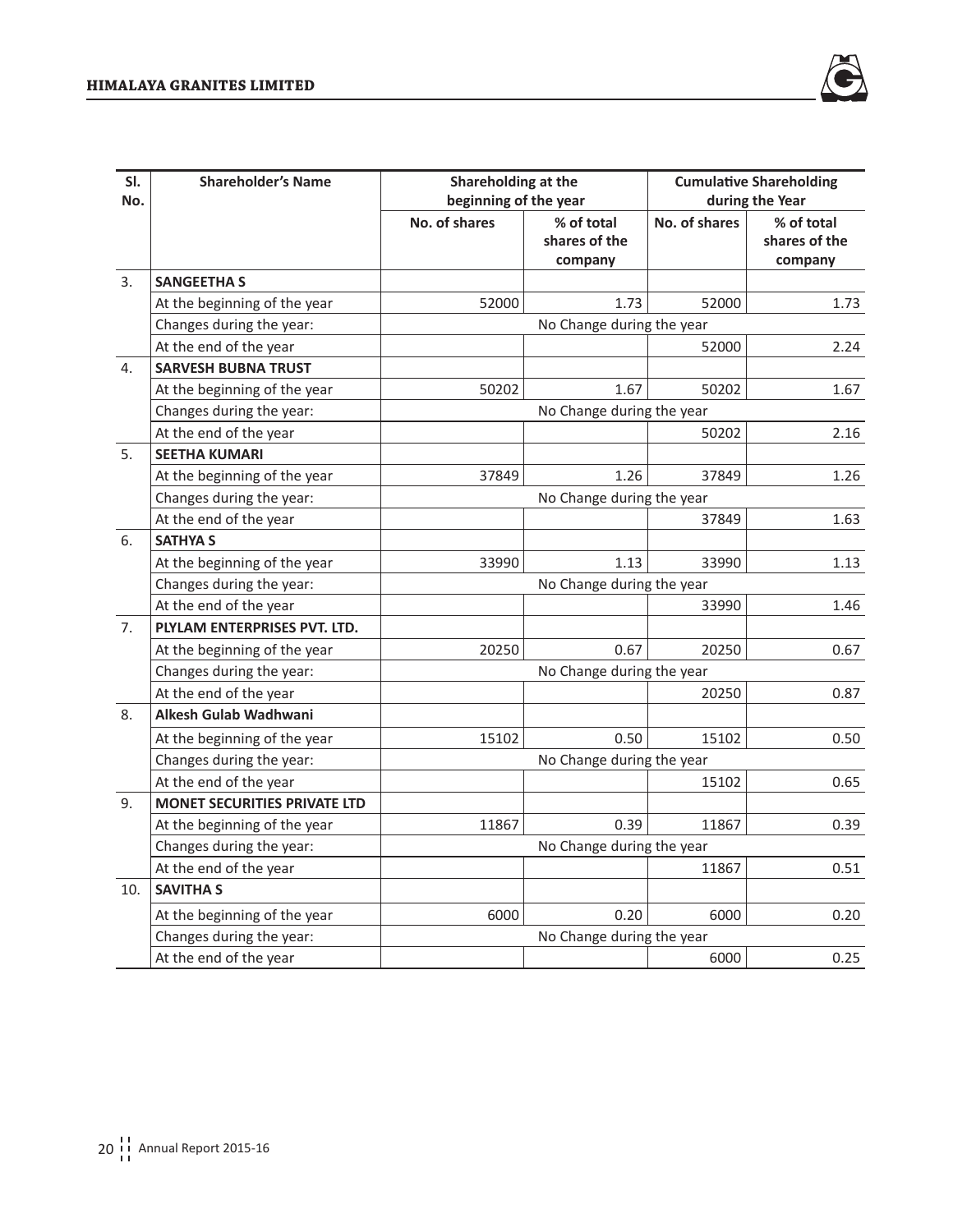| Sl. No. | Shareholder's Name | Shareholding at the beginning of the year | | Cumulative Shareholding during the Year | |
|---|---|---|---|---|---|
| | | No. of shares | % of total shares of the company | No. of shares | % of total shares of the company |
| 3. | **SANGEETHA S** | | | | |
| | At the beginning of the year | 52000 | 1.73 | 52000 | 1.73 |
| | Changes during the year: | No Change during the year | | | |
| | At the end of the year | | | 52000 | 2.24 |
| 4. | **SARVESH BUBNA TRUST** | | | | |
| | At the beginning of the year | 50202 | 1.67 | 50202 | 1.67 |
| | Changes during the year: | No Change during the year | | | |
| | At the end of the year | | | 50202 | 2.16 |
| 5. | **SEETHA KUMARI** | | | | |
| | At the beginning of the year | 37849 | 1.26 | 37849 | 1.26 |
| | Changes during the year: | No Change during the year | | | |
| | At the end of the year | | | 37849 | 1.63 |
| 6. | **SATHYA S** | | | | |
| | At the beginning of the year | 33990 | 1.13 | 33990 | 1.13 |
| | Changes during the year: | No Change during the year | | | |
| | At the end of the year | | | 33990 | 1.46 |
| 7. | **PLYLAM ENTERPRISES PVT. LTD.** | | | | |
| | At the beginning of the year | 20250 | 0.67 | 20250 | 0.67 |
| | Changes during the year: | No Change during the year | | | |
| | At the end of the year | | | 20250 | 0.87 |
| 8. | **Alkesh Gulab Wadhwani** | | | | |
| | At the beginning of the year | 15102 | 0.50 | 15102 | 0.50 |
| | Changes during the year: | No Change during the year | | | |
| | At the end of the year | | | 15102 | 0.65 |
| 9. | **MONET SECURITIES PRIVATE LTD** | | | | |
| | At the beginning of the year | 11867 | 0.39 | 11867 | 0.39 |
| | Changes during the year: | No Change during the year | | | |
| | At the end of the year | | | 11867 | 0.51 |
| 10. | **SAVITHA S** | | | | |
| | At the beginning of the year | 6000 | 0.20 | 6000 | 0.20 |
| | Changes during the year: | No Change during the year | | | |
| | At the end of the year | | | 6000 | 0.25 |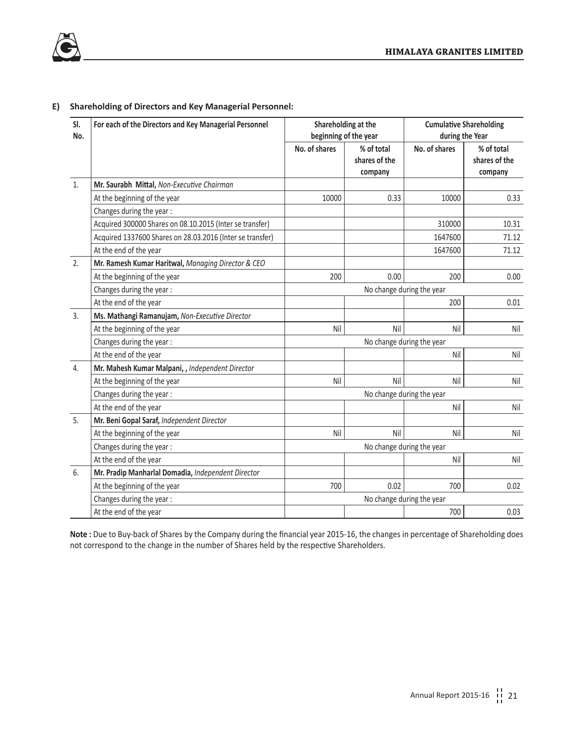**E) Shareholding of Directors and Key Managerial Personnel:**

| Sl. No. | For each of the Directors and Key Managerial Personnel | Shareholding at the beginning of the year | | Cumulative Shareholding during the Year | |
|---|---|---|---|---|---|
| | | No. of shares | % of total shares of the company | No. of shares | % of total shares of the company |
| 1. | **Mr. Saurabh Mittal,** *Non-Executive Chairman* | | | | |
| | At the beginning of the year | 10000 | 0.33 | 10000 | 0.33 |
| | Changes during the year : | | | | |
| | Acquired 300000 Shares on 08.10.2015 (Inter se transfer) | | | 310000 | 10.31 |
| | Acquired 1337600 Shares on 28.03.2016 (Inter se transfer) | | | 1647600 | 71.12 |
| | At the end of the year | | | 1647600 | 71.12 |
| 2. | **Mr. Ramesh Kumar Haritwal,** *Managing Director & CEO* | | | | |
| | At the beginning of the year | 200 | 0.00 | 200 | 0.00 |
| | Changes during the year : | No change during the year | | | |
| | At the end of the year | | | 200 | 0.01 |
| 3. | **Ms. Mathangi Ramanujam,** *Non-Executive Director* | | | | |
| | At the beginning of the year | Nil | Nil | Nil | Nil |
| | Changes during the year : | No change during the year | | | |
| | At the end of the year | | | Nil | Nil |
| 4. | **Mr. Mahesh Kumar Malpani, ,** *Independent Director* | | | | |
| | At the beginning of the year | Nil | Nil | Nil | Nil |
| | Changes during the year : | No change during the year | | | |
| | At the end of the year | | | Nil | Nil |
| 5. | **Mr. Beni Gopal Saraf,** *Independent Director* | | | | |
| | At the beginning of the year | Nil | Nil | Nil | Nil |
| | Changes during the year : | No change during the year | | | |
| | At the end of the year | | | Nil | Nil |
| 6. | **Mr. Pradip Manharlal Domadia,** *Independent Director* | | | | |
| | At the beginning of the year | 700 | 0.02 | 700 | 0.02 |
| | Changes during the year : | No change during the year | | | |
| | At the end of the year | | | 700 | 0.03 |

**Note :** Due to Buy-back of Shares by the Company during the financial year 2015-16, the changes in percentage of Shareholding does not correspond to the change in the number of Shares held by the respective Shareholders.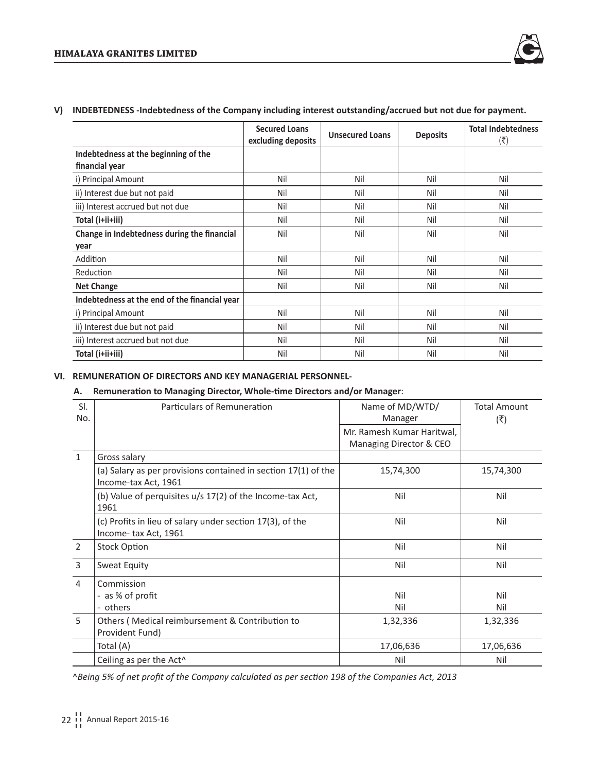## V) INDEBTEDNESS -Indebtedness of the Company including interest outstanding/accrued but not due for payment.

| | Secured Loans excluding deposits | Unsecured Loans | Deposits | Total Indebtedness (₹) |
|---|---|---|---|---|
| **Indebtedness at the beginning of the financial year** | | | | |
| i) Principal Amount | Nil | Nil | Nil | Nil |
| ii) Interest due but not paid | Nil | Nil | Nil | Nil |
| iii) Interest accrued but not due | Nil | Nil | Nil | Nil |
| **Total (i+ii+iii)** | Nil | Nil | Nil | Nil |
| **Change in Indebtedness during the financial year** | Nil | Nil | Nil | Nil |
| Addition | Nil | Nil | Nil | Nil |
| Reduction | Nil | Nil | Nil | Nil |
| **Net Change** | Nil | Nil | Nil | Nil |
| **Indebtedness at the end of the financial year** | | | | |
| i) Principal Amount | Nil | Nil | Nil | Nil |
| ii) Interest due but not paid | Nil | Nil | Nil | Nil |
| iii) Interest accrued but not due | Nil | Nil | Nil | Nil |
| **Total (i+ii+iii)** | Nil | Nil | Nil | Nil |

## VI. REMUNERATION OF DIRECTORS AND KEY MANAGERIAL PERSONNEL-

### A. Remuneration to Managing Director, Whole-time Directors and/or Manager:

| Sl. No. | Particulars of Remuneration | Name of MD/WTD/ Manager | Total Amount (₹) |
|---|---|---|---|
| | | Mr. Ramesh Kumar Haritwal, Managing Director & CEO | |
| 1 | Gross salary | | |
| | (a) Salary as per provisions contained in section 17(1) of the Income-tax Act, 1961 | 15,74,300 | 15,74,300 |
| | (b) Value of perquisites u/s 17(2) of the Income-tax Act, 1961 | Nil | Nil |
| | (c) Profits in lieu of salary under section 17(3), of the Income- tax Act, 1961 | Nil | Nil |
| 2 | Stock Option | Nil | Nil |
| 3 | Sweat Equity | Nil | Nil |
| 4 | Commission<br>- as % of profit<br>- others | <br>Nil<br>Nil | <br>Nil<br>Nil |
| 5 | Others ( Medical reimbursement & Contribution to Provident Fund) | 1,32,336 | 1,32,336 |
| | Total (A) | 17,06,636 | 17,06,636 |
| | Ceiling as per the Act^ | Nil | Nil |

*^Being 5% of net profit of the Company calculated as per section 198 of the Companies Act, 2013*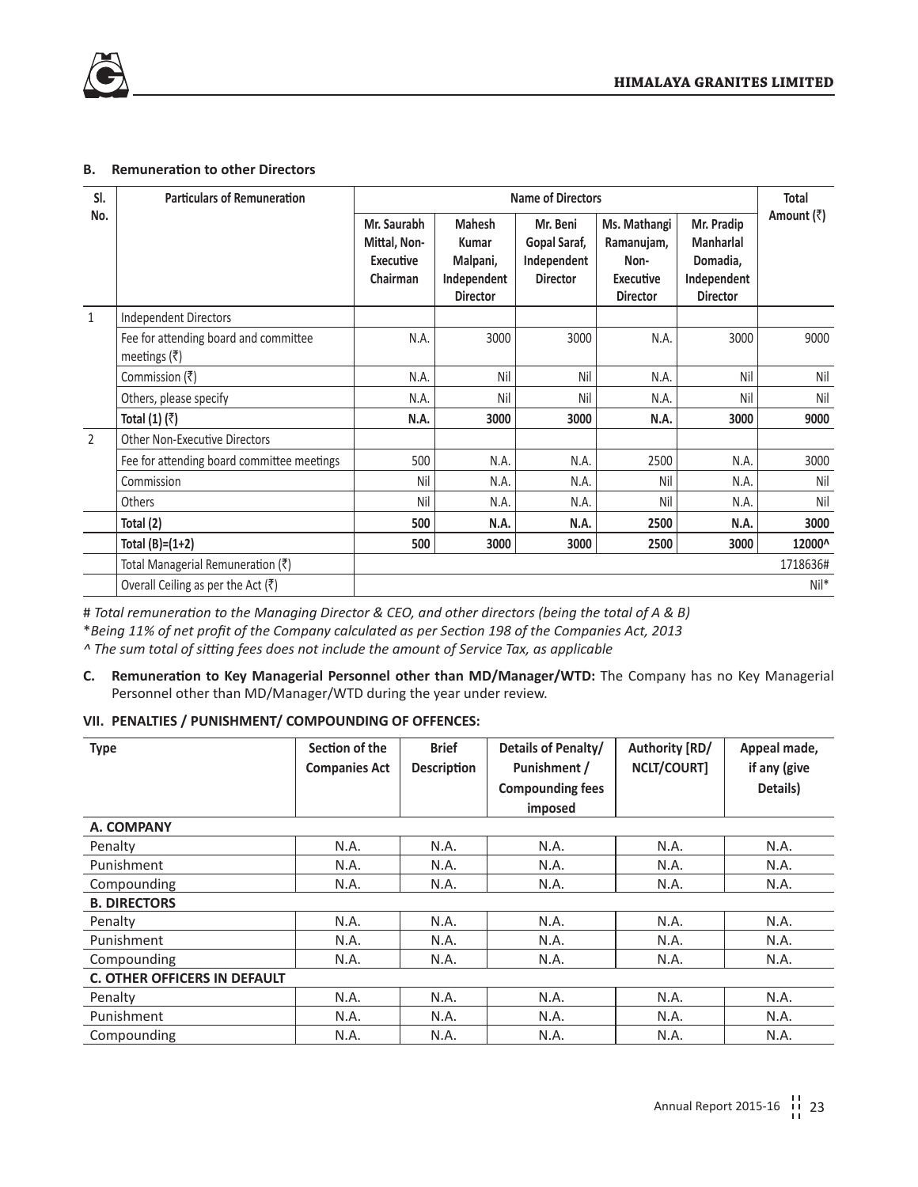### B. Remuneration to other Directors

| Sl. No. | Particulars of Remuneration | Name of Directors | | | | | Total Amount (₹) |
|---|---|---|---|---|---|---|---|
| | | Mr. Saurabh Mittal, Non-Executive Chairman | Mahesh Kumar Malpani, Independent Director | Mr. Beni Gopal Saraf, Independent Director | Ms. Mathangi Ramanujam, Non-Executive Director | Mr. Pradip Manharlal Domadia, Independent Director | |
| 1 | Independent Directors | | | | | | |
| | Fee for attending board and committee meetings (₹) | N.A. | 3000 | 3000 | N.A. | 3000 | 9000 |
| | Commission (₹) | N.A. | Nil | Nil | N.A. | Nil | Nil |
| | Others, please specify | N.A. | Nil | Nil | N.A. | Nil | Nil |
| | **Total (1) (₹)** | **N.A.** | **3000** | **3000** | **N.A.** | **3000** | **9000** |
| 2 | Other Non-Executive Directors | | | | | | |
| | Fee for attending board committee meetings | 500 | N.A. | N.A. | 2500 | N.A. | 3000 |
| | Commission | Nil | N.A. | N.A. | Nil | N.A. | Nil |
| | Others | Nil | N.A. | N.A. | Nil | N.A. | Nil |
| | **Total (2)** | **500** | **N.A.** | **N.A.** | **2500** | **N.A.** | **3000** |
| | **Total (B)=(1+2)** | **500** | **3000** | **3000** | **2500** | **3000** | **12000^** |
| | Total Managerial Remuneration (₹) | | | | | | 1718636# |
| | Overall Ceiling as per the Act (₹) | | | | | | Nil* |

# *Total remuneration to the Managing Director & CEO, and other directors (being the total of A & B)*

**Being 11% of net profit of the Company calculated as per Section 198 of the Companies Act, 2013*

*^ The sum total of sitting fees does not include the amount of Service Tax, as applicable*

**C. Remuneration to Key Managerial Personnel other than MD/Manager/WTD:** The Company has no Key Managerial Personnel other than MD/Manager/WTD during the year under review.

### VII. PENALTIES / PUNISHMENT/ COMPOUNDING OF OFFENCES:

| Type | Section of the Companies Act | Brief Description | Details of Penalty/ Punishment / Compounding fees imposed | Authority [RD/ NCLT/COURT] | Appeal made, if any (give Details) |
|---|---|---|---|---|---|
| **A. COMPANY** | | | | | |
| Penalty | N.A. | N.A. | N.A. | N.A. | N.A. |
| Punishment | N.A. | N.A. | N.A. | N.A. | N.A. |
| Compounding | N.A. | N.A. | N.A. | N.A. | N.A. |
| **B. DIRECTORS** | | | | | |
| Penalty | N.A. | N.A. | N.A. | N.A. | N.A. |
| Punishment | N.A. | N.A. | N.A. | N.A. | N.A. |
| Compounding | N.A. | N.A. | N.A. | N.A. | N.A. |
| **C. OTHER OFFICERS IN DEFAULT** | | | | | |
| Penalty | N.A. | N.A. | N.A. | N.A. | N.A. |
| Punishment | N.A. | N.A. | N.A. | N.A. | N.A. |
| Compounding | N.A. | N.A. | N.A. | N.A. | N.A. |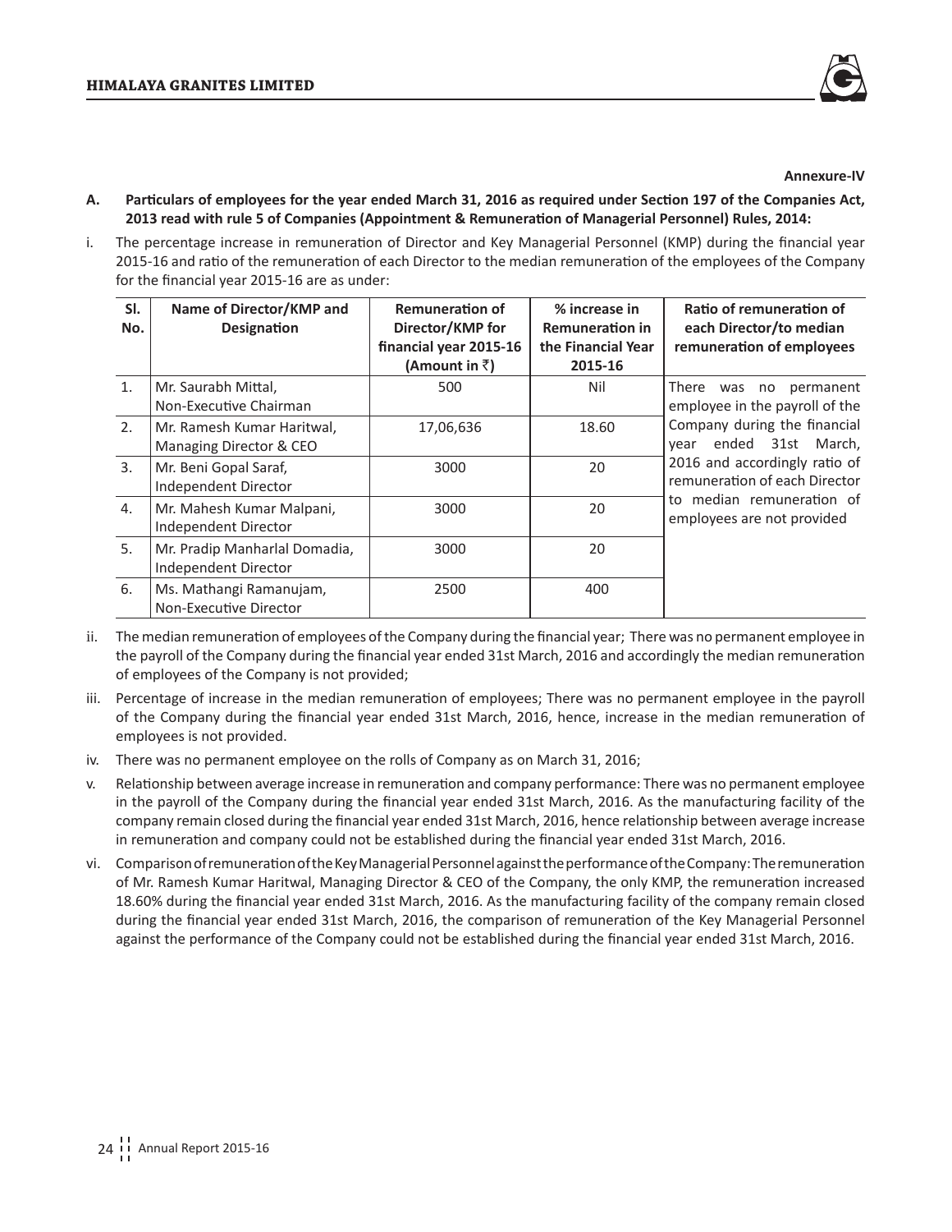**Annexure-IV**

**A. Particulars of employees for the year ended March 31, 2016 as required under Section 197 of the Companies Act, 2013 read with rule 5 of Companies (Appointment & Remuneration of Managerial Personnel) Rules, 2014:**

i. The percentage increase in remuneration of Director and Key Managerial Personnel (KMP) during the financial year 2015-16 and ratio of the remuneration of each Director to the median remuneration of the employees of the Company for the financial year 2015-16 are as under:

| Sl. No. | Name of Director/KMP and Designation | Remuneration of Director/KMP for financial year 2015-16 (Amount in ₹) | % increase in Remuneration in the Financial Year 2015-16 | Ratio of remuneration of each Director/to median remuneration of employees |
|---|---|---|---|---|
| 1. | Mr. Saurabh Mittal, Non-Executive Chairman | 500 | Nil | There was no permanent employee in the payroll of the Company during the financial year ended 31st March, 2016 and accordingly ratio of remuneration of each Director to median remuneration of employees are not provided |
| 2. | Mr. Ramesh Kumar Haritwal, Managing Director & CEO | 17,06,636 | 18.60 | |
| 3. | Mr. Beni Gopal Saraf, Independent Director | 3000 | 20 | |
| 4. | Mr. Mahesh Kumar Malpani, Independent Director | 3000 | 20 | |
| 5. | Mr. Pradip Manharlal Domadia, Independent Director | 3000 | 20 | |
| 6. | Ms. Mathangi Ramanujam, Non-Executive Director | 2500 | 400 | |

ii. The median remuneration of employees of the Company during the financial year; There was no permanent employee in the payroll of the Company during the financial year ended 31st March, 2016 and accordingly the median remuneration of employees of the Company is not provided;

iii. Percentage of increase in the median remuneration of employees; There was no permanent employee in the payroll of the Company during the financial year ended 31st March, 2016, hence, increase in the median remuneration of employees is not provided.

iv. There was no permanent employee on the rolls of Company as on March 31, 2016;

v. Relationship between average increase in remuneration and company performance: There was no permanent employee in the payroll of the Company during the financial year ended 31st March, 2016. As the manufacturing facility of the company remain closed during the financial year ended 31st March, 2016, hence relationship between average increase in remuneration and company could not be established during the financial year ended 31st March, 2016.

vi. Comparison of remuneration of the Key Managerial Personnel against the performance of the Company: The remuneration of Mr. Ramesh Kumar Haritwal, Managing Director & CEO of the Company, the only KMP, the remuneration increased 18.60% during the financial year ended 31st March, 2016. As the manufacturing facility of the company remain closed during the financial year ended 31st March, 2016, the comparison of remuneration of the Key Managerial Personnel against the performance of the Company could not be established during the financial year ended 31st March, 2016.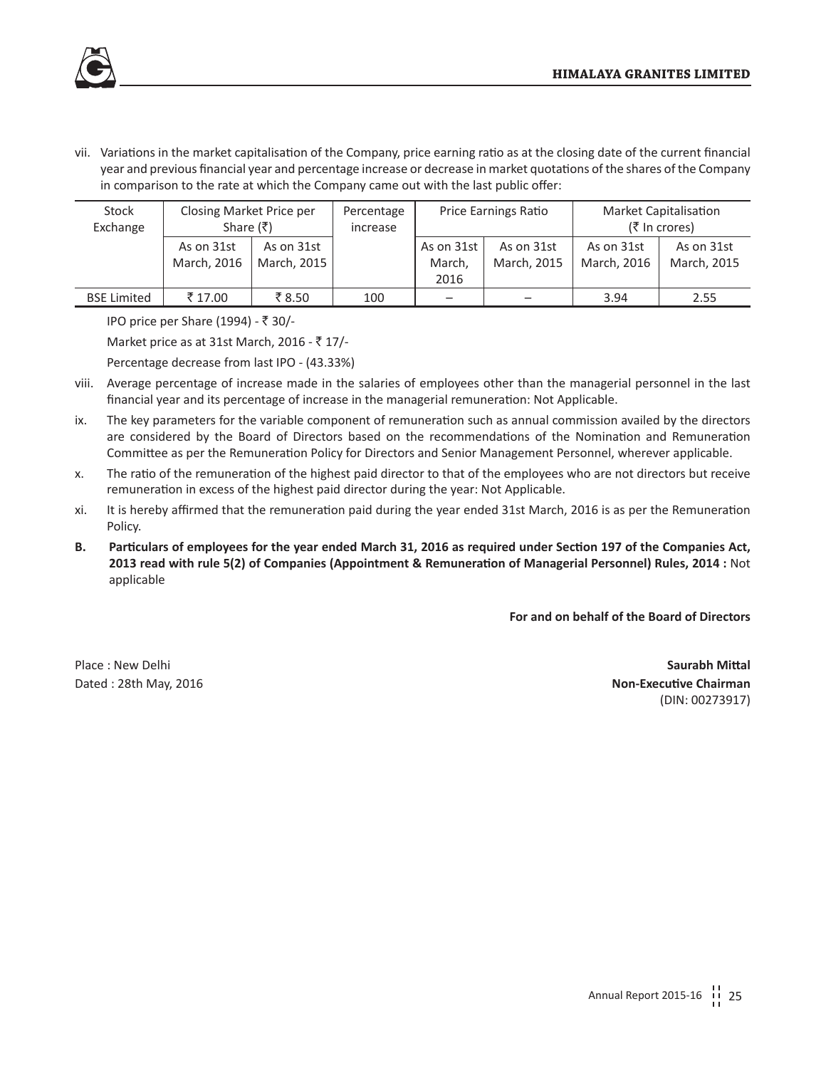vii. Variations in the market capitalisation of the Company, price earning ratio as at the closing date of the current financial year and previous financial year and percentage increase or decrease in market quotations of the shares of the Company in comparison to the rate at which the Company came out with the last public offer:

| Stock Exchange | Closing Market Price per Share (₹) | | Percentage increase | Price Earnings Ratio | | Market Capitalisation (₹ In crores) | |
|---|---|---|---|---|---|---|---|
| | As on 31st March, 2016 | As on 31st March, 2015 | | As on 31st March, 2016 | As on 31st March, 2015 | As on 31st March, 2016 | As on 31st March, 2015 |
| BSE Limited | ₹ 17.00 | ₹ 8.50 | 100 | – | – | 3.94 | 2.55 |

IPO price per Share (1994) - ₹ 30/-

Market price as at 31st March, 2016 - ₹ 17/-

Percentage decrease from last IPO - (43.33%)

viii. Average percentage of increase made in the salaries of employees other than the managerial personnel in the last financial year and its percentage of increase in the managerial remuneration: Not Applicable.

ix. The key parameters for the variable component of remuneration such as annual commission availed by the directors are considered by the Board of Directors based on the recommendations of the Nomination and Remuneration Committee as per the Remuneration Policy for Directors and Senior Management Personnel, wherever applicable.

x. The ratio of the remuneration of the highest paid director to that of the employees who are not directors but receive remuneration in excess of the highest paid director during the year: Not Applicable.

xi. It is hereby affirmed that the remuneration paid during the year ended 31st March, 2016 is as per the Remuneration Policy.

**B. Particulars of employees for the year ended March 31, 2016 as required under Section 197 of the Companies Act, 2013 read with rule 5(2) of Companies (Appointment & Remuneration of Managerial Personnel) Rules, 2014 :** Not applicable

**For and on behalf of the Board of Directors**

Place : New Delhi
Dated : 28th May, 2016

**Saurabh Mittal**
**Non-Executive Chairman**
(DIN: 00273917)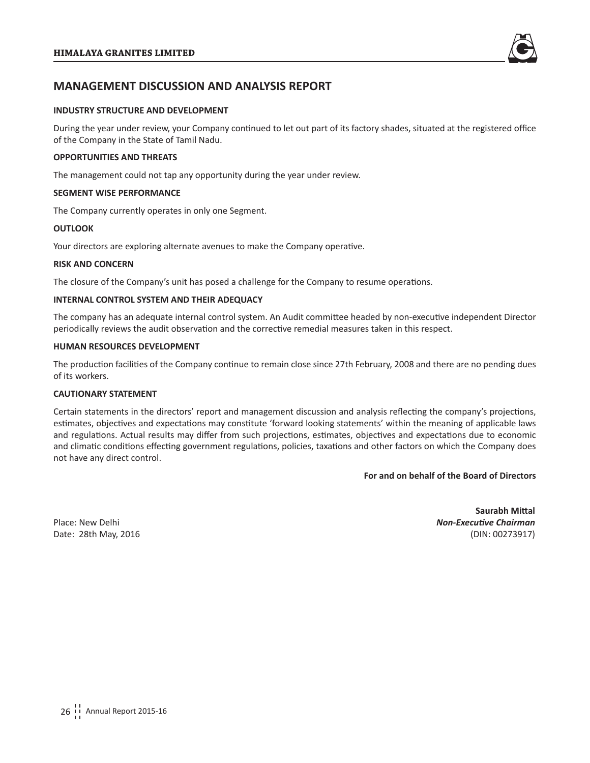# MANAGEMENT DISCUSSION AND ANALYSIS REPORT

**INDUSTRY STRUCTURE AND DEVELOPMENT**

During the year under review, your Company continued to let out part of its factory shades, situated at the registered office of the Company in the State of Tamil Nadu.

**OPPORTUNITIES AND THREATS**

The management could not tap any opportunity during the year under review.

**SEGMENT WISE PERFORMANCE**

The Company currently operates in only one Segment.

**OUTLOOK**

Your directors are exploring alternate avenues to make the Company operative.

**RISK AND CONCERN**

The closure of the Company's unit has posed a challenge for the Company to resume operations.

**INTERNAL CONTROL SYSTEM AND THEIR ADEQUACY**

The company has an adequate internal control system. An Audit committee headed by non-executive independent Director periodically reviews the audit observation and the corrective remedial measures taken in this respect.

**HUMAN RESOURCES DEVELOPMENT**

The production facilities of the Company continue to remain close since 27th February, 2008 and there are no pending dues of its workers.

**CAUTIONARY STATEMENT**

Certain statements in the directors' report and management discussion and analysis reflecting the company's projections, estimates, objectives and expectations may constitute 'forward looking statements' within the meaning of applicable laws and regulations. Actual results may differ from such projections, estimates, objectives and expectations due to economic and climatic conditions effecting government regulations, policies, taxations and other factors on which the Company does not have any direct control.

**For and on behalf of the Board of Directors**

Place: New Delhi
Date: 28th May, 2016

**Saurabh Mittal**
***Non-Executive Chairman***
(DIN: 00273917)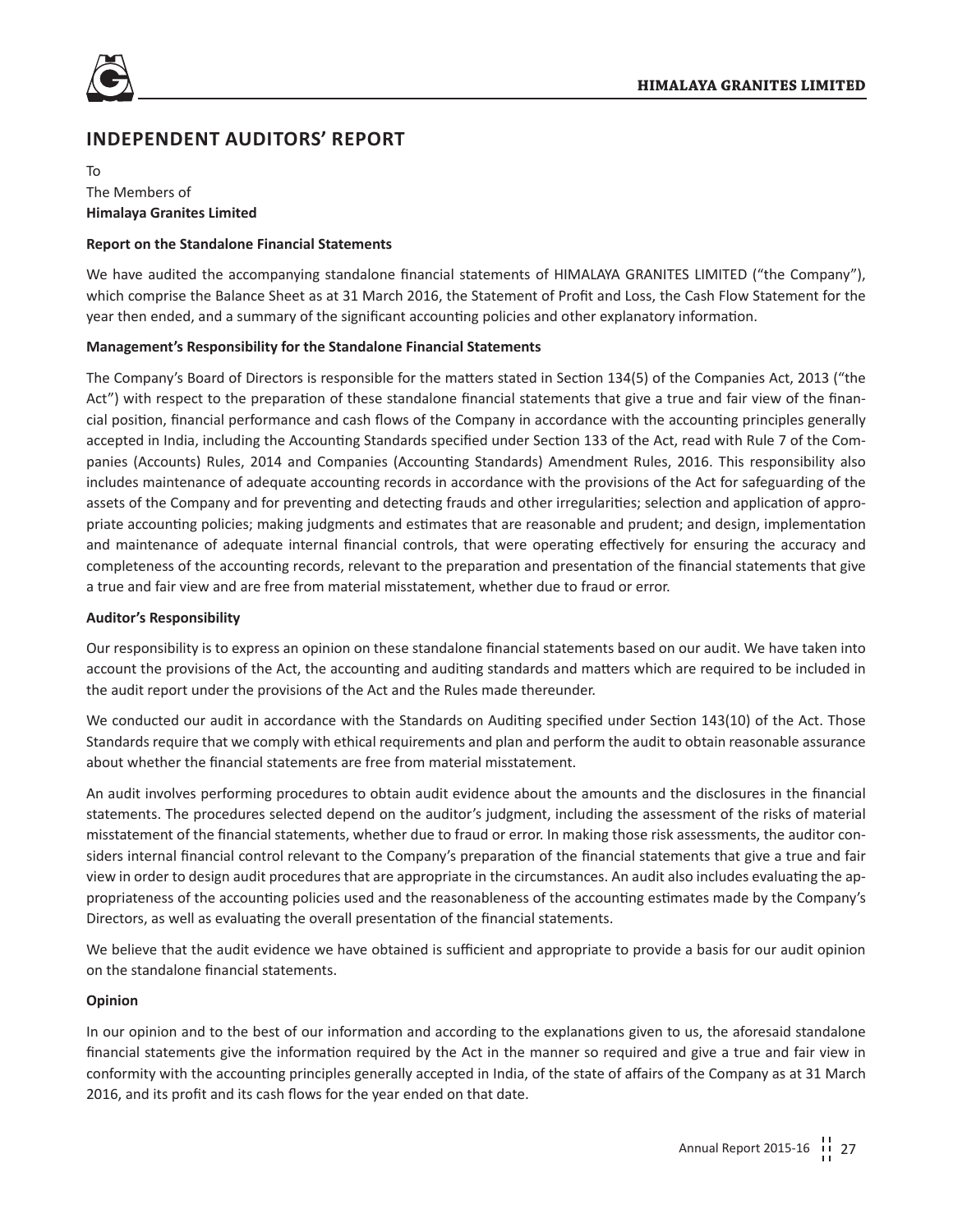# INDEPENDENT AUDITORS' REPORT

To
The Members of
**Himalaya Granites Limited**

**Report on the Standalone Financial Statements**

We have audited the accompanying standalone financial statements of HIMALAYA GRANITES LIMITED ("the Company"), which comprise the Balance Sheet as at 31 March 2016, the Statement of Profit and Loss, the Cash Flow Statement for the year then ended, and a summary of the significant accounting policies and other explanatory information.

**Management's Responsibility for the Standalone Financial Statements**

The Company's Board of Directors is responsible for the matters stated in Section 134(5) of the Companies Act, 2013 ("the Act") with respect to the preparation of these standalone financial statements that give a true and fair view of the financial position, financial performance and cash flows of the Company in accordance with the accounting principles generally accepted in India, including the Accounting Standards specified under Section 133 of the Act, read with Rule 7 of the Companies (Accounts) Rules, 2014 and Companies (Accounting Standards) Amendment Rules, 2016. This responsibility also includes maintenance of adequate accounting records in accordance with the provisions of the Act for safeguarding of the assets of the Company and for preventing and detecting frauds and other irregularities; selection and application of appropriate accounting policies; making judgments and estimates that are reasonable and prudent; and design, implementation and maintenance of adequate internal financial controls, that were operating effectively for ensuring the accuracy and completeness of the accounting records, relevant to the preparation and presentation of the financial statements that give a true and fair view and are free from material misstatement, whether due to fraud or error.

**Auditor's Responsibility**

Our responsibility is to express an opinion on these standalone financial statements based on our audit. We have taken into account the provisions of the Act, the accounting and auditing standards and matters which are required to be included in the audit report under the provisions of the Act and the Rules made thereunder.

We conducted our audit in accordance with the Standards on Auditing specified under Section 143(10) of the Act. Those Standards require that we comply with ethical requirements and plan and perform the audit to obtain reasonable assurance about whether the financial statements are free from material misstatement.

An audit involves performing procedures to obtain audit evidence about the amounts and the disclosures in the financial statements. The procedures selected depend on the auditor's judgment, including the assessment of the risks of material misstatement of the financial statements, whether due to fraud or error. In making those risk assessments, the auditor considers internal financial control relevant to the Company's preparation of the financial statements that give a true and fair view in order to design audit procedures that are appropriate in the circumstances. An audit also includes evaluating the appropriateness of the accounting policies used and the reasonableness of the accounting estimates made by the Company's Directors, as well as evaluating the overall presentation of the financial statements.

We believe that the audit evidence we have obtained is sufficient and appropriate to provide a basis for our audit opinion on the standalone financial statements.

**Opinion**

In our opinion and to the best of our information and according to the explanations given to us, the aforesaid standalone financial statements give the information required by the Act in the manner so required and give a true and fair view in conformity with the accounting principles generally accepted in India, of the state of affairs of the Company as at 31 March 2016, and its profit and its cash flows for the year ended on that date.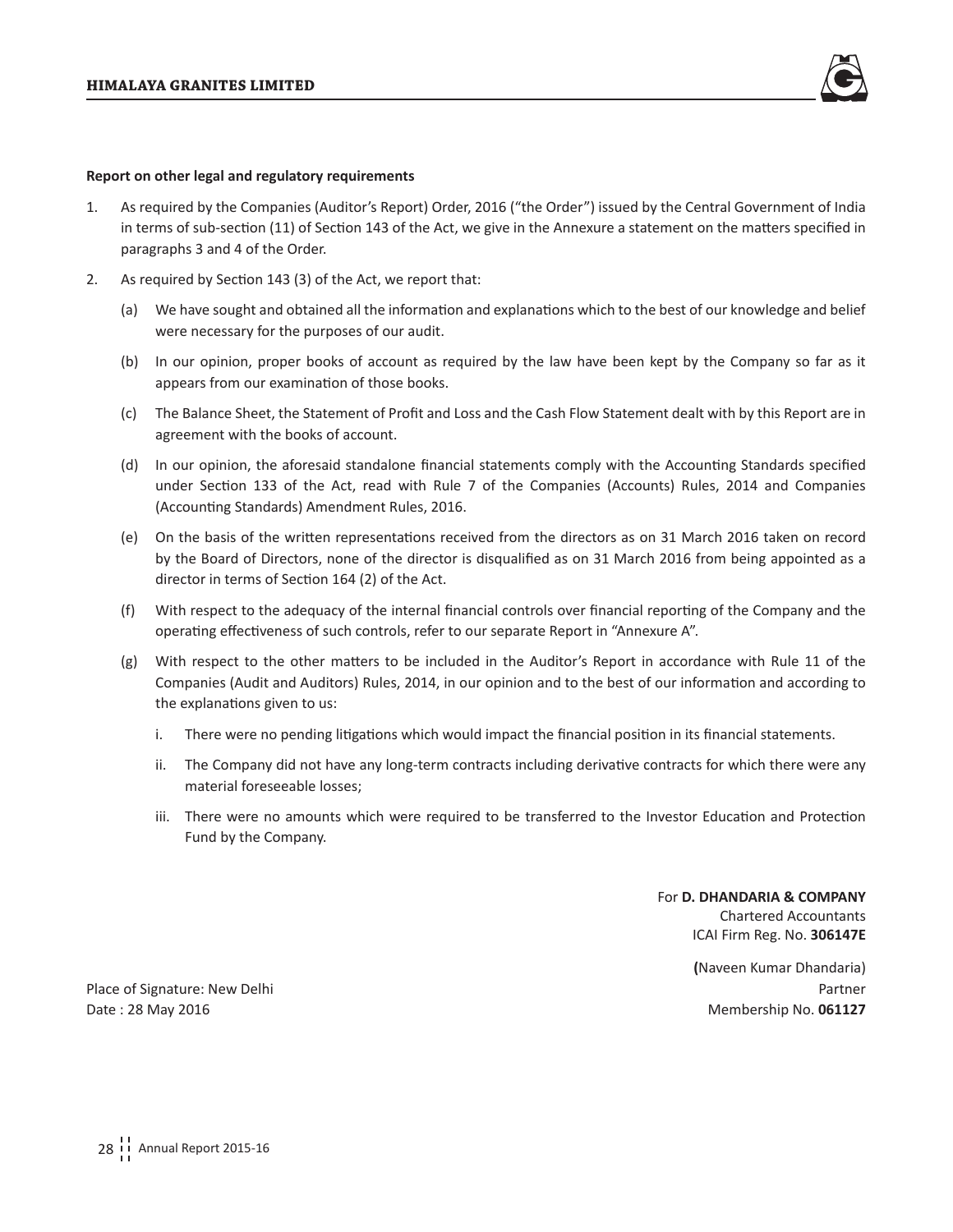**Report on other legal and regulatory requirements**

1. As required by the Companies (Auditor's Report) Order, 2016 ("the Order") issued by the Central Government of India in terms of sub-section (11) of Section 143 of the Act, we give in the Annexure a statement on the matters specified in paragraphs 3 and 4 of the Order.

2. As required by Section 143 (3) of the Act, we report that:

   (a) We have sought and obtained all the information and explanations which to the best of our knowledge and belief were necessary for the purposes of our audit.

   (b) In our opinion, proper books of account as required by the law have been kept by the Company so far as it appears from our examination of those books.

   (c) The Balance Sheet, the Statement of Profit and Loss and the Cash Flow Statement dealt with by this Report are in agreement with the books of account.

   (d) In our opinion, the aforesaid standalone financial statements comply with the Accounting Standards specified under Section 133 of the Act, read with Rule 7 of the Companies (Accounts) Rules, 2014 and Companies (Accounting Standards) Amendment Rules, 2016.

   (e) On the basis of the written representations received from the directors as on 31 March 2016 taken on record by the Board of Directors, none of the director is disqualified as on 31 March 2016 from being appointed as a director in terms of Section 164 (2) of the Act.

   (f) With respect to the adequacy of the internal financial controls over financial reporting of the Company and the operating effectiveness of such controls, refer to our separate Report in "Annexure A".

   (g) With respect to the other matters to be included in the Auditor's Report in accordance with Rule 11 of the Companies (Audit and Auditors) Rules, 2014, in our opinion and to the best of our information and according to the explanations given to us:

      i. There were no pending litigations which would impact the financial position in its financial statements.

      ii. The Company did not have any long-term contracts including derivative contracts for which there were any material foreseeable losses;

      iii. There were no amounts which were required to be transferred to the Investor Education and Protection Fund by the Company.

For **D. DHANDARIA & COMPANY**
Chartered Accountants
ICAI Firm Reg. No. **306147E**

**(**Naveen Kumar Dhandaria)
Partner
Membership No. **061127**

Place of Signature: New Delhi
Date : 28 May 2016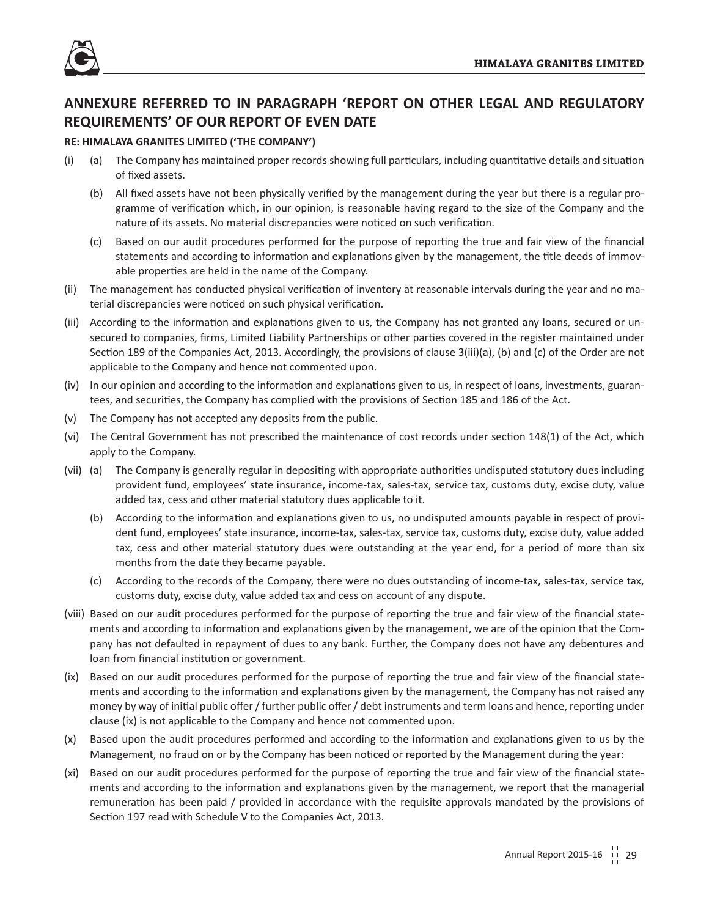## ANNEXURE REFERRED TO IN PARAGRAPH 'REPORT ON OTHER LEGAL AND REGULATORY REQUIREMENTS' OF OUR REPORT OF EVEN DATE

**RE: HIMALAYA GRANITES LIMITED ('THE COMPANY')**

(i) (a) The Company has maintained proper records showing full particulars, including quantitative details and situation of fixed assets.

(b) All fixed assets have not been physically verified by the management during the year but there is a regular programme of verification which, in our opinion, is reasonable having regard to the size of the Company and the nature of its assets. No material discrepancies were noticed on such verification.

(c) Based on our audit procedures performed for the purpose of reporting the true and fair view of the financial statements and according to information and explanations given by the management, the title deeds of immovable properties are held in the name of the Company.

(ii) The management has conducted physical verification of inventory at reasonable intervals during the year and no material discrepancies were noticed on such physical verification.

(iii) According to the information and explanations given to us, the Company has not granted any loans, secured or unsecured to companies, firms, Limited Liability Partnerships or other parties covered in the register maintained under Section 189 of the Companies Act, 2013. Accordingly, the provisions of clause 3(iii)(a), (b) and (c) of the Order are not applicable to the Company and hence not commented upon.

(iv) In our opinion and according to the information and explanations given to us, in respect of loans, investments, guarantees, and securities, the Company has complied with the provisions of Section 185 and 186 of the Act.

(v) The Company has not accepted any deposits from the public.

(vi) The Central Government has not prescribed the maintenance of cost records under section 148(1) of the Act, which apply to the Company.

(vii) (a) The Company is generally regular in depositing with appropriate authorities undisputed statutory dues including provident fund, employees' state insurance, income-tax, sales-tax, service tax, customs duty, excise duty, value added tax, cess and other material statutory dues applicable to it.

(b) According to the information and explanations given to us, no undisputed amounts payable in respect of provident fund, employees' state insurance, income-tax, sales-tax, service tax, customs duty, excise duty, value added tax, cess and other material statutory dues were outstanding at the year end, for a period of more than six months from the date they became payable.

(c) According to the records of the Company, there were no dues outstanding of income-tax, sales-tax, service tax, customs duty, excise duty, value added tax and cess on account of any dispute.

(viii) Based on our audit procedures performed for the purpose of reporting the true and fair view of the financial statements and according to information and explanations given by the management, we are of the opinion that the Company has not defaulted in repayment of dues to any bank. Further, the Company does not have any debentures and loan from financial institution or government.

(ix) Based on our audit procedures performed for the purpose of reporting the true and fair view of the financial statements and according to the information and explanations given by the management, the Company has not raised any money by way of initial public offer / further public offer / debt instruments and term loans and hence, reporting under clause (ix) is not applicable to the Company and hence not commented upon.

(x) Based upon the audit procedures performed and according to the information and explanations given to us by the Management, no fraud on or by the Company has been noticed or reported by the Management during the year:

(xi) Based on our audit procedures performed for the purpose of reporting the true and fair view of the financial statements and according to the information and explanations given by the management, we report that the managerial remuneration has been paid / provided in accordance with the requisite approvals mandated by the provisions of Section 197 read with Schedule V to the Companies Act, 2013.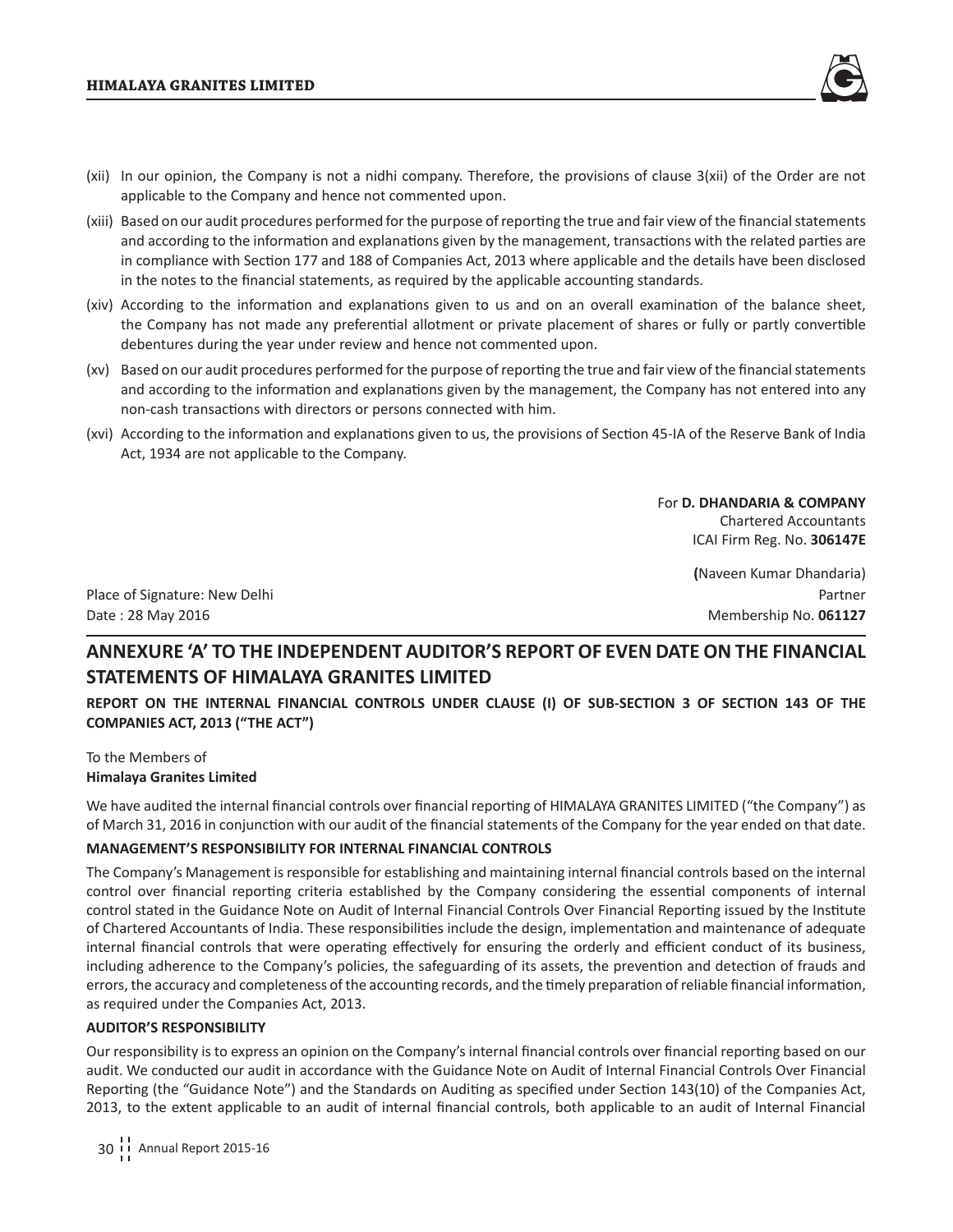(xii) In our opinion, the Company is not a nidhi company. Therefore, the provisions of clause 3(xii) of the Order are not applicable to the Company and hence not commented upon.

(xiii) Based on our audit procedures performed for the purpose of reporting the true and fair view of the financial statements and according to the information and explanations given by the management, transactions with the related parties are in compliance with Section 177 and 188 of Companies Act, 2013 where applicable and the details have been disclosed in the notes to the financial statements, as required by the applicable accounting standards.

(xiv) According to the information and explanations given to us and on an overall examination of the balance sheet, the Company has not made any preferential allotment or private placement of shares or fully or partly convertible debentures during the year under review and hence not commented upon.

(xv) Based on our audit procedures performed for the purpose of reporting the true and fair view of the financial statements and according to the information and explanations given by the management, the Company has not entered into any non-cash transactions with directors or persons connected with him.

(xvi) According to the information and explanations given to us, the provisions of Section 45-IA of the Reserve Bank of India Act, 1934 are not applicable to the Company.

For **D. DHANDARIA & COMPANY**
Chartered Accountants
ICAI Firm Reg. No. **306147E**

**(**Naveen Kumar Dhandaria)
Partner
Membership No. **061127**

Place of Signature: New Delhi
Date : 28 May 2016

## ANNEXURE 'A' TO THE INDEPENDENT AUDITOR'S REPORT OF EVEN DATE ON THE FINANCIAL STATEMENTS OF HIMALAYA GRANITES LIMITED

**REPORT ON THE INTERNAL FINANCIAL CONTROLS UNDER CLAUSE (I) OF SUB-SECTION 3 OF SECTION 143 OF THE COMPANIES ACT, 2013 ("THE ACT")**

To the Members of
**Himalaya Granites Limited**

We have audited the internal financial controls over financial reporting of HIMALAYA GRANITES LIMITED ("the Company") as of March 31, 2016 in conjunction with our audit of the financial statements of the Company for the year ended on that date.

**MANAGEMENT'S RESPONSIBILITY FOR INTERNAL FINANCIAL CONTROLS**

The Company's Management is responsible for establishing and maintaining internal financial controls based on the internal control over financial reporting criteria established by the Company considering the essential components of internal control stated in the Guidance Note on Audit of Internal Financial Controls Over Financial Reporting issued by the Institute of Chartered Accountants of India. These responsibilities include the design, implementation and maintenance of adequate internal financial controls that were operating effectively for ensuring the orderly and efficient conduct of its business, including adherence to the Company's policies, the safeguarding of its assets, the prevention and detection of frauds and errors, the accuracy and completeness of the accounting records, and the timely preparation of reliable financial information, as required under the Companies Act, 2013.

**AUDITOR'S RESPONSIBILITY**

Our responsibility is to express an opinion on the Company's internal financial controls over financial reporting based on our audit. We conducted our audit in accordance with the Guidance Note on Audit of Internal Financial Controls Over Financial Reporting (the "Guidance Note") and the Standards on Auditing as specified under Section 143(10) of the Companies Act, 2013, to the extent applicable to an audit of internal financial controls, both applicable to an audit of Internal Financial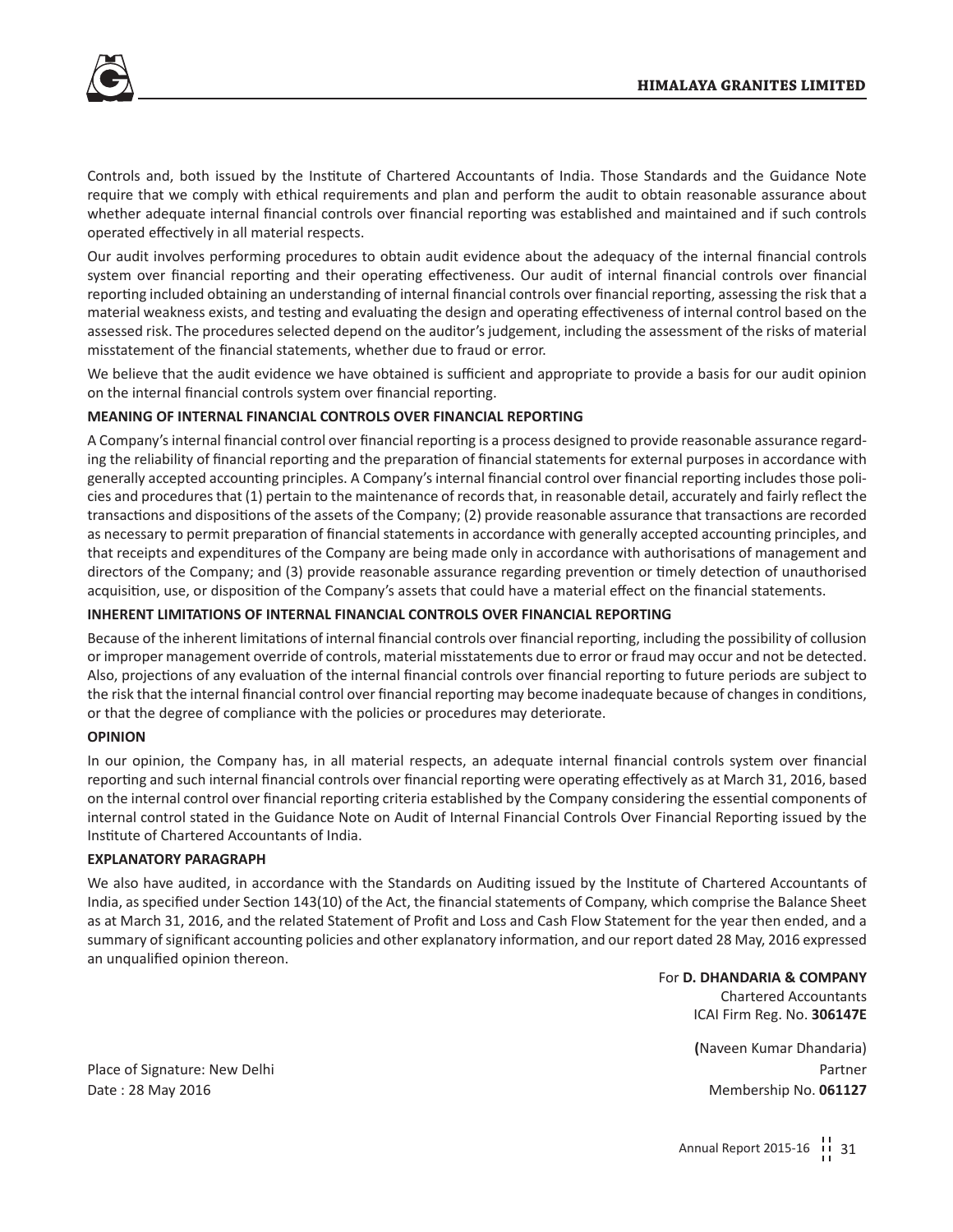Controls and, both issued by the Institute of Chartered Accountants of India. Those Standards and the Guidance Note require that we comply with ethical requirements and plan and perform the audit to obtain reasonable assurance about whether adequate internal financial controls over financial reporting was established and maintained and if such controls operated effectively in all material respects.

Our audit involves performing procedures to obtain audit evidence about the adequacy of the internal financial controls system over financial reporting and their operating effectiveness. Our audit of internal financial controls over financial reporting included obtaining an understanding of internal financial controls over financial reporting, assessing the risk that a material weakness exists, and testing and evaluating the design and operating effectiveness of internal control based on the assessed risk. The procedures selected depend on the auditor's judgement, including the assessment of the risks of material misstatement of the financial statements, whether due to fraud or error.

We believe that the audit evidence we have obtained is sufficient and appropriate to provide a basis for our audit opinion on the internal financial controls system over financial reporting.

**MEANING OF INTERNAL FINANCIAL CONTROLS OVER FINANCIAL REPORTING**

A Company's internal financial control over financial reporting is a process designed to provide reasonable assurance regarding the reliability of financial reporting and the preparation of financial statements for external purposes in accordance with generally accepted accounting principles. A Company's internal financial control over financial reporting includes those policies and procedures that (1) pertain to the maintenance of records that, in reasonable detail, accurately and fairly reflect the transactions and dispositions of the assets of the Company; (2) provide reasonable assurance that transactions are recorded as necessary to permit preparation of financial statements in accordance with generally accepted accounting principles, and that receipts and expenditures of the Company are being made only in accordance with authorisations of management and directors of the Company; and (3) provide reasonable assurance regarding prevention or timely detection of unauthorised acquisition, use, or disposition of the Company's assets that could have a material effect on the financial statements.

**INHERENT LIMITATIONS OF INTERNAL FINANCIAL CONTROLS OVER FINANCIAL REPORTING**

Because of the inherent limitations of internal financial controls over financial reporting, including the possibility of collusion or improper management override of controls, material misstatements due to error or fraud may occur and not be detected. Also, projections of any evaluation of the internal financial controls over financial reporting to future periods are subject to the risk that the internal financial control over financial reporting may become inadequate because of changes in conditions, or that the degree of compliance with the policies or procedures may deteriorate.

**OPINION**

In our opinion, the Company has, in all material respects, an adequate internal financial controls system over financial reporting and such internal financial controls over financial reporting were operating effectively as at March 31, 2016, based on the internal control over financial reporting criteria established by the Company considering the essential components of internal control stated in the Guidance Note on Audit of Internal Financial Controls Over Financial Reporting issued by the Institute of Chartered Accountants of India.

**EXPLANATORY PARAGRAPH**

We also have audited, in accordance with the Standards on Auditing issued by the Institute of Chartered Accountants of India, as specified under Section 143(10) of the Act, the financial statements of Company, which comprise the Balance Sheet as at March 31, 2016, and the related Statement of Profit and Loss and Cash Flow Statement for the year then ended, and a summary of significant accounting policies and other explanatory information, and our report dated 28 May, 2016 expressed an unqualified opinion thereon.

For **D. DHANDARIA & COMPANY**
Chartered Accountants
ICAI Firm Reg. No. **306147E**

(Naveen Kumar Dhandaria)
Partner
Membership No. **061127**

Place of Signature: New Delhi
Date : 28 May 2016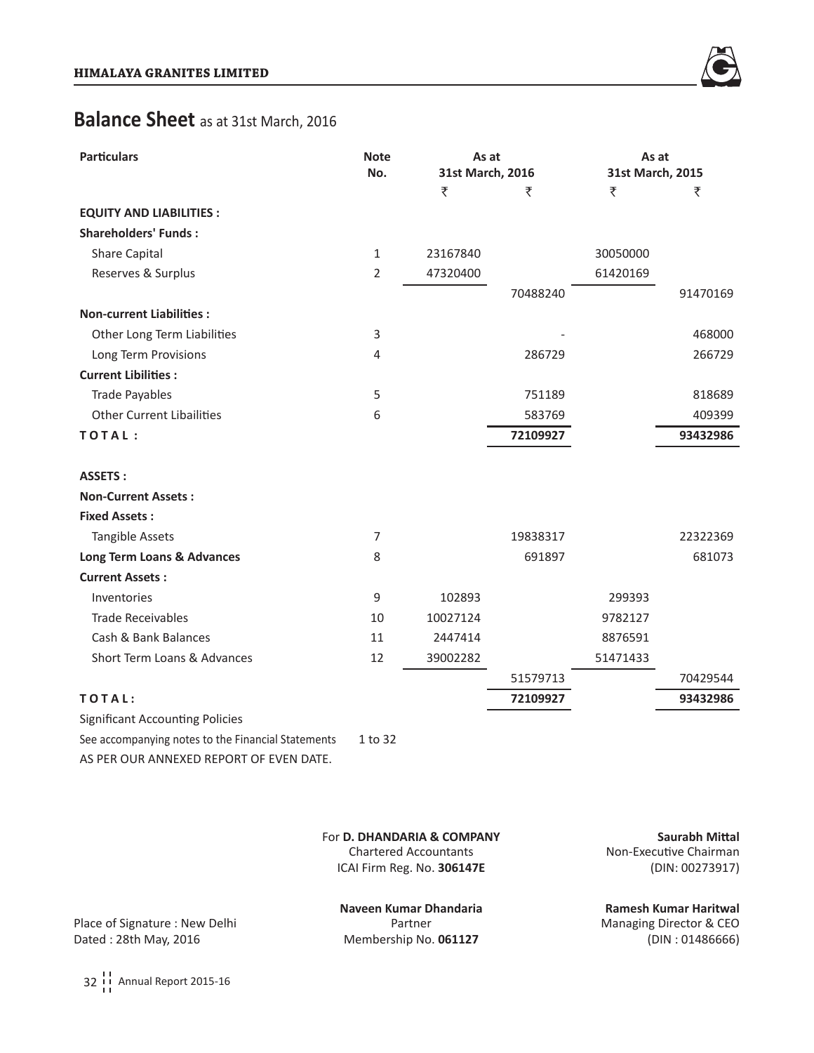## Balance Sheet as at 31st March, 2016

| Particulars | Note No. | As at 31st March, 2016 | | As at 31st March, 2015 | |
|---|---|---|---|---|---|
| | | ₹ | ₹ | ₹ | ₹ |
| **EQUITY AND LIABILITIES :** | | | | | |
| **Shareholders' Funds :** | | | | | |
| Share Capital | 1 | 23167840 | | 30050000 | |
| Reserves & Surplus | 2 | 47320400 | | 61420169 | |
| | | | 70488240 | | 91470169 |
| **Non-current Liabilities :** | | | | | |
| Other Long Term Liabilities | 3 | | - | | 468000 |
| Long Term Provisions | 4 | | 286729 | | 266729 |
| **Current Libilities :** | | | | | |
| Trade Payables | 5 | | 751189 | | 818689 |
| Other Current Libailities | 6 | | 583769 | | 409399 |
| **TOTAL :** | | | **72109927** | | **93432986** |
| **ASSETS :** | | | | | |
| **Non-Current Assets :** | | | | | |
| **Fixed Assets :** | | | | | |
| Tangible Assets | 7 | | 19838317 | | 22322369 |
| **Long Term Loans & Advances** | 8 | | 691897 | | 681073 |
| **Current Assets :** | | | | | |
| Inventories | 9 | 102893 | | 299393 | |
| Trade Receivables | 10 | 10027124 | | 9782127 | |
| Cash & Bank Balances | 11 | 2447414 | | 8876591 | |
| Short Term Loans & Advances | 12 | 39002282 | | 51471433 | |
| | | | 51579713 | | 70429544 |
| **TOTAL:** | | | **72109927** | | **93432986** |

Significant Accounting Policies

See accompanying notes to the Financial Statements 1 to 32

AS PER OUR ANNEXED REPORT OF EVEN DATE.

For **D. DHANDARIA & COMPANY**
Chartered Accountants
ICAI Firm Reg. No. **306147E**

**Saurabh Mittal**
Non-Executive Chairman
(DIN: 00273917)

Place of Signature : New Delhi
Dated : 28th May, 2016

**Naveen Kumar Dhandaria**
Partner
Membership No. **061127**

**Ramesh Kumar Haritwal**
Managing Director & CEO
(DIN : 01486666)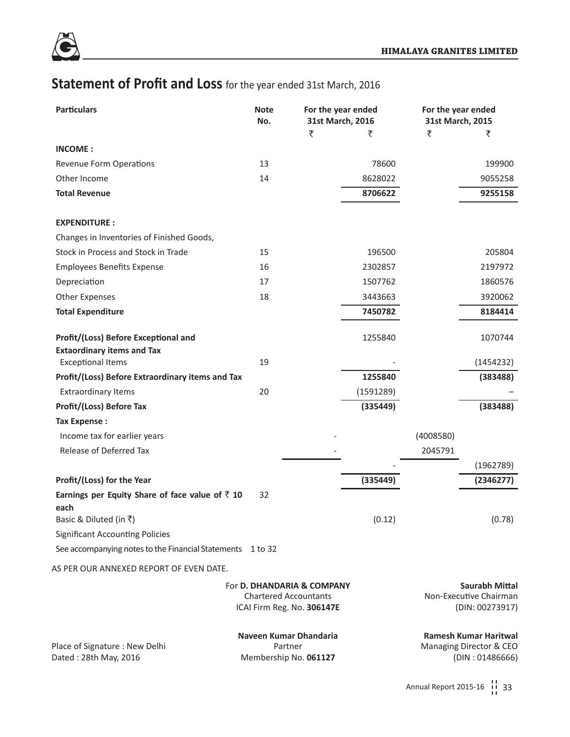# Statement of Profit and Loss for the year ended 31st March, 2016

| Particulars | Note No. | For the year ended 31st March, 2016 | | For the year ended 31st March, 2015 | |
|---|---|---|---|---|---|
| | | ₹ | ₹ | ₹ | ₹ |
| **INCOME :** | | | | | |
| Revenue Form Operations | 13 | | 78600 | | 199900 |
| Other Income | 14 | | 8628022 | | 9055258 |
| **Total Revenue** | | | **8706622** | | **9255158** |
| **EXPENDITURE :** | | | | | |
| Changes in Inventories of Finished Goods, Stock in Process and Stock in Trade | 15 | | 196500 | | 205804 |
| Employees Benefits Expense | 16 | | 2302857 | | 2197972 |
| Depreciation | 17 | | 1507762 | | 1860576 |
| Other Expenses | 18 | | 3443663 | | 3920062 |
| **Total Expenditure** | | | **7450782** | | **8184414** |
| **Profit/(Loss) Before Exceptional and Extaordinary items and Tax** | | | 1255840 | | 1070744 |
| Exceptional Items | 19 | | - | | (1454232) |
| **Profit/(Loss) Before Extraordinary items and Tax** | | | **1255840** | | **(383488)** |
| Extraordinary Items | 20 | | (1591289) | | – |
| **Profit/(Loss) Before Tax** | | | **(335449)** | | **(383488)** |
| **Tax Expense :** | | | | | |
| Income tax for earlier years | | - | | (4008580) | |
| Release of Deferred Tax | | - | | 2045791 | |
| | | | - | | (1962789) |
| **Profit/(Loss) for the Year** | | | **(335449)** | | **(2346277)** |
| **Earnings per Equity Share of face value of ₹ 10 each** | 32 | | | | |
| Basic & Diluted (in ₹) | | | (0.12) | | (0.78) |
| Significant Accounting Policies | | | | | |
| See accompanying notes to the Financial Statements | 1 to 32 | | | | |

AS PER OUR ANNEXED REPORT OF EVEN DATE.

For **D. DHANDARIA & COMPANY**
Chartered Accountants
ICAI Firm Reg. No. **306147E**

**Naveen Kumar Dhandaria**
Partner
Membership No. **061127**

**Saurabh Mittal**
Non-Executive Chairman
(DIN: 00273917)

**Ramesh Kumar Haritwal**
Managing Director & CEO
(DIN : 01486666)

Place of Signature : New Delhi
Dated : 28th May, 2016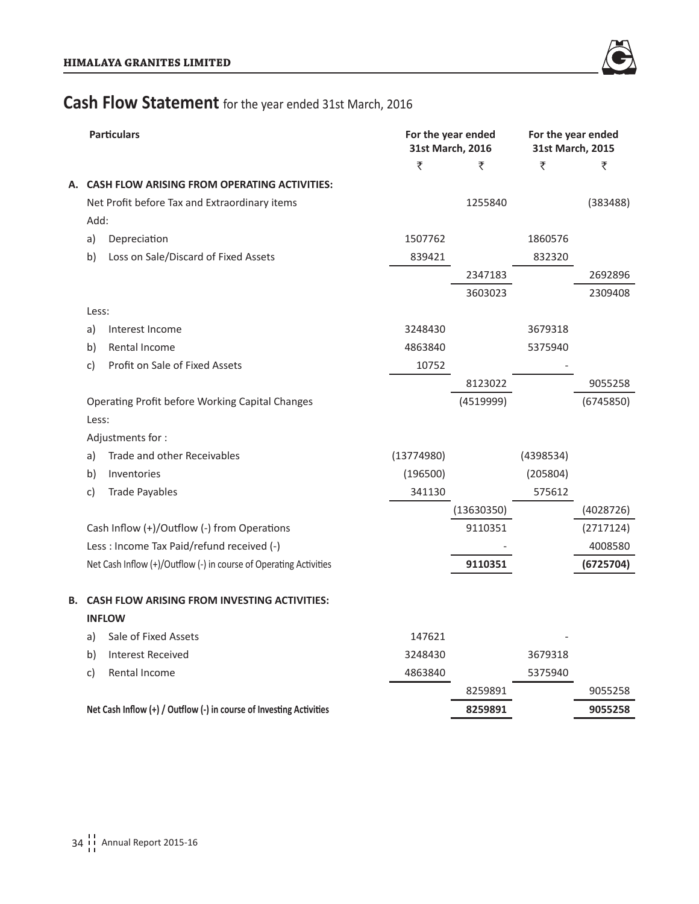# Cash Flow Statement for the year ended 31st March, 2016

| Particulars | For the year ended 31st March, 2016 | | For the year ended 31st March, 2015 | |
|---|---|---|---|---|
| | ₹ | ₹ | ₹ | ₹ |
| **A. CASH FLOW ARISING FROM OPERATING ACTIVITIES:** | | | | |
| Net Profit before Tax and Extraordinary items | | 1255840 | | (383488) |
| Add: | | | | |
| a) Depreciation | 1507762 | | 1860576 | |
| b) Loss on Sale/Discard of Fixed Assets | 839421 | | 832320 | |
| | | 2347183 | | 2692896 |
| | | 3603023 | | 2309408 |
| Less: | | | | |
| a) Interest Income | 3248430 | | 3679318 | |
| b) Rental Income | 4863840 | | 5375940 | |
| c) Profit on Sale of Fixed Assets | 10752 | | - | |
| | | 8123022 | | 9055258 |
| Operating Profit before Working Capital Changes | | (4519999) | | (6745850) |
| Less: | | | | |
| Adjustments for : | | | | |
| a) Trade and other Receivables | (13774980) | | (4398534) | |
| b) Inventories | (196500) | | (205804) | |
| c) Trade Payables | 341130 | | 575612 | |
| | | (13630350) | | (4028726) |
| Cash Inflow (+)/Outflow (-) from Operations | | 9110351 | | (2717124) |
| Less : Income Tax Paid/refund received (-) | | - | | 4008580 |
| Net Cash Inflow (+)/Outflow (-) in course of Operating Activities | | **9110351** | | **(6725704)** |
| **B. CASH FLOW ARISING FROM INVESTING ACTIVITIES:** | | | | |
| **INFLOW** | | | | |
| a) Sale of Fixed Assets | 147621 | | - | |
| b) Interest Received | 3248430 | | 3679318 | |
| c) Rental Income | 4863840 | | 5375940 | |
| | | 8259891 | | 9055258 |
| **Net Cash Inflow (+) / Outflow (-) in course of Investing Activities** | | **8259891** | | **9055258** |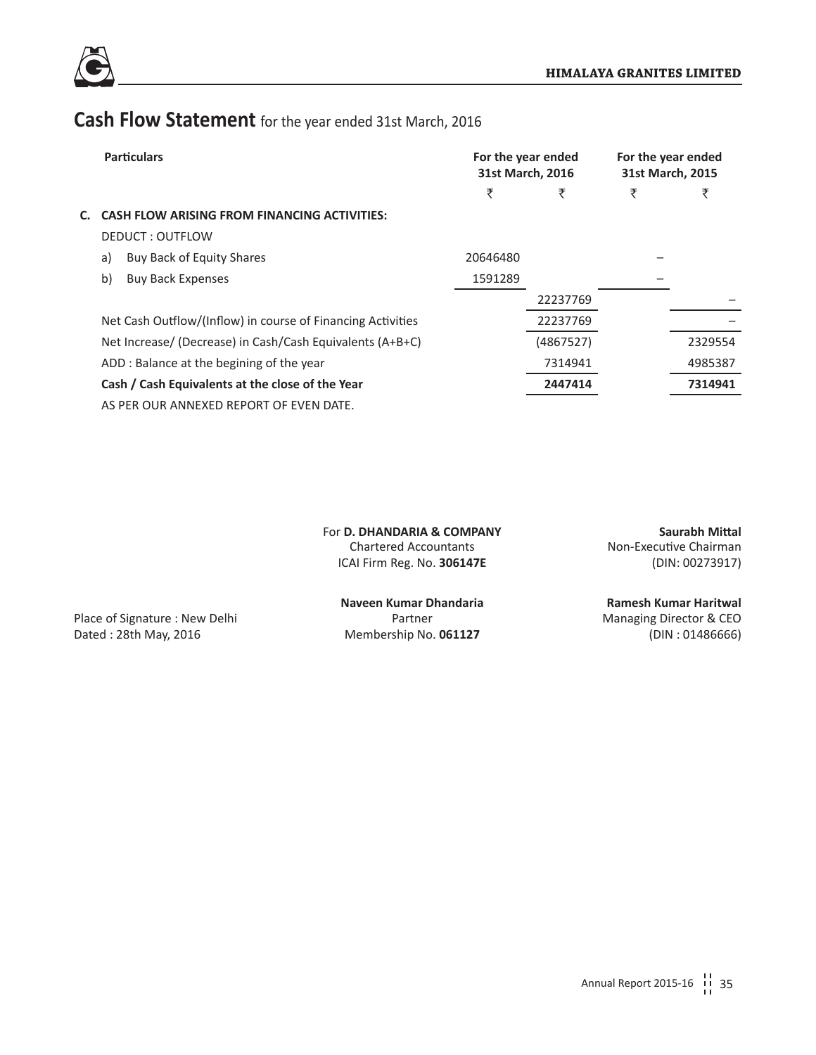## Cash Flow Statement for the year ended 31st March, 2016

| Particulars | For the year ended 31st March, 2016 | | For the year ended 31st March, 2015 | |
|---|---|---|---|---|
| | ₹ | ₹ | ₹ | ₹ |
| **C. CASH FLOW ARISING FROM FINANCING ACTIVITIES:** | | | | |
| DEDUCT : OUTFLOW | | | | |
| a) Buy Back of Equity Shares | 20646480 | | – | |
| b) Buy Back Expenses | 1591289 | | – | |
| | | 22237769 | | – |
| Net Cash Outflow/(Inflow) in course of Financing Activities | | 22237769 | | – |
| Net Increase/ (Decrease) in Cash/Cash Equivalents (A+B+C) | | (4867527) | | 2329554 |
| ADD : Balance at the begining of the year | | 7314941 | | 4985387 |
| **Cash / Cash Equivalents at the close of the Year** | | **2447414** | | **7314941** |

AS PER OUR ANNEXED REPORT OF EVEN DATE.

For **D. DHANDARIA & COMPANY**
Chartered Accountants
ICAI Firm Reg. No. **306147E**

**Naveen Kumar Dhandaria**
Partner
Membership No. **061127**

Place of Signature : New Delhi
Dated : 28th May, 2016

**Saurabh Mittal**
Non-Executive Chairman
(DIN: 00273917)

**Ramesh Kumar Haritwal**
Managing Director & CEO
(DIN : 01486666)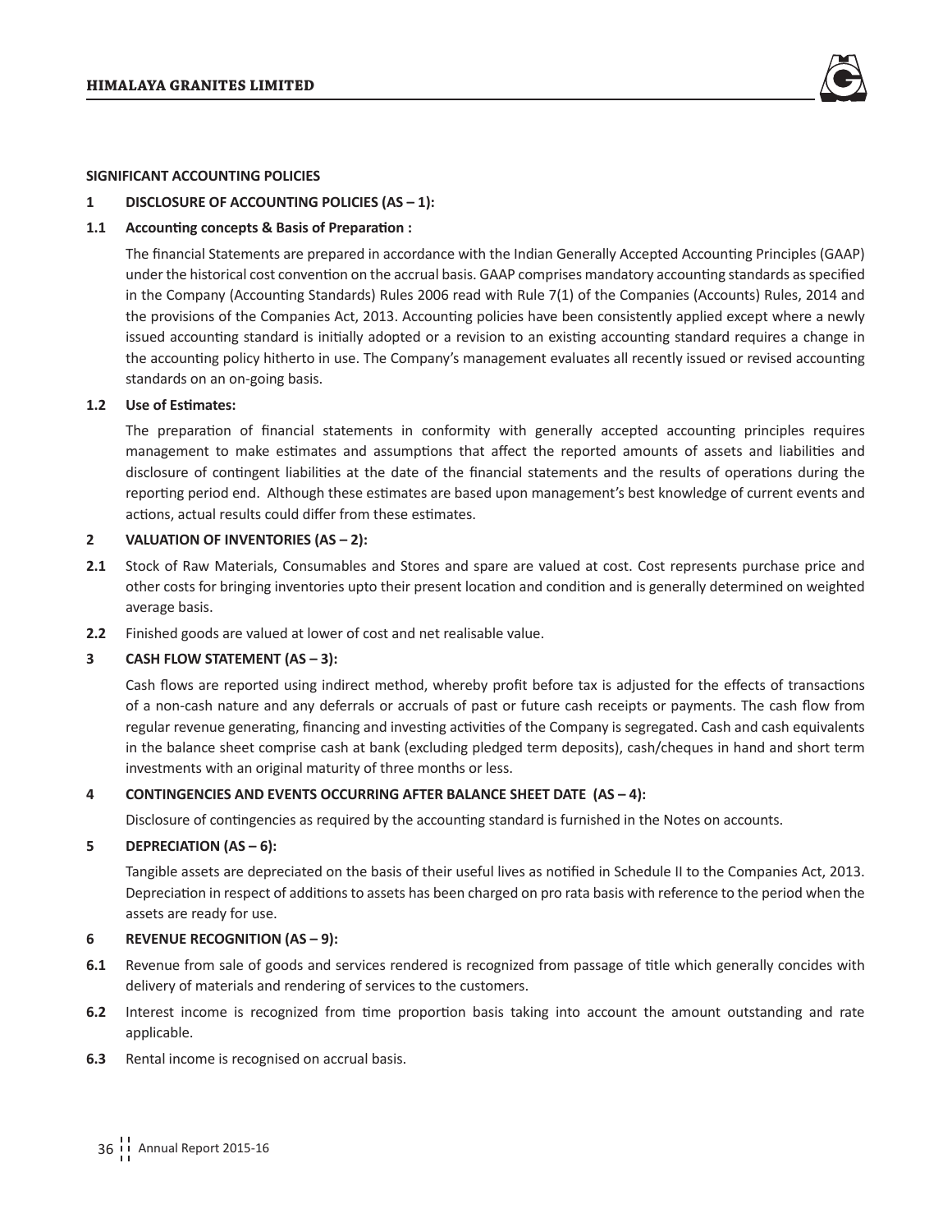## SIGNIFICANT ACCOUNTING POLICIES

### 1 DISCLOSURE OF ACCOUNTING POLICIES (AS – 1):

**1.1 Accounting concepts & Basis of Preparation :**

The financial Statements are prepared in accordance with the Indian Generally Accepted Accounting Principles (GAAP) under the historical cost convention on the accrual basis. GAAP comprises mandatory accounting standards as specified in the Company (Accounting Standards) Rules 2006 read with Rule 7(1) of the Companies (Accounts) Rules, 2014 and the provisions of the Companies Act, 2013. Accounting policies have been consistently applied except where a newly issued accounting standard is initially adopted or a revision to an existing accounting standard requires a change in the accounting policy hitherto in use. The Company's management evaluates all recently issued or revised accounting standards on an on-going basis.

**1.2 Use of Estimates:**

The preparation of financial statements in conformity with generally accepted accounting principles requires management to make estimates and assumptions that affect the reported amounts of assets and liabilities and disclosure of contingent liabilities at the date of the financial statements and the results of operations during the reporting period end. Although these estimates are based upon management's best knowledge of current events and actions, actual results could differ from these estimates.

### 2 VALUATION OF INVENTORIES (AS – 2):

**2.1** Stock of Raw Materials, Consumables and Stores and spare are valued at cost. Cost represents purchase price and other costs for bringing inventories upto their present location and condition and is generally determined on weighted average basis.

**2.2** Finished goods are valued at lower of cost and net realisable value.

### 3 CASH FLOW STATEMENT (AS – 3):

Cash flows are reported using indirect method, whereby profit before tax is adjusted for the effects of transactions of a non-cash nature and any deferrals or accruals of past or future cash receipts or payments. The cash flow from regular revenue generating, financing and investing activities of the Company is segregated. Cash and cash equivalents in the balance sheet comprise cash at bank (excluding pledged term deposits), cash/cheques in hand and short term investments with an original maturity of three months or less.

### 4 CONTINGENCIES AND EVENTS OCCURRING AFTER BALANCE SHEET DATE (AS – 4):

Disclosure of contingencies as required by the accounting standard is furnished in the Notes on accounts.

### 5 DEPRECIATION (AS – 6):

Tangible assets are depreciated on the basis of their useful lives as notified in Schedule II to the Companies Act, 2013. Depreciation in respect of additions to assets has been charged on pro rata basis with reference to the period when the assets are ready for use.

### 6 REVENUE RECOGNITION (AS – 9):

**6.1** Revenue from sale of goods and services rendered is recognized from passage of title which generally concides with delivery of materials and rendering of services to the customers.

**6.2** Interest income is recognized from time proportion basis taking into account the amount outstanding and rate applicable.

**6.3** Rental income is recognised on accrual basis.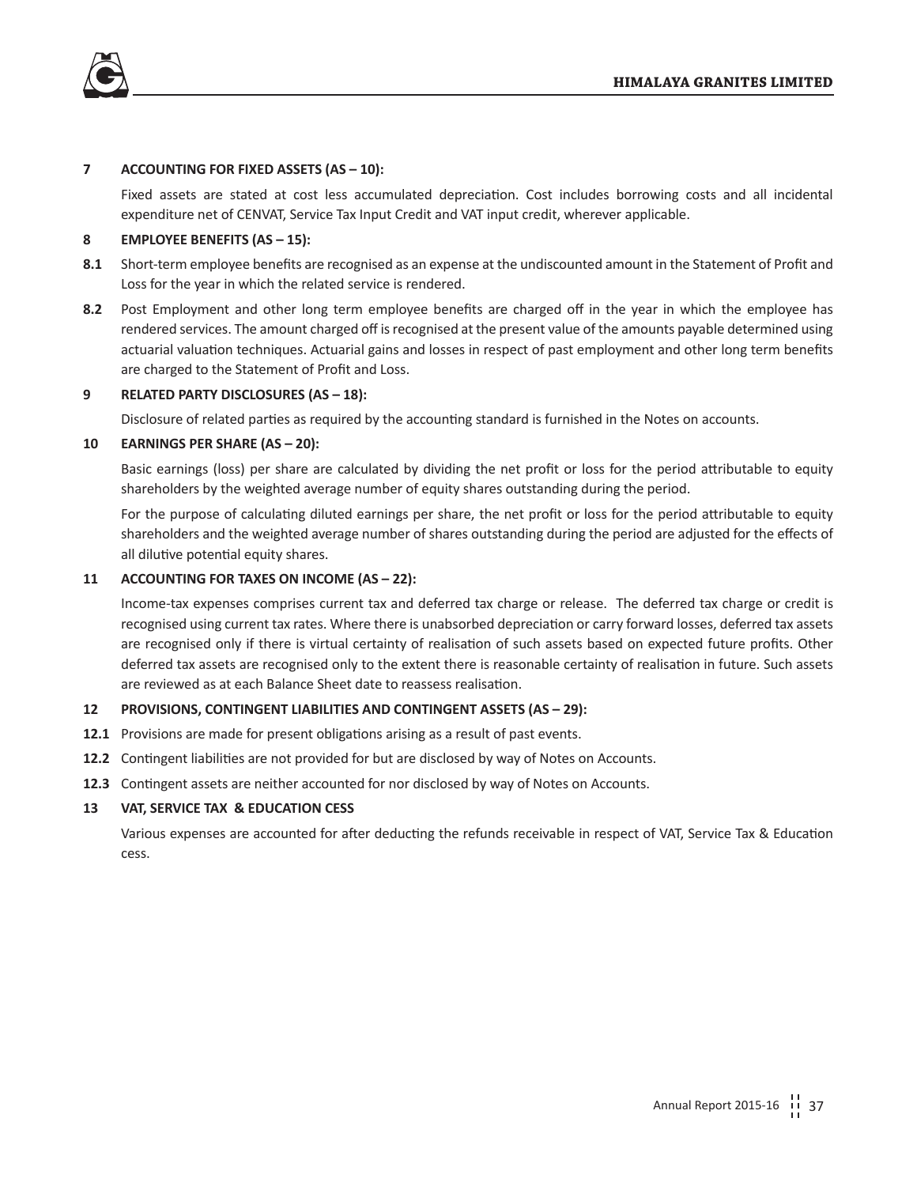### 7 ACCOUNTING FOR FIXED ASSETS (AS – 10):

Fixed assets are stated at cost less accumulated depreciation. Cost includes borrowing costs and all incidental expenditure net of CENVAT, Service Tax Input Credit and VAT input credit, wherever applicable.

### 8 EMPLOYEE BENEFITS (AS – 15):

**8.1** Short-term employee benefits are recognised as an expense at the undiscounted amount in the Statement of Profit and Loss for the year in which the related service is rendered.

**8.2** Post Employment and other long term employee benefits are charged off in the year in which the employee has rendered services. The amount charged off is recognised at the present value of the amounts payable determined using actuarial valuation techniques. Actuarial gains and losses in respect of past employment and other long term benefits are charged to the Statement of Profit and Loss.

### 9 RELATED PARTY DISCLOSURES (AS – 18):

Disclosure of related parties as required by the accounting standard is furnished in the Notes on accounts.

### 10 EARNINGS PER SHARE (AS – 20):

Basic earnings (loss) per share are calculated by dividing the net profit or loss for the period attributable to equity shareholders by the weighted average number of equity shares outstanding during the period.

For the purpose of calculating diluted earnings per share, the net profit or loss for the period attributable to equity shareholders and the weighted average number of shares outstanding during the period are adjusted for the effects of all dilutive potential equity shares.

### 11 ACCOUNTING FOR TAXES ON INCOME (AS – 22):

Income-tax expenses comprises current tax and deferred tax charge or release. The deferred tax charge or credit is recognised using current tax rates. Where there is unabsorbed depreciation or carry forward losses, deferred tax assets are recognised only if there is virtual certainty of realisation of such assets based on expected future profits. Other deferred tax assets are recognised only to the extent there is reasonable certainty of realisation in future. Such assets are reviewed as at each Balance Sheet date to reassess realisation.

### 12 PROVISIONS, CONTINGENT LIABILITIES AND CONTINGENT ASSETS (AS – 29):

**12.1** Provisions are made for present obligations arising as a result of past events.

**12.2** Contingent liabilities are not provided for but are disclosed by way of Notes on Accounts.

**12.3** Contingent assets are neither accounted for nor disclosed by way of Notes on Accounts.

### 13 VAT, SERVICE TAX & EDUCATION CESS

Various expenses are accounted for after deducting the refunds receivable in respect of VAT, Service Tax & Education cess.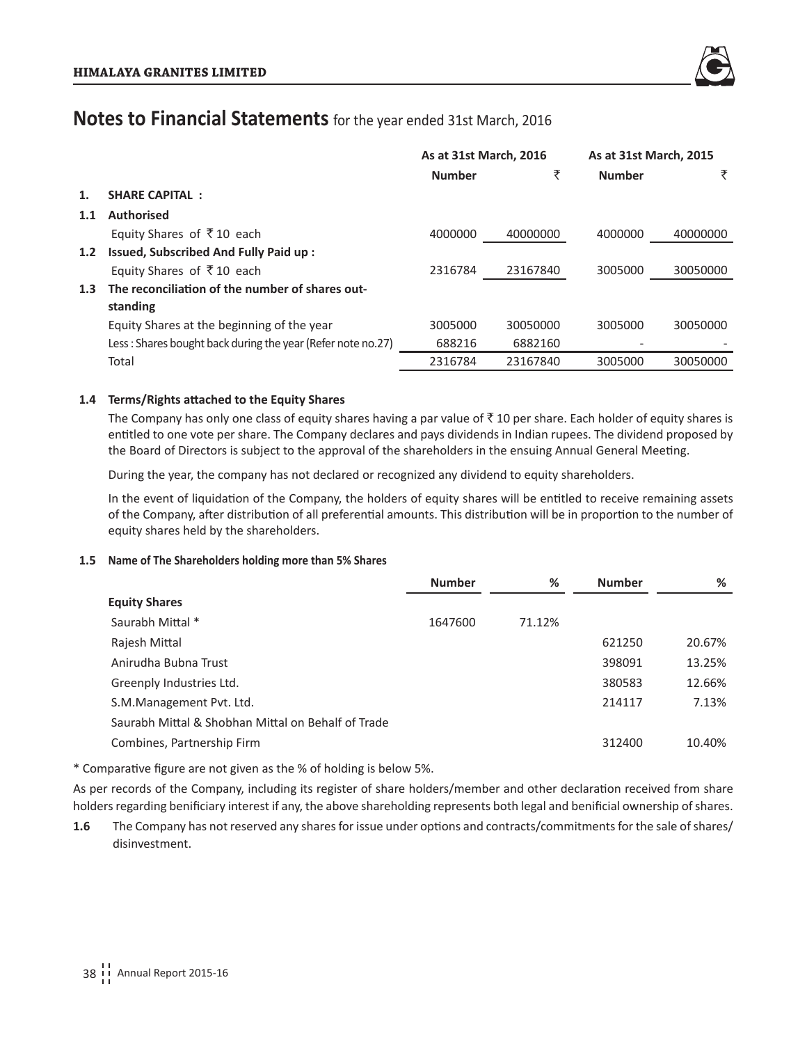# Notes to Financial Statements for the year ended 31st March, 2016

| | | As at 31st March, 2016 | | As at 31st March, 2015 | |
|---|---|---|---|---|---|
| | | Number | ₹ | Number | ₹ |
| 1. | SHARE CAPITAL : | | | | |
| 1.1 | Authorised | | | | |
| | Equity Shares of ₹ 10 each | 4000000 | 40000000 | 4000000 | 40000000 |
| 1.2 | Issued, Subscribed And Fully Paid up : | | | | |
| | Equity Shares of ₹ 10 each | 2316784 | 23167840 | 3005000 | 30050000 |
| 1.3 | The reconciliation of the number of shares outstanding | | | | |
| | Equity Shares at the beginning of the year | 3005000 | 30050000 | 3005000 | 30050000 |
| | Less : Shares bought back during the year (Refer note no.27) | 688216 | 6882160 | - | - |
| | Total | 2316784 | 23167840 | 3005000 | 30050000 |

**1.4 Terms/Rights attached to the Equity Shares**

The Company has only one class of equity shares having a par value of ₹ 10 per share. Each holder of equity shares is entitled to one vote per share. The Company declares and pays dividends in Indian rupees. The dividend proposed by the Board of Directors is subject to the approval of the shareholders in the ensuing Annual General Meeting.

During the year, the company has not declared or recognized any dividend to equity shareholders.

In the event of liquidation of the Company, the holders of equity shares will be entitled to receive remaining assets of the Company, after distribution of all preferential amounts. This distribution will be in proportion to the number of equity shares held by the shareholders.

**1.5 Name of The Shareholders holding more than 5% Shares**

| | Number | % | Number | % |
|---|---|---|---|---|
| **Equity Shares** | | | | |
| Saurabh Mittal * | 1647600 | 71.12% | | |
| Rajesh Mittal | | | 621250 | 20.67% |
| Anirudha Bubna Trust | | | 398091 | 13.25% |
| Greenply Industries Ltd. | | | 380583 | 12.66% |
| S.M.Management Pvt. Ltd. | | | 214117 | 7.13% |
| Saurabh Mittal & Shobhan Mittal on Behalf of Trade Combines, Partnership Firm | | | 312400 | 10.40% |

\* Comparative figure are not given as the % of holding is below 5%.

As per records of the Company, including its register of share holders/member and other declaration received from share holders regarding benificiary interest if any, the above shareholding represents both legal and benificial ownership of shares.

**1.6** The Company has not reserved any shares for issue under options and contracts/commitments for the sale of shares/ disinvestment.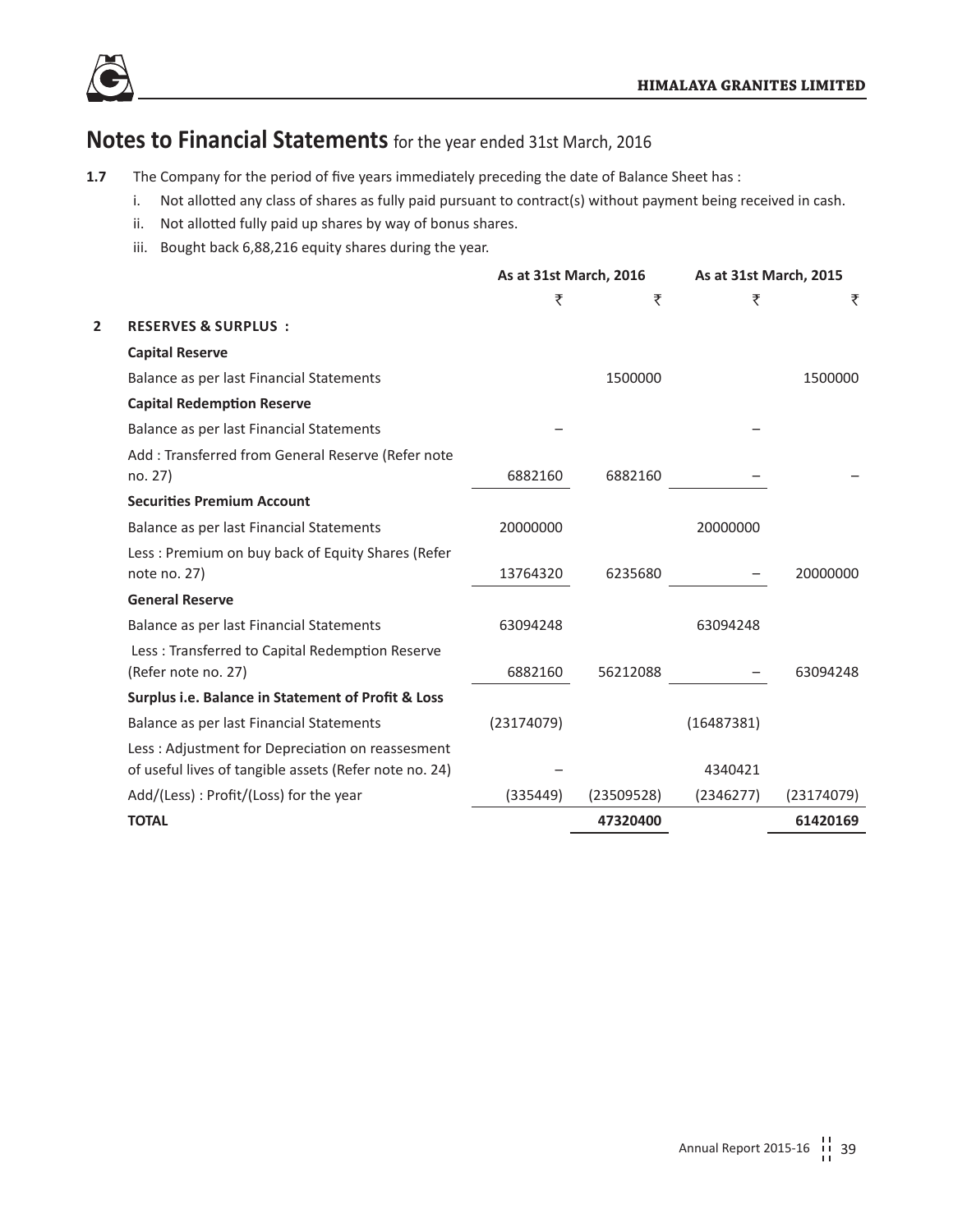# Notes to Financial Statements for the year ended 31st March, 2016

**1.7** The Company for the period of five years immediately preceding the date of Balance Sheet has :

i. Not allotted any class of shares as fully paid pursuant to contract(s) without payment being received in cash.

ii. Not allotted fully paid up shares by way of bonus shares.

iii. Bought back 6,88,216 equity shares during the year.

| | | As at 31st March, 2016 | | As at 31st March, 2015 | |
|---|---|---|---|---|---|
| | | ₹ | ₹ | ₹ | ₹ |
| **2** | **RESERVES & SURPLUS :** | | | | |
| | **Capital Reserve** | | | | |
| | Balance as per last Financial Statements | | 1500000 | | 1500000 |
| | **Capital Redemption Reserve** | | | | |
| | Balance as per last Financial Statements | – | | – | |
| | Add : Transferred from General Reserve (Refer note no. 27) | 6882160 | 6882160 | – | – |
| | **Securities Premium Account** | | | | |
| | Balance as per last Financial Statements | 20000000 | | 20000000 | |
| | Less : Premium on buy back of Equity Shares (Refer note no. 27) | 13764320 | 6235680 | – | 20000000 |
| | **General Reserve** | | | | |
| | Balance as per last Financial Statements | 63094248 | | 63094248 | |
| | Less : Transferred to Capital Redemption Reserve (Refer note no. 27) | 6882160 | 56212088 | – | 63094248 |
| | **Surplus i.e. Balance in Statement of Profit & Loss** | | | | |
| | Balance as per last Financial Statements | (23174079) | | (16487381) | |
| | Less : Adjustment for Depreciation on reassesment of useful lives of tangible assets (Refer note no. 24) | – | | 4340421 | |
| | Add/(Less) : Profit/(Loss) for the year | (335449) | (23509528) | (2346277) | (23174079) |
| | **TOTAL** | | **47320400** | | **61420169** |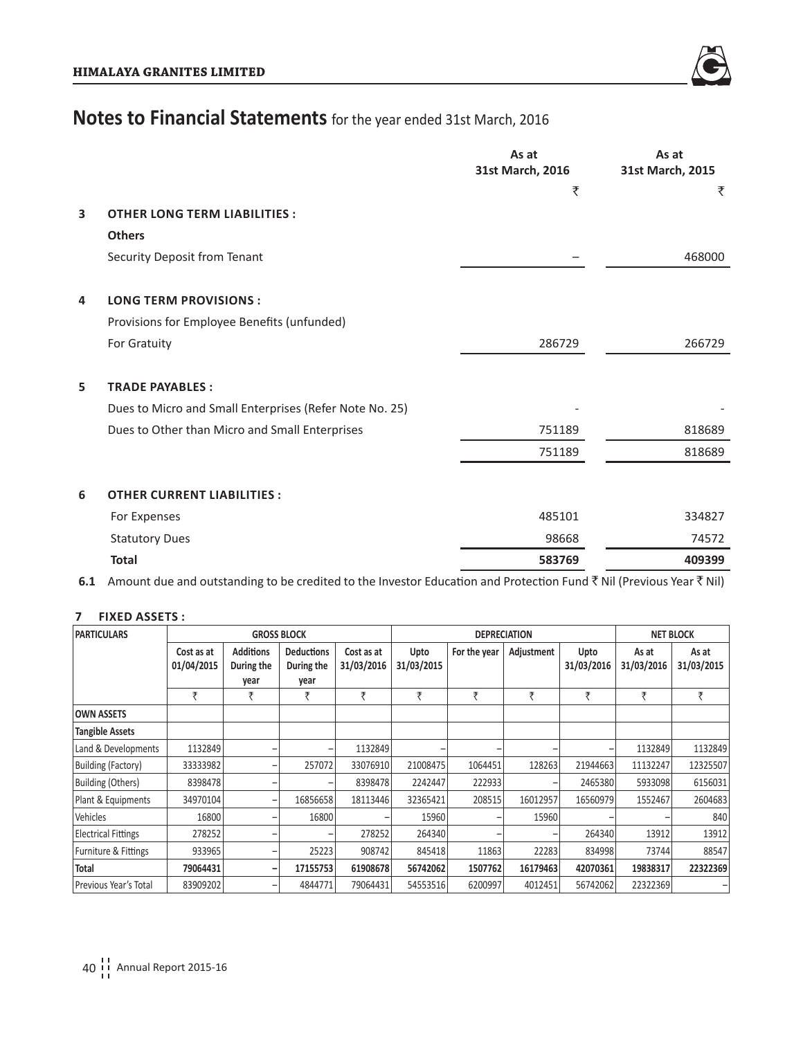# Notes to Financial Statements for the year ended 31st March, 2016

| | | As at 31st March, 2016 | As at 31st March, 2015 |
|---|---|---|---|
| | | ₹ | ₹ |
| **3** | **OTHER LONG TERM LIABILITIES :** | | |
| | **Others** | | |
| | Security Deposit from Tenant | – | 468000 |
| **4** | **LONG TERM PROVISIONS :** | | |
| | Provisions for Employee Benefits (unfunded) | | |
| | For Gratuity | 286729 | 266729 |
| **5** | **TRADE PAYABLES :** | | |
| | Dues to Micro and Small Enterprises (Refer Note No. 25) | - | - |
| | Dues to Other than Micro and Small Enterprises | 751189 | 818689 |
| | | 751189 | 818689 |
| **6** | **OTHER CURRENT LIABILITIES :** | | |
| | For Expenses | 485101 | 334827 |
| | Statutory Dues | 98668 | 74572 |
| | **Total** | **583769** | **409399** |

**6.1** Amount due and outstanding to be credited to the Investor Education and Protection Fund ₹ Nil (Previous Year ₹ Nil)

**7 FIXED ASSETS :**

| PARTICULARS | GROSS BLOCK | | | | DEPRECIATION | | | | NET BLOCK | |
|---|---|---|---|---|---|---|---|---|---|---|
| | Cost as at 01/04/2015 | Additions During the year | Deductions During the year | Cost as at 31/03/2016 | Upto 31/03/2015 | For the year | Adjustment | Upto 31/03/2016 | As at 31/03/2016 | As at 31/03/2015 |
| | ₹ | ₹ | ₹ | ₹ | ₹ | ₹ | ₹ | ₹ | ₹ | ₹ |
| **OWN ASSETS** | | | | | | | | | | |
| **Tangible Assets** | | | | | | | | | | |
| Land & Developments | 1132849 | – | – | 1132849 | – | – | – | – | 1132849 | 1132849 |
| Building (Factory) | 33333982 | – | 257072 | 33076910 | 21008475 | 1064451 | 128263 | 21944663 | 11132247 | 12325507 |
| Building (Others) | 8398478 | – | – | 8398478 | 2242447 | 222933 | – | 2465380 | 5933098 | 6156031 |
| Plant & Equipments | 34970104 | – | 16856658 | 18113446 | 32365421 | 208515 | 16012957 | 16560979 | 1552467 | 2604683 |
| Vehicles | 16800 | – | 16800 | – | 15960 | – | 15960 | – | – | 840 |
| Electrical Fittings | 278252 | – | – | 278252 | 264340 | – | – | 264340 | 13912 | 13912 |
| Furniture & Fittings | 933965 | – | 25223 | 908742 | 845418 | 11863 | 22283 | 834998 | 73744 | 88547 |
| **Total** | **79064431** | **–** | **17155753** | **61908678** | **56742062** | **1507762** | **16179463** | **42070361** | **19838317** | **22322369** |
| Previous Year's Total | 83909202 | – | 4844771 | 79064431 | 54553516 | 6200997 | 4012451 | 56742062 | 22322369 | – |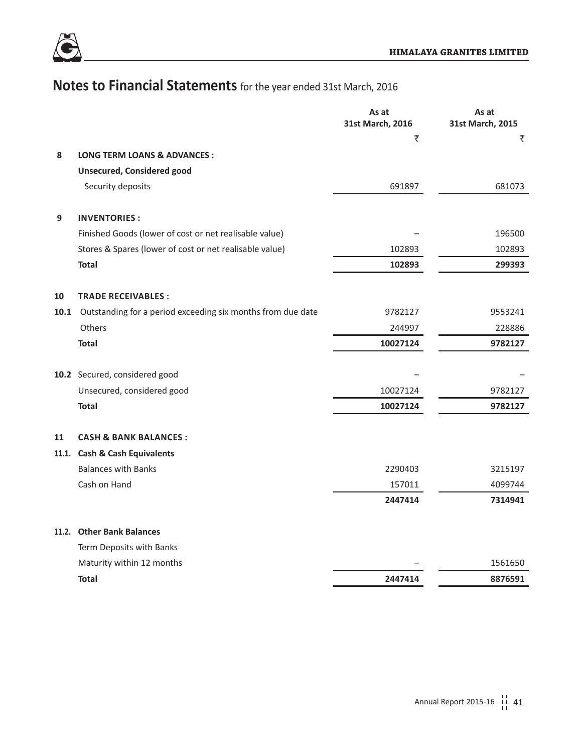# Notes to Financial Statements for the year ended 31st March, 2016

| | | As at 31st March, 2016 | As at 31st March, 2015 |
|---|---|---|---|
| | | ₹ | ₹ |
| **8** | **LONG TERM LOANS & ADVANCES :** | | |
| | **Unsecured, Considered good** | | |
| | Security deposits | 691897 | 681073 |
| **9** | **INVENTORIES :** | | |
| | Finished Goods (lower of cost or net realisable value) | – | 196500 |
| | Stores & Spares (lower of cost or net realisable value) | 102893 | 102893 |
| | **Total** | **102893** | **299393** |
| **10** | **TRADE RECEIVABLES :** | | |
| **10.1** | Outstanding for a period exceeding six months from due date | 9782127 | 9553241 |
| | Others | 244997 | 228886 |
| | **Total** | **10027124** | **9782127** |
| **10.2** | Secured, considered good | – | – |
| | Unsecured, considered good | 10027124 | 9782127 |
| | **Total** | **10027124** | **9782127** |
| **11** | **CASH & BANK BALANCES :** | | |
| **11.1.** | **Cash & Cash Equivalents** | | |
| | Balances with Banks | 2290403 | 3215197 |
| | Cash on Hand | 157011 | 4099744 |
| | | **2447414** | **7314941** |
| **11.2.** | **Other Bank Balances** | | |
| | Term Deposits with Banks | | |
| | Maturity within 12 months | – | 1561650 |
| | **Total** | **2447414** | **8876591** |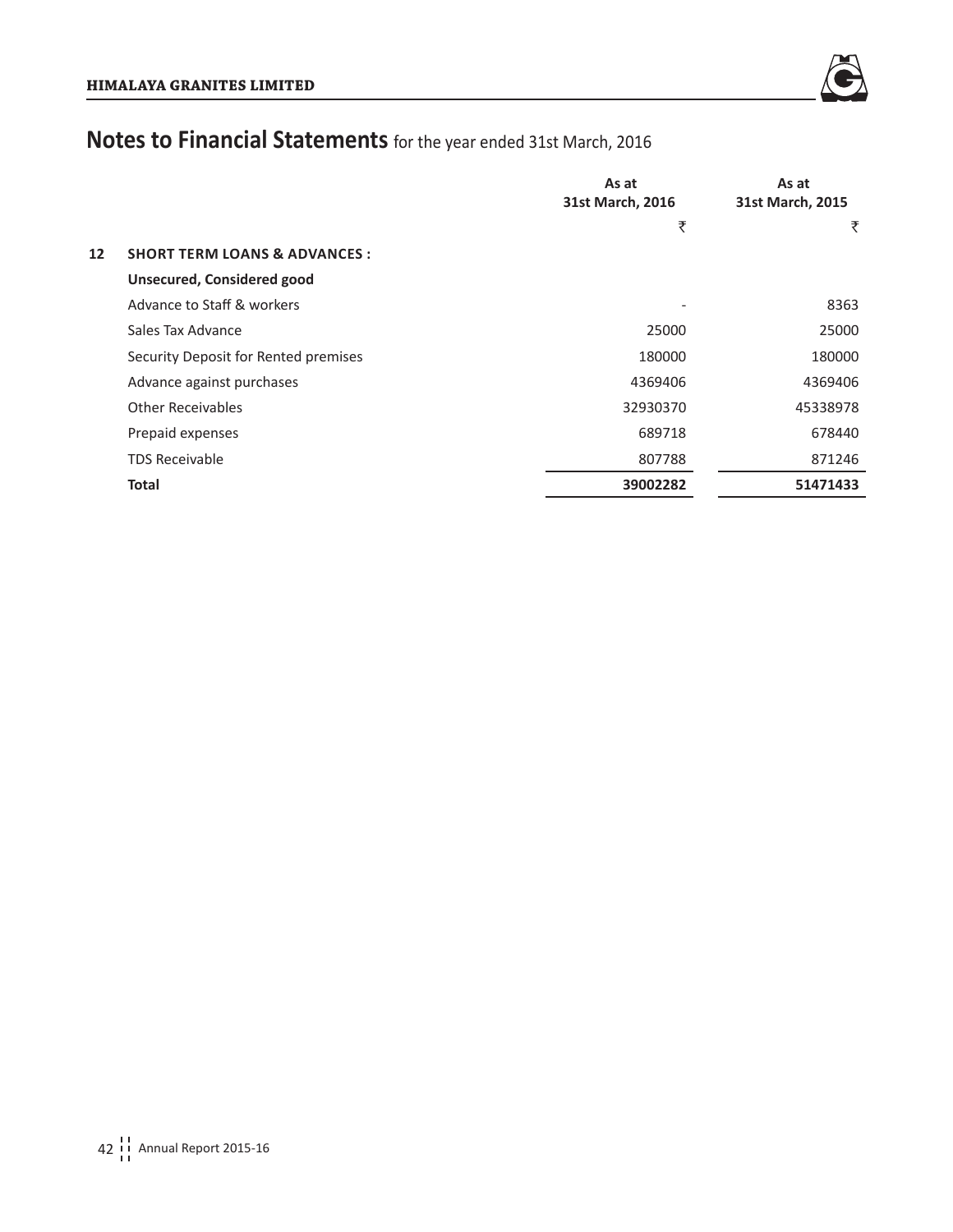# Notes to Financial Statements for the year ended 31st March, 2016

| | | As at 31st March, 2016 | As at 31st March, 2015 |
|---|---|---|---|
| | | ₹ | ₹ |
| **12** | **SHORT TERM LOANS & ADVANCES :** | | |
| | **Unsecured, Considered good** | | |
| | Advance to Staff & workers | - | 8363 |
| | Sales Tax Advance | 25000 | 25000 |
| | Security Deposit for Rented premises | 180000 | 180000 |
| | Advance against purchases | 4369406 | 4369406 |
| | Other Receivables | 32930370 | 45338978 |
| | Prepaid expenses | 689718 | 678440 |
| | TDS Receivable | 807788 | 871246 |
| | **Total** | **39002282** | **51471433** |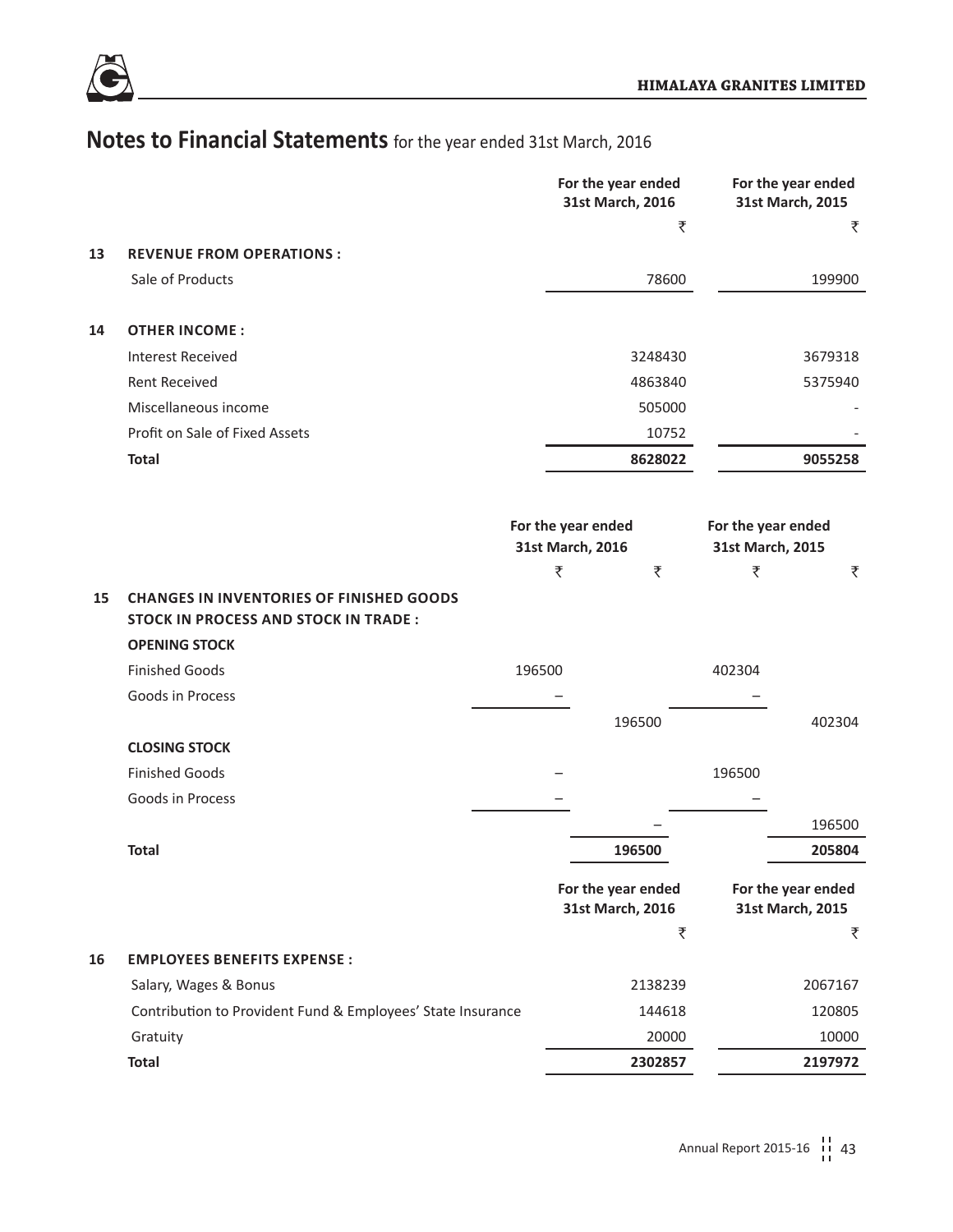# Notes to Financial Statements for the year ended 31st March, 2016

| | | For the year ended 31st March, 2016 | For the year ended 31st March, 2015 |
|---|---|---|---|
| | | ₹ | ₹ |
| **13** | **REVENUE FROM OPERATIONS :** | | |
| | Sale of Products | 78600 | 199900 |
| **14** | **OTHER INCOME :** | | |
| | Interest Received | 3248430 | 3679318 |
| | Rent Received | 4863840 | 5375940 |
| | Miscellaneous income | 505000 | - |
| | Profit on Sale of Fixed Assets | 10752 | - |
| | **Total** | **8628022** | **9055258** |

| | | For the year ended 31st March, 2016 | | For the year ended 31st March, 2015 | |
|---|---|---|---|---|---|
| | | ₹ | ₹ | ₹ | ₹ |
| **15** | **CHANGES IN INVENTORIES OF FINISHED GOODS STOCK IN PROCESS AND STOCK IN TRADE :** | | | | |
| | **OPENING STOCK** | | | | |
| | Finished Goods | 196500 | | 402304 | |
| | Goods in Process | – | | – | |
| | | | 196500 | | 402304 |
| | **CLOSING STOCK** | | | | |
| | Finished Goods | – | | 196500 | |
| | Goods in Process | – | | – | |
| | | | – | | 196500 |
| | **Total** | | **196500** | | **205804** |

| | | For the year ended 31st March, 2016 | For the year ended 31st March, 2015 |
|---|---|---|---|
| | | ₹ | ₹ |
| **16** | **EMPLOYEES BENEFITS EXPENSE :** | | |
| | Salary, Wages & Bonus | 2138239 | 2067167 |
| | Contribution to Provident Fund & Employees' State Insurance | 144618 | 120805 |
| | Gratuity | 20000 | 10000 |
| | **Total** | **2302857** | **2197972** |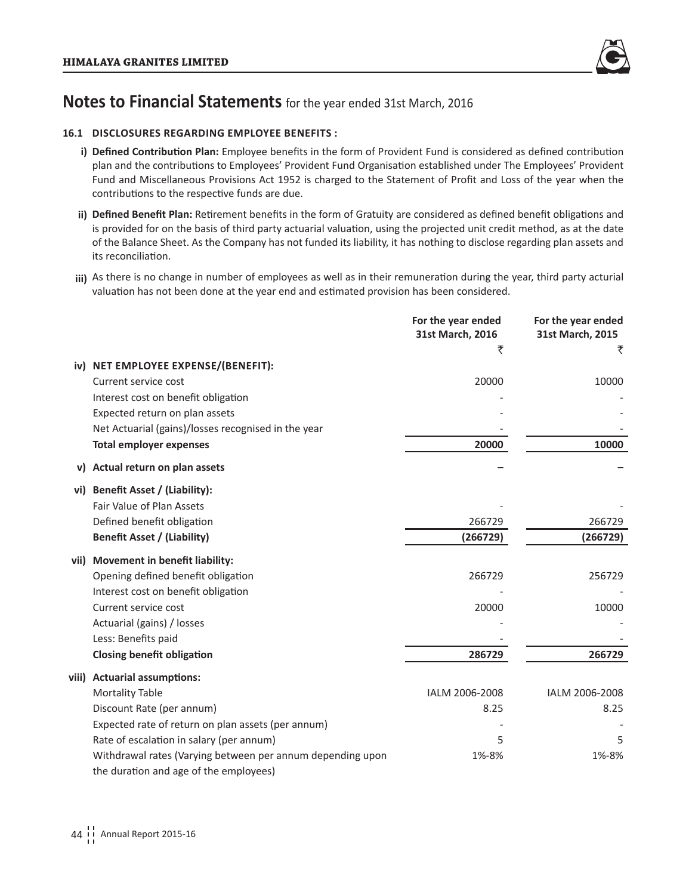# Notes to Financial Statements for the year ended 31st March, 2016

## 16.1 DISCLOSURES REGARDING EMPLOYEE BENEFITS :

**i) Defined Contribution Plan:** Employee benefits in the form of Provident Fund is considered as defined contribution plan and the contributions to Employees' Provident Fund Organisation established under The Employees' Provident Fund and Miscellaneous Provisions Act 1952 is charged to the Statement of Profit and Loss of the year when the contributions to the respective funds are due.

**ii) Defined Benefit Plan:** Retirement benefits in the form of Gratuity are considered as defined benefit obligations and is provided for on the basis of third party actuarial valuation, using the projected unit credit method, as at the date of the Balance Sheet. As the Company has not funded its liability, it has nothing to disclose regarding plan assets and its reconciliation.

**iii)** As there is no change in number of employees as well as in their remuneration during the year, third party acturial valuation has not been done at the year end and estimated provision has been considered.

| | | For the year ended 31st March, 2016 ₹ | For the year ended 31st March, 2015 ₹ |
|---|---|---|---|
| **iv)** | **NET EMPLOYEE EXPENSE/(BENEFIT):** | | |
| | Current service cost | 20000 | 10000 |
| | Interest cost on benefit obligation | - | - |
| | Expected return on plan assets | - | - |
| | Net Actuarial (gains)/losses recognised in the year | - | - |
| | **Total employer expenses** | **20000** | **10000** |
| **v)** | **Actual return on plan assets** | – | – |
| **vi)** | **Benefit Asset / (Liability):** | | |
| | Fair Value of Plan Assets | - | - |
| | Defined benefit obligation | 266729 | 266729 |
| | **Benefit Asset / (Liability)** | **(266729)** | **(266729)** |
| **vii)** | **Movement in benefit liability:** | | |
| | Opening defined benefit obligation | 266729 | 256729 |
| | Interest cost on benefit obligation | - | - |
| | Current service cost | 20000 | 10000 |
| | Actuarial (gains) / losses | - | - |
| | Less: Benefits paid | - | - |
| | **Closing benefit obligation** | **286729** | **266729** |
| **viii)** | **Actuarial assumptions:** | | |
| | Mortality Table | IALM 2006-2008 | IALM 2006-2008 |
| | Discount Rate (per annum) | 8.25 | 8.25 |
| | Expected rate of return on plan assets (per annum) | - | - |
| | Rate of escalation in salary (per annum) | 5 | 5 |
| | Withdrawal rates (Varying between per annum depending upon the duration and age of the employees) | 1%-8% | 1%-8% |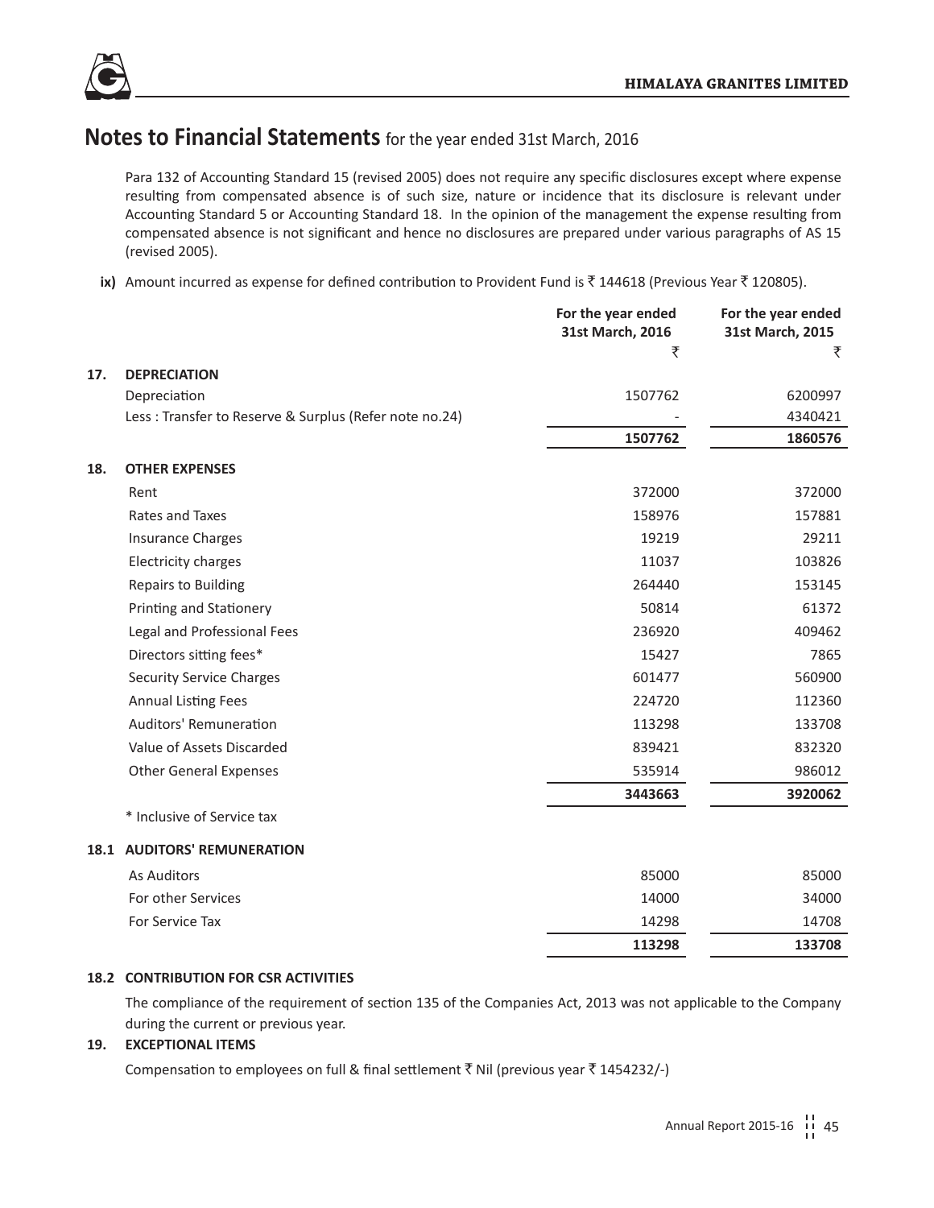# Notes to Financial Statements for the year ended 31st March, 2016

Para 132 of Accounting Standard 15 (revised 2005) does not require any specific disclosures except where expense resulting from compensated absence is of such size, nature or incidence that its disclosure is relevant under Accounting Standard 5 or Accounting Standard 18. In the opinion of the management the expense resulting from compensated absence is not significant and hence no disclosures are prepared under various paragraphs of AS 15 (revised 2005).

**ix)** Amount incurred as expense for defined contribution to Provident Fund is ₹ 144618 (Previous Year ₹ 120805).

| | | For the year ended 31st March, 2016 | For the year ended 31st March, 2015 |
|---|---|---|---|
| | | ₹ | ₹ |
| **17.** | **DEPRECIATION** | | |
| | Depreciation | 1507762 | 6200997 |
| | Less : Transfer to Reserve & Surplus (Refer note no.24) | - | 4340421 |
| | | **1507762** | **1860576** |
| **18.** | **OTHER EXPENSES** | | |
| | Rent | 372000 | 372000 |
| | Rates and Taxes | 158976 | 157881 |
| | Insurance Charges | 19219 | 29211 |
| | Electricity charges | 11037 | 103826 |
| | Repairs to Building | 264440 | 153145 |
| | Printing and Stationery | 50814 | 61372 |
| | Legal and Professional Fees | 236920 | 409462 |
| | Directors sitting fees* | 15427 | 7865 |
| | Security Service Charges | 601477 | 560900 |
| | Annual Listing Fees | 224720 | 112360 |
| | Auditors' Remuneration | 113298 | 133708 |
| | Value of Assets Discarded | 839421 | 832320 |
| | Other General Expenses | 535914 | 986012 |
| | | **3443663** | **3920062** |
| | * Inclusive of Service tax | | |
| **18.1** | **AUDITORS' REMUNERATION** | | |
| | As Auditors | 85000 | 85000 |
| | For other Services | 14000 | 34000 |
| | For Service Tax | 14298 | 14708 |
| | | **113298** | **133708** |

**18.2 CONTRIBUTION FOR CSR ACTIVITIES**

The compliance of the requirement of section 135 of the Companies Act, 2013 was not applicable to the Company during the current or previous year.

**19. EXCEPTIONAL ITEMS**

Compensation to employees on full & final settlement ₹ Nil (previous year ₹ 1454232/-)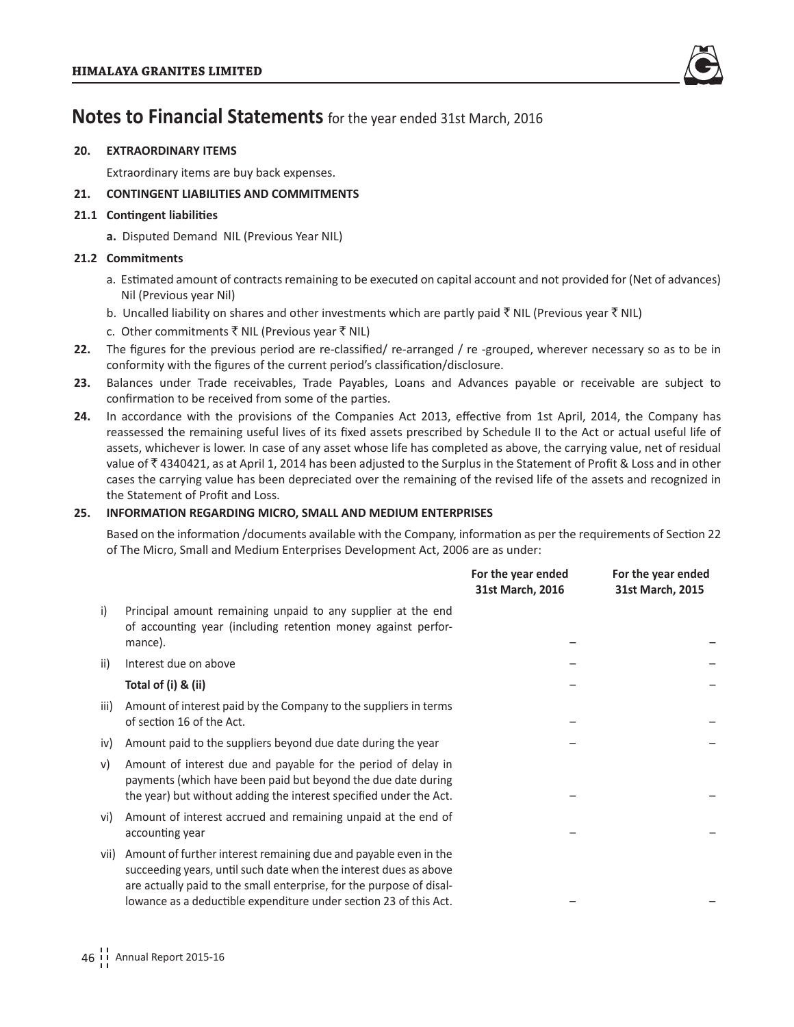# Notes to Financial Statements for the year ended 31st March, 2016

**20. EXTRAORDINARY ITEMS**

Extraordinary items are buy back expenses.

**21. CONTINGENT LIABILITIES AND COMMITMENTS**

**21.1 Contingent liabilities**

**a.** Disputed Demand NIL (Previous Year NIL)

**21.2 Commitments**

a. Estimated amount of contracts remaining to be executed on capital account and not provided for (Net of advances) Nil (Previous year Nil)

b. Uncalled liability on shares and other investments which are partly paid ₹ NIL (Previous year ₹ NIL)

c. Other commitments ₹ NIL (Previous year ₹ NIL)

**22.** The figures for the previous period are re-classified/ re-arranged / re -grouped, wherever necessary so as to be in conformity with the figures of the current period's classification/disclosure.

**23.** Balances under Trade receivables, Trade Payables, Loans and Advances payable or receivable are subject to confirmation to be received from some of the parties.

**24.** In accordance with the provisions of the Companies Act 2013, effective from 1st April, 2014, the Company has reassessed the remaining useful lives of its fixed assets prescribed by Schedule II to the Act or actual useful life of assets, whichever is lower. In case of any asset whose life has completed as above, the carrying value, net of residual value of ₹ 4340421, as at April 1, 2014 has been adjusted to the Surplus in the Statement of Profit & Loss and in other cases the carrying value has been depreciated over the remaining of the revised life of the assets and recognized in the Statement of Profit and Loss.

**25. INFORMATION REGARDING MICRO, SMALL AND MEDIUM ENTERPRISES**

Based on the information /documents available with the Company, information as per the requirements of Section 22 of The Micro, Small and Medium Enterprises Development Act, 2006 are as under:

| | | **For the year ended 31st March, 2016** | **For the year ended 31st March, 2015** |
|---|---|---|---|
| i) | Principal amount remaining unpaid to any supplier at the end of accounting year (including retention money against performance). | – | – |
| ii) | Interest due on above | – | – |
| | **Total of (i) & (ii)** | – | – |
| iii) | Amount of interest paid by the Company to the suppliers in terms of section 16 of the Act. | – | – |
| iv) | Amount paid to the suppliers beyond due date during the year | – | – |
| v) | Amount of interest due and payable for the period of delay in payments (which have been paid but beyond the due date during the year) but without adding the interest specified under the Act. | – | – |
| vi) | Amount of interest accrued and remaining unpaid at the end of accounting year | – | – |
| vii) | Amount of further interest remaining due and payable even in the succeeding years, until such date when the interest dues as above are actually paid to the small enterprise, for the purpose of disallowance as a deductible expenditure under section 23 of this Act. | – | – |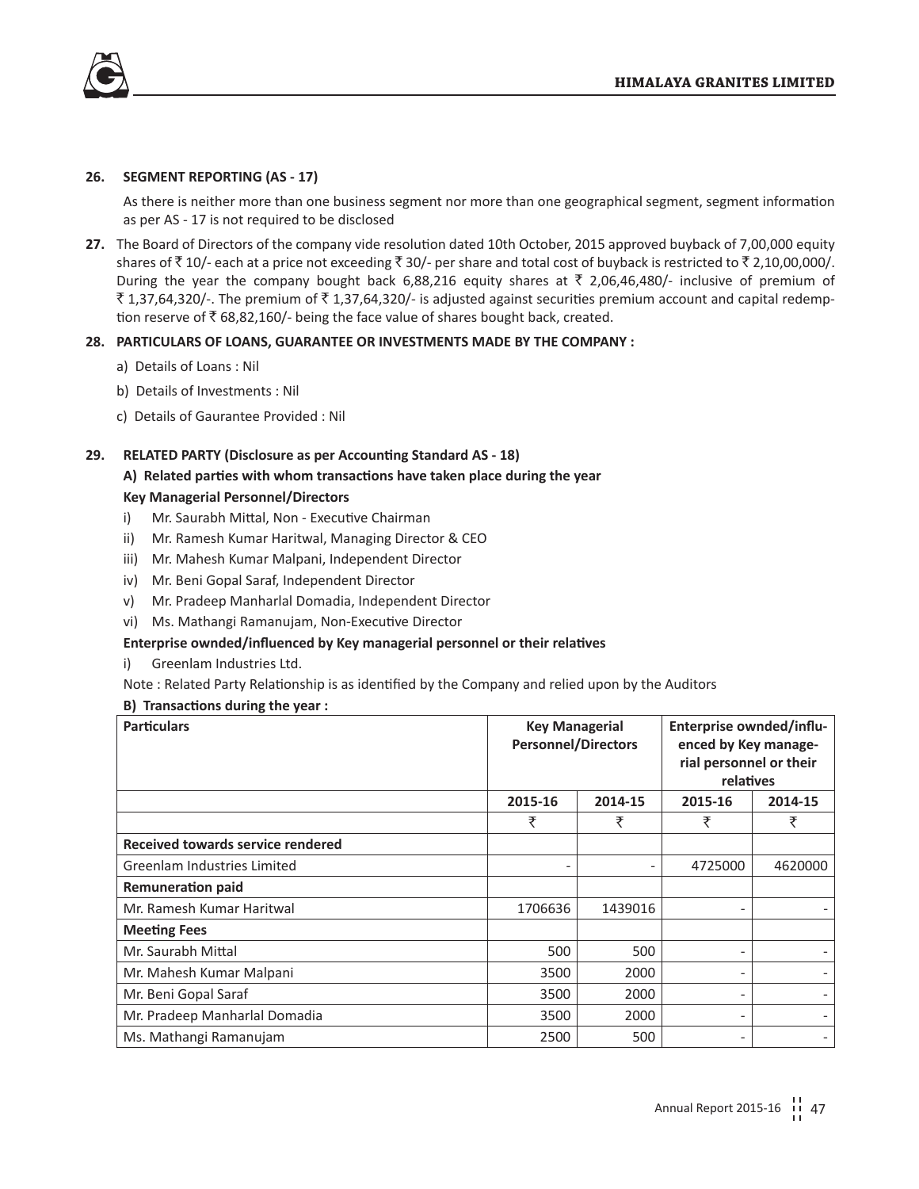**26. SEGMENT REPORTING (AS - 17)**

As there is neither more than one business segment nor more than one geographical segment, segment information as per AS - 17 is not required to be disclosed

**27.** The Board of Directors of the company vide resolution dated 10th October, 2015 approved buyback of 7,00,000 equity shares of ₹ 10/- each at a price not exceeding ₹ 30/- per share and total cost of buyback is restricted to ₹ 2,10,00,000/. During the year the company bought back 6,88,216 equity shares at ₹ 2,06,46,480/- inclusive of premium of ₹ 1,37,64,320/-. The premium of ₹ 1,37,64,320/- is adjusted against securities premium account and capital redemption reserve of ₹ 68,82,160/- being the face value of shares bought back, created.

**28. PARTICULARS OF LOANS, GUARANTEE OR INVESTMENTS MADE BY THE COMPANY :**

a) Details of Loans : Nil

b) Details of Investments : Nil

c) Details of Gaurantee Provided : Nil

**29. RELATED PARTY (Disclosure as per Accounting Standard AS - 18)**

**A) Related parties with whom transactions have taken place during the year**

**Key Managerial Personnel/Directors**

i) Mr. Saurabh Mittal, Non - Executive Chairman

ii) Mr. Ramesh Kumar Haritwal, Managing Director & CEO

iii) Mr. Mahesh Kumar Malpani, Independent Director

iv) Mr. Beni Gopal Saraf, Independent Director

v) Mr. Pradeep Manharlal Domadia, Independent Director

vi) Ms. Mathangi Ramanujam, Non-Executive Director

**Enterprise ownded/influenced by Key managerial personnel or their relatives**

i) Greenlam Industries Ltd.

Note : Related Party Relationship is as identified by the Company and relied upon by the Auditors

**B) Transactions during the year :**

| **Particulars** | **Key Managerial Personnel/Directors** | | **Enterprise ownded/influenced by Key managerial personnel or their relatives** | |
|---|---|---|---|---|
| | **2015-16** | **2014-15** | **2015-16** | **2014-15** |
| | ₹ | ₹ | ₹ | ₹ |
| **Received towards service rendered** | | | | |
| Greenlam Industries Limited | - | - | 4725000 | 4620000 |
| **Remuneration paid** | | | | |
| Mr. Ramesh Kumar Haritwal | 1706636 | 1439016 | - | - |
| **Meeting Fees** | | | | |
| Mr. Saurabh Mittal | 500 | 500 | - | - |
| Mr. Mahesh Kumar Malpani | 3500 | 2000 | - | - |
| Mr. Beni Gopal Saraf | 3500 | 2000 | - | - |
| Mr. Pradeep Manharlal Domadia | 3500 | 2000 | - | - |
| Ms. Mathangi Ramanujam | 2500 | 500 | - | - |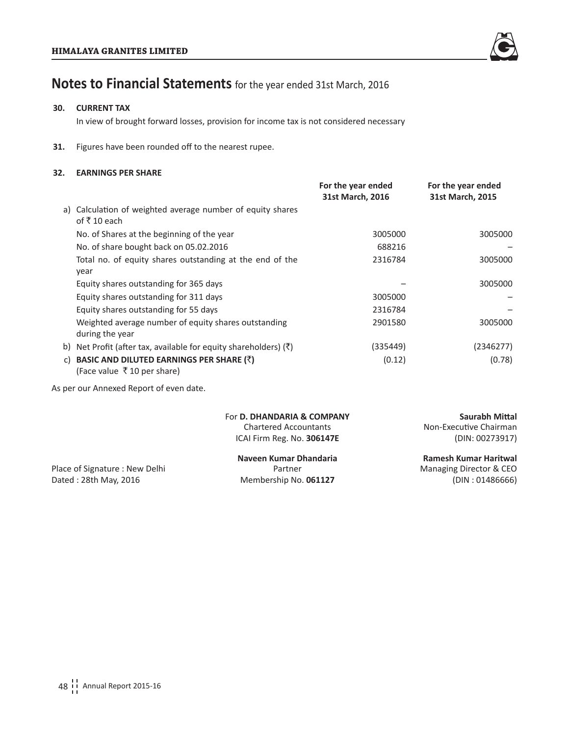# Notes to Financial Statements for the year ended 31st March, 2016

**30. CURRENT TAX**

In view of brought forward losses, provision for income tax is not considered necessary

**31.** Figures have been rounded off to the nearest rupee.

**32. EARNINGS PER SHARE**

| | For the year ended 31st March, 2016 | For the year ended 31st March, 2015 |
|---|---|---|
| a) Calculation of weighted average number of equity shares of ₹ 10 each | | |
| No. of Shares at the beginning of the year | 3005000 | 3005000 |
| No. of share bought back on 05.02.2016 | 688216 | – |
| Total no. of equity shares outstanding at the end of the year | 2316784 | 3005000 |
| Equity shares outstanding for 365 days | – | 3005000 |
| Equity shares outstanding for 311 days | 3005000 | – |
| Equity shares outstanding for 55 days | 2316784 | – |
| Weighted average number of equity shares outstanding during the year | 2901580 | 3005000 |
| b) Net Profit (after tax, available for equity shareholders) (₹) | (335449) | (2346277) |
| c) **BASIC AND DILUTED EARNINGS PER SHARE (₹)** (Face value ₹ 10 per share) | (0.12) | (0.78) |

As per our Annexed Report of even date.

For **D. DHANDARIA & COMPANY**
Chartered Accountants
ICAI Firm Reg. No. **306147E**

**Naveen Kumar Dhandaria**
Partner
Membership No. **061127**

**Saurabh Mittal**
Non-Executive Chairman
(DIN: 00273917)

**Ramesh Kumar Haritwal**
Managing Director & CEO
(DIN : 01486666)

Place of Signature : New Delhi
Dated : 28th May, 2016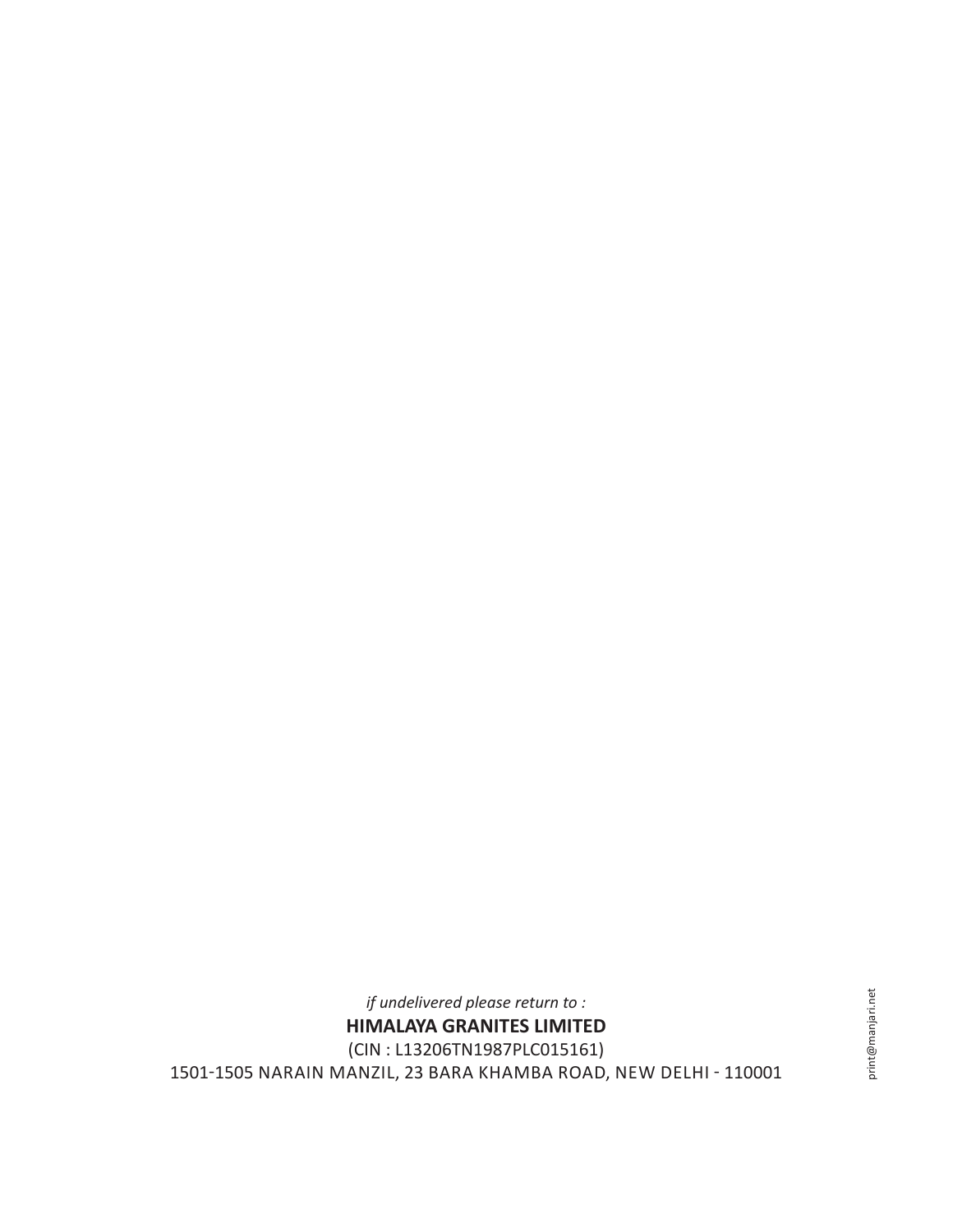*if undelivered please return to :*

**HIMALAYA GRANITES LIMITED**

(CIN : L13206TN1987PLC015161)

1501-1505 NARAIN MANZIL, 23 BARA KHAMBA ROAD, NEW DELHI - 110001

print@manjari.net